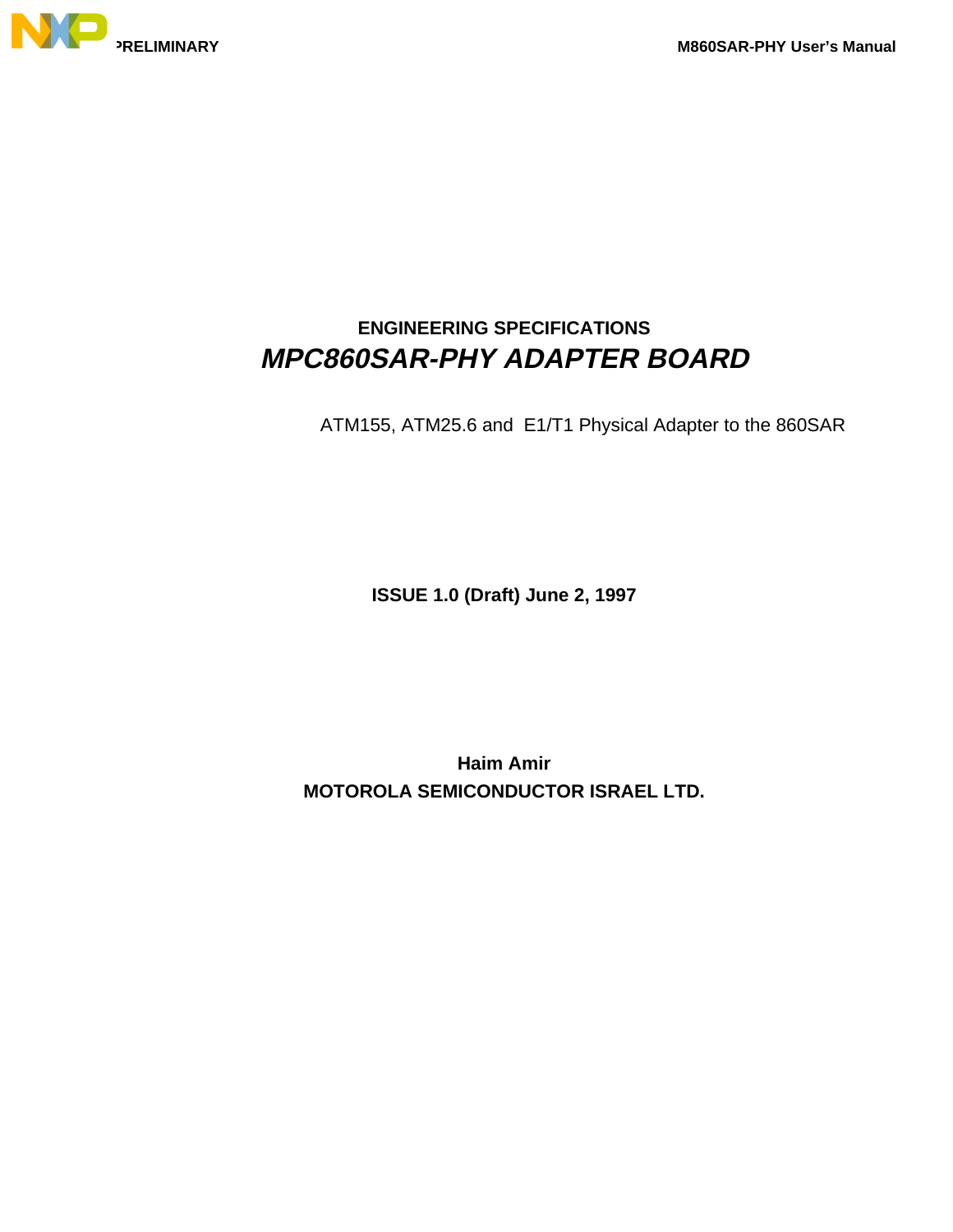ENGINEERING SPECIFICATIONS

# *MPC860SAR-PHY ADAPTER BOARD*

ATM155, ATM25.6 and E1/T1 Physical Adapter to the 860SAR

**ISSUE 1.0 (Draft) June 2, 1997**

**Haim Amir**

**MOTOROLA SEMICONDUCTOR ISRAEL LTD.**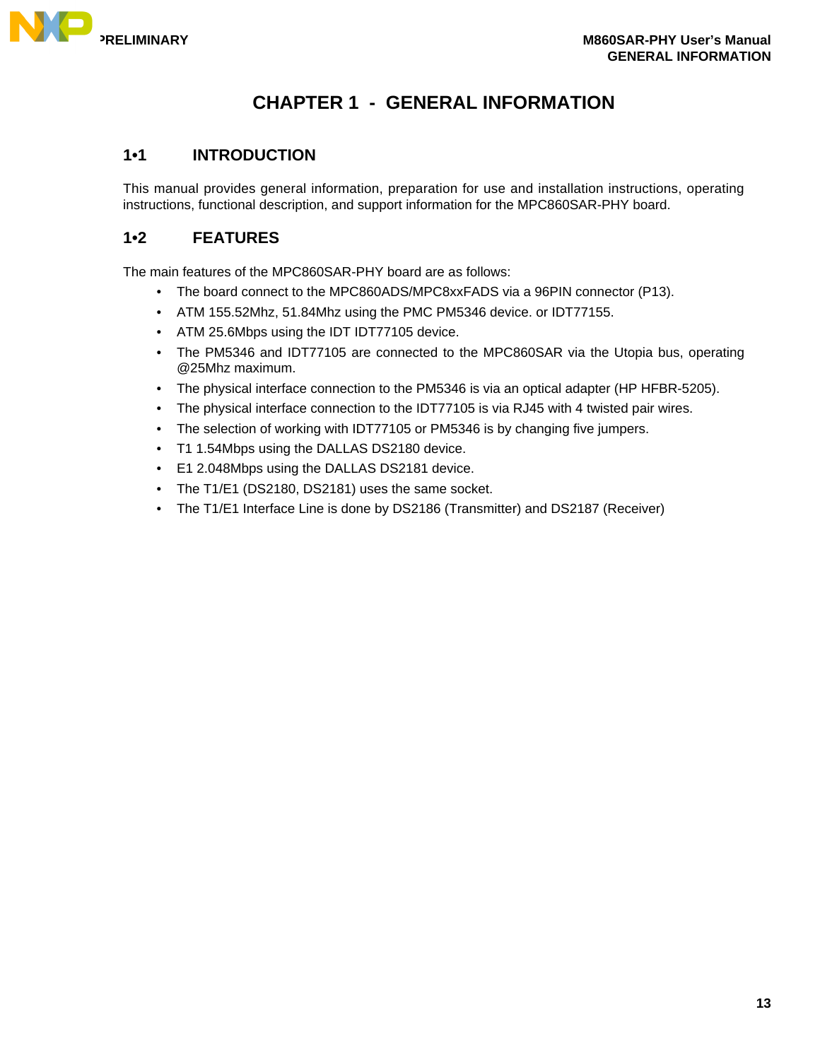# CHAPTER 1 - GENERAL INFORMATION

## 1•1 INTRODUCTION

This manual provides general information, preparation for use and installation instructions, operating instructions, functional description, and support information for the MPC860SAR-PHY board.

## 1•2 FEATURES

The main features of the MPC860SAR-PHY board are as follows:

- The board connect to the MPC860ADS/MPC8xxFADS via a 96PIN connector (P13).
- ATM 155.52Mhz, 51.84Mhz using the PMC PM5346 device. or IDT77155.
- ATM 25.6Mbps using the IDT IDT77105 device.
- The PM5346 and IDT77105 are connected to the MPC860SAR via the Utopia bus, operating @25Mhz maximum.
- The physical interface connection to the PM5346 is via an optical adapter (HP HFBR-5205).
- The physical interface connection to the IDT77105 is via RJ45 with 4 twisted pair wires.
- The selection of working with IDT77105 or PM5346 is by changing five jumpers.
- T1 1.54Mbps using the DALLAS DS2180 device.
- E1 2.048Mbps using the DALLAS DS2181 device.
- The T1/E1 (DS2180, DS2181) uses the same socket.
- The T1/E1 Interface Line is done by DS2186 (Transmitter) and DS2187 (Receiver)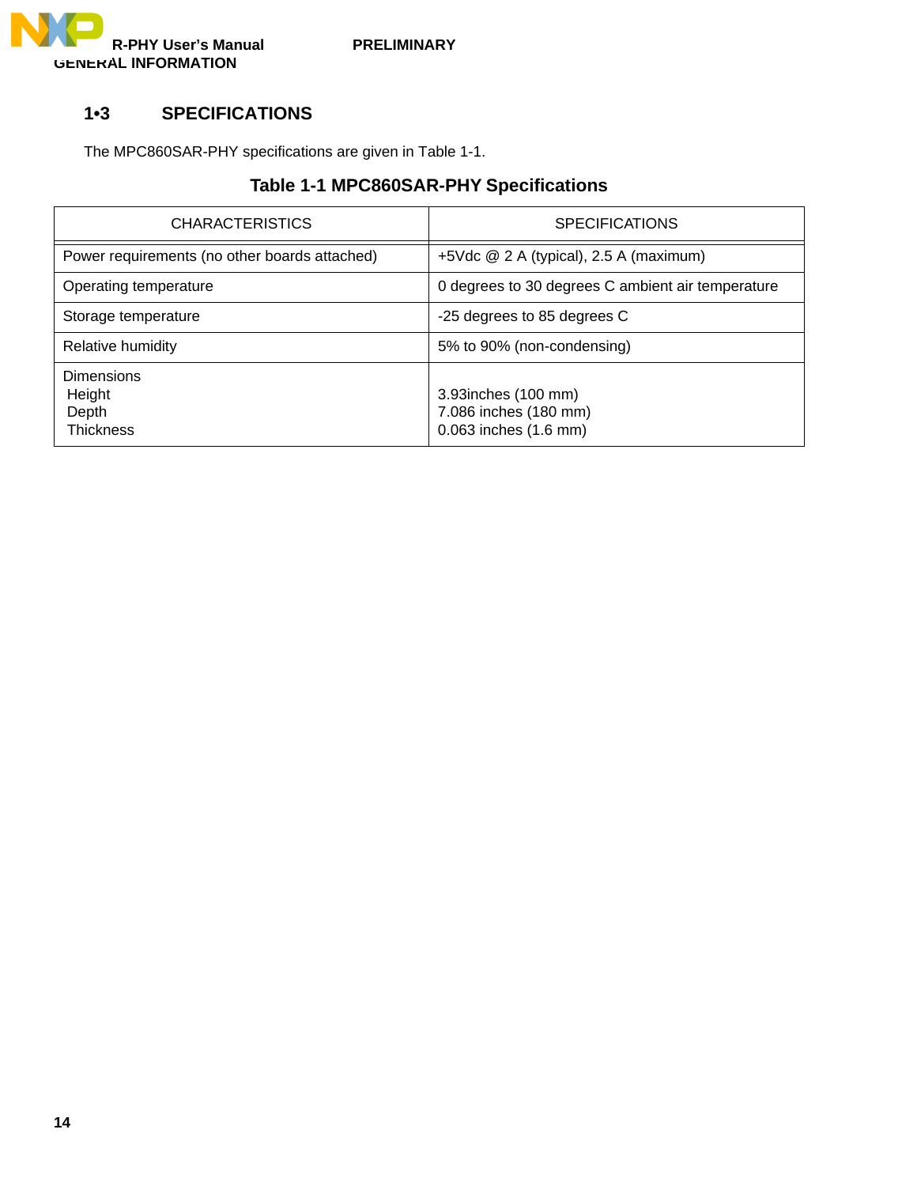## 1•3 SPECIFICATIONS

The MPC860SAR-PHY specifications are given in Table 1-1.

**Table 1-1 MPC860SAR-PHY Specifications**

| CHARACTERISTICS | SPECIFICATIONS |
|---|---|
| Power requirements (no other boards attached) | +5Vdc @ 2 A (typical), 2.5 A (maximum) |
| Operating temperature | 0 degrees to 30 degrees C ambient air temperature |
| Storage temperature | -25 degrees to 85 degrees C |
| Relative humidity | 5% to 90% (non-condensing) |
| Dimensions<br>Height<br>Depth<br>Thickness | <br>3.93inches (100 mm)<br>7.086 inches (180 mm)<br>0.063 inches (1.6 mm) |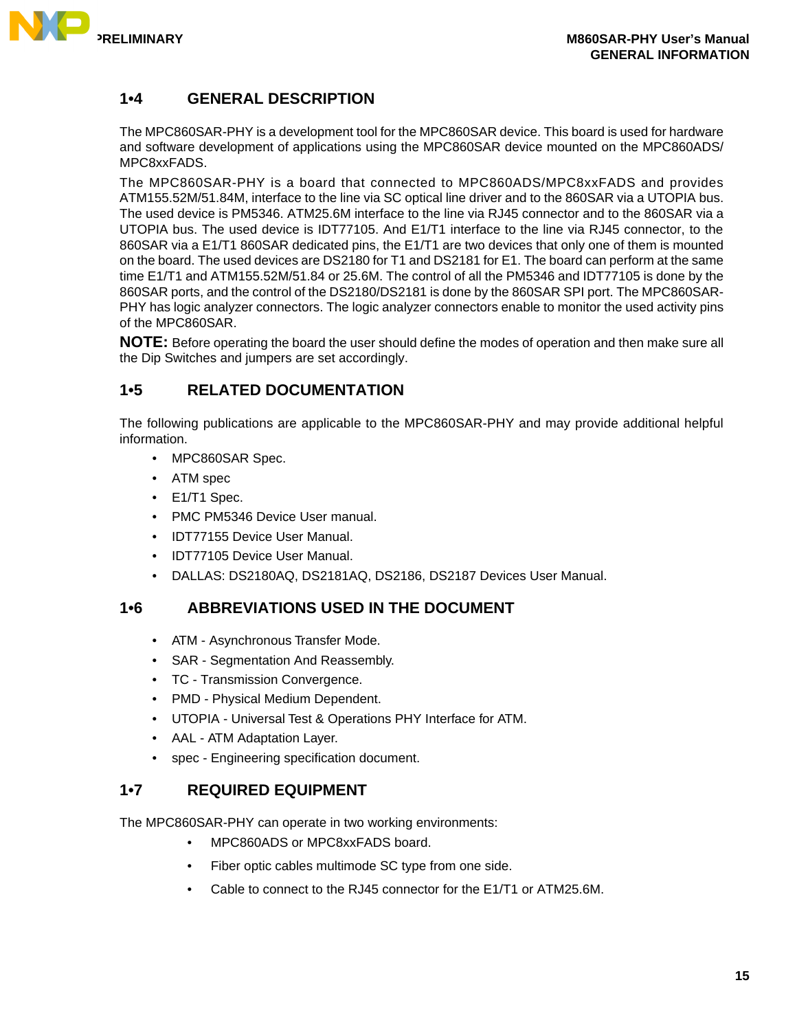## 1•4 GENERAL DESCRIPTION

The MPC860SAR-PHY is a development tool for the MPC860SAR device. This board is used for hardware and software development of applications using the MPC860SAR device mounted on the MPC860ADS/MPC8xxFADS.

The MPC860SAR-PHY is a board that connected to MPC860ADS/MPC8xxFADS and provides ATM155.52M/51.84M, interface to the line via SC optical line driver and to the 860SAR via a UTOPIA bus. The used device is PM5346. ATM25.6M interface to the line via RJ45 connector and to the 860SAR via a UTOPIA bus. The used device is IDT77105. And E1/T1 interface to the line via RJ45 connector, to the 860SAR via a E1/T1 860SAR dedicated pins, the E1/T1 are two devices that only one of them is mounted on the board. The used devices are DS2180 for T1 and DS2181 for E1. The board can perform at the same time E1/T1 and ATM155.52M/51.84 or 25.6M. The control of all the PM5346 and IDT77105 is done by the 860SAR ports, and the control of the DS2180/DS2181 is done by the 860SAR SPI port. The MPC860SAR-PHY has logic analyzer connectors. The logic analyzer connectors enable to monitor the used activity pins of the MPC860SAR.

**NOTE:** Before operating the board the user should define the modes of operation and then make sure all the Dip Switches and jumpers are set accordingly.

## 1•5 RELATED DOCUMENTATION

The following publications are applicable to the MPC860SAR-PHY and may provide additional helpful information.

- MPC860SAR Spec.
- ATM spec
- E1/T1 Spec.
- PMC PM5346 Device User manual.
- IDT77155 Device User Manual.
- IDT77105 Device User Manual.
- DALLAS: DS2180AQ, DS2181AQ, DS2186, DS2187 Devices User Manual.

## 1•6 ABBREVIATIONS USED IN THE DOCUMENT

- ATM - Asynchronous Transfer Mode.
- SAR - Segmentation And Reassembly.
- TC - Transmission Convergence.
- PMD - Physical Medium Dependent.
- UTOPIA - Universal Test & Operations PHY Interface for ATM.
- AAL - ATM Adaptation Layer.
- spec - Engineering specification document.

## 1•7 REQUIRED EQUIPMENT

The MPC860SAR-PHY can operate in two working environments:

- MPC860ADS or MPC8xxFADS board.
- Fiber optic cables multimode SC type from one side.
- Cable to connect to the RJ45 connector for the E1/T1 or ATM25.6M.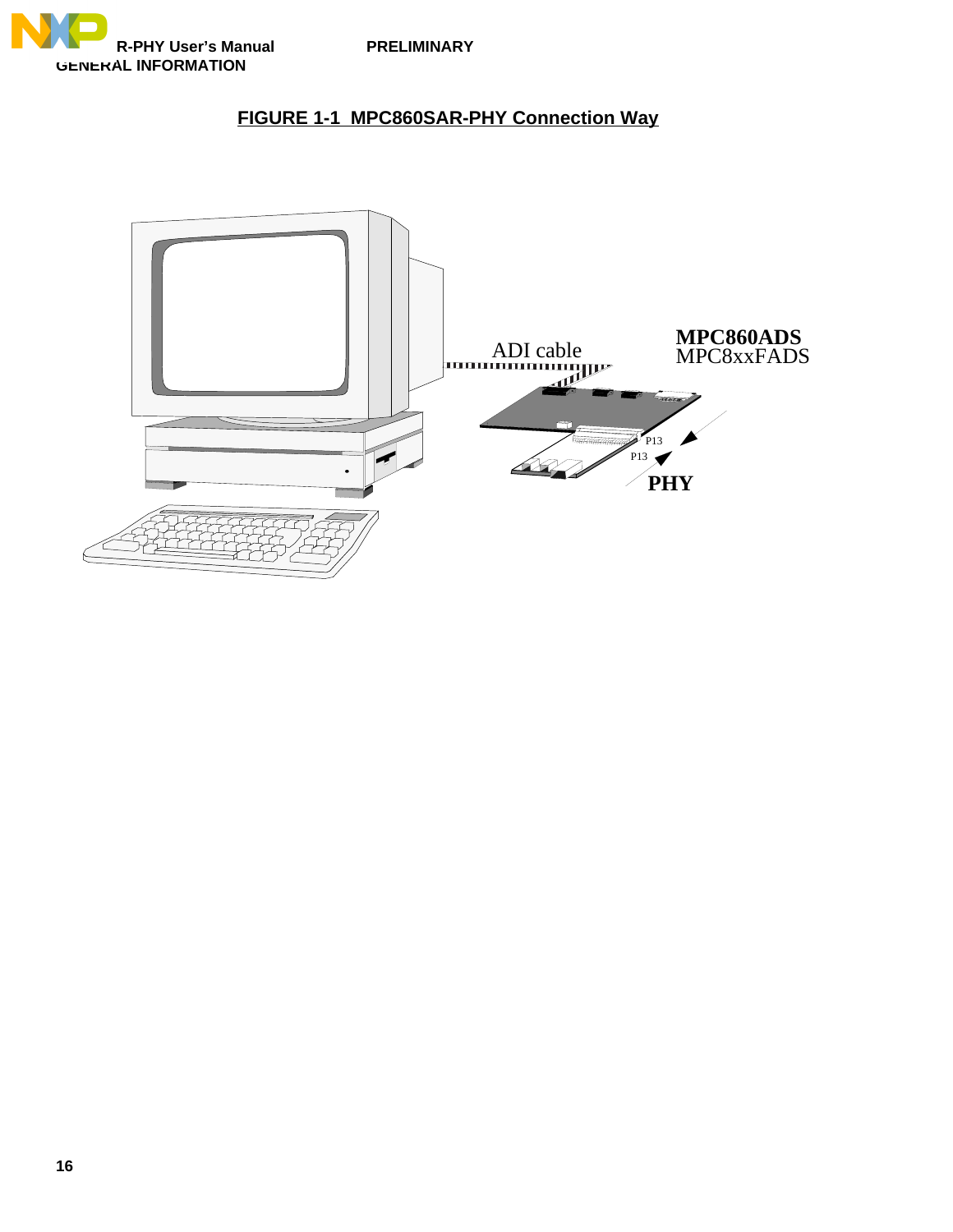**FIGURE 1-1 MPC860SAR-PHY Connection Way**

ADI cable

**MPC860ADS**
MPC8xxFADS

P13

P13

**PHY**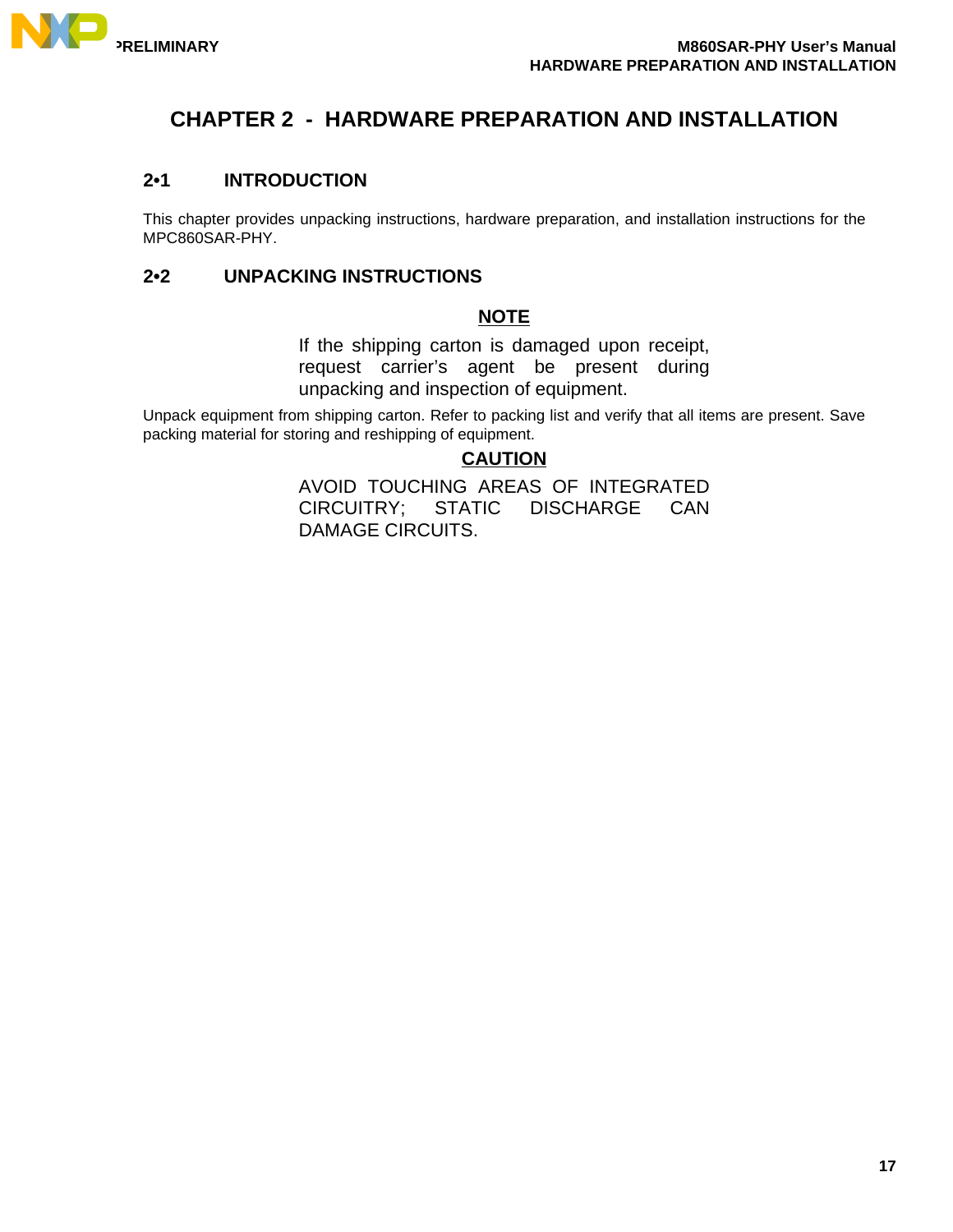# CHAPTER 2 - HARDWARE PREPARATION AND INSTALLATION

## 2•1 INTRODUCTION

This chapter provides unpacking instructions, hardware preparation, and installation instructions for the MPC860SAR-PHY.

## 2•2 UNPACKING INSTRUCTIONS

**NOTE**

If the shipping carton is damaged upon receipt, request carrier's agent be present during unpacking and inspection of equipment.

Unpack equipment from shipping carton. Refer to packing list and verify that all items are present. Save packing material for storing and reshipping of equipment.

**CAUTION**

AVOID TOUCHING AREAS OF INTEGRATED CIRCUITRY; STATIC DISCHARGE CAN DAMAGE CIRCUITS.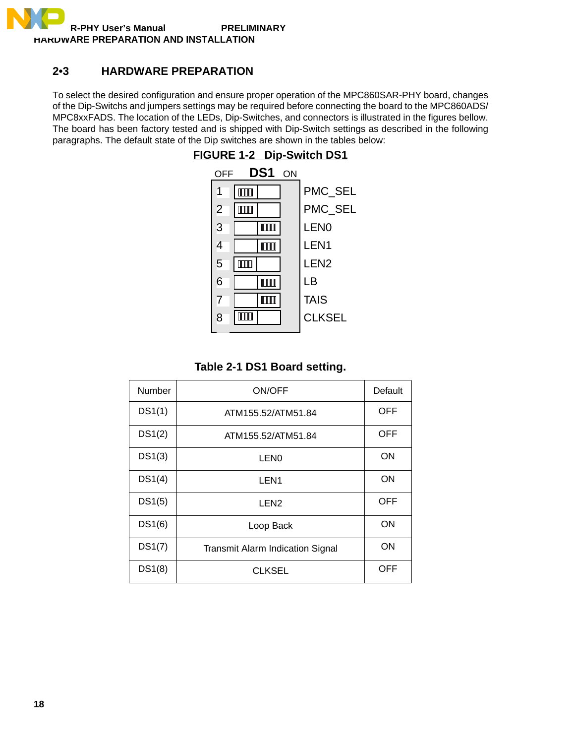## 2•3 HARDWARE PREPARATION

To select the desired configuration and ensure proper operation of the MPC860SAR-PHY board, changes of the Dip-Switchs and jumpers settings may be required before connecting the board to the MPC860ADS/ MPC8xxFADS. The location of the LEDs, Dip-Switches, and connectors is illustrated in the figures bellow. The board has been factory tested and is shipped with Dip-Switch settings as described in the following paragraphs. The default state of the Dip switches are shown in the tables below:

**FIGURE 1-2 Dip-Switch DS1**

OFF **DS1** ON

| Switch | Position | Signal |
|---|---|---|
| 1 | OFF | PMC_SEL |
| 2 | OFF | PMC_SEL |
| 3 | ON | LEN0 |
| 4 | ON | LEN1 |
| 5 | OFF | LEN2 |
| 6 | ON | LB |
| 7 | ON | TAIS |
| 8 | OFF | CLKSEL |

**Table 2-1 DS1 Board setting.**

| Number | ON/OFF | Default |
|---|---|---|
| DS1(1) | ATM155.52/ATM51.84 | OFF |
| DS1(2) | ATM155.52/ATM51.84 | OFF |
| DS1(3) | LEN0 | ON |
| DS1(4) | LEN1 | ON |
| DS1(5) | LEN2 | OFF |
| DS1(6) | Loop Back | ON |
| DS1(7) | Transmit Alarm Indication Signal | ON |
| DS1(8) | CLKSEL | OFF |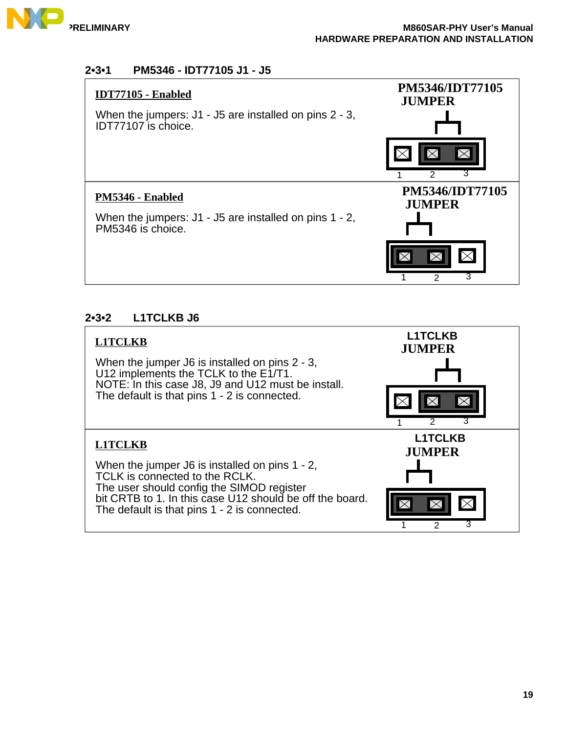### 2•3•1 PM5346 - IDT77105 J1 - J5

| | |
|---|---|
| **IDT77105 - Enabled**<br><br>When the jumpers: J1 - J5 are installed on pins 2 - 3, IDT77107 is choice. | **PM5346/IDT77105 JUMPER**<br><br>1 2 3 |
| **PM5346 - Enabled**<br><br>When the jumpers: J1 - J5 are installed on pins 1 - 2, PM5346 is choice. | **PM5346/IDT77105 JUMPER**<br><br>1 2 3 |

### 2•3•2 L1TCLKB J6

| | |
|---|---|
| **L1TCLKB**<br><br>When the jumper J6 is installed on pins 2 - 3, U12 implements the TCLK to the E1/T1. NOTE: In this case J8, J9 and U12 must be install. The default is that pins 1 - 2 is connected. | **L1TCLKB JUMPER**<br><br>1 2 3 |
| **L1TCLKB**<br><br>When the jumper J6 is installed on pins 1 - 2, TCLK is connected to the RCLK. The user should config the SIMOD register bit CRTB to 1. In this case U12 should be off the board. The default is that pins 1 - 2 is connected. | **L1TCLKB JUMPER**<br><br>1 2 3 |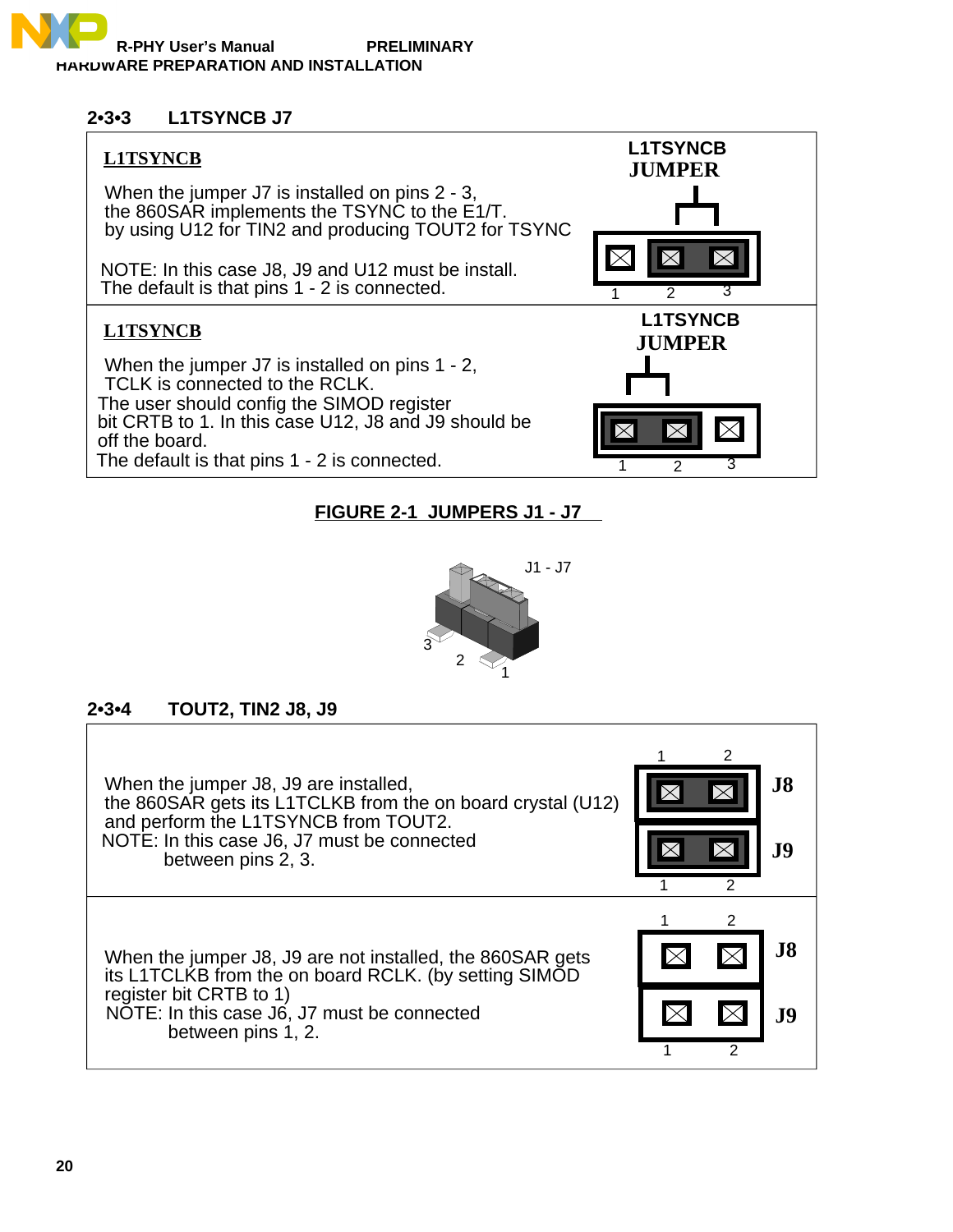## 2•3•3 L1TSYNCB J7

| | |
|---|---|
| **L1TSYNCB**<br><br>When the jumper J7 is installed on pins 2 - 3, the 860SAR implements the TSYNC to the E1/T. by using U12 for TIN2 and producing TOUT2 for TSYNC<br><br>NOTE: In this case J8, J9 and U12 must be install. The default is that pins 1 - 2 is connected. | L1TSYNCB JUMPER<br>1 2 3 |
| **L1TSYNCB**<br><br>When the jumper J7 is installed on pins 1 - 2, TCLK is connected to the RCLK. The user should config the SIMOD register bit CRTB to 1. In this case U12, J8 and J9 should be off the board. The default is that pins 1 - 2 is connected. | L1TSYNCB JUMPER<br>1 2 3 |

**FIGURE 2-1 JUMPERS J1 - J7**

J1 - J7

3 2 1

## 2•3•4 TOUT2, TIN2 J8, J9

| | |
|---|---|
| When the jumper J8, J9 are installed, the 860SAR gets its L1TCLKB from the on board crystal (U12) and perform the L1TSYNCB from TOUT2.<br>NOTE: In this case J6, J7 must be connected between pins 2, 3. | J8 (1 2)<br>J9 (1 2) |
| When the jumper J8, J9 are not installed, the 860SAR gets its L1TCLKB from the on board RCLK. (by setting SIMOD register bit CRTB to 1)<br>NOTE: In this case J6, J7 must be connected between pins 1, 2. | J8 (1 2)<br>J9 (1 2) |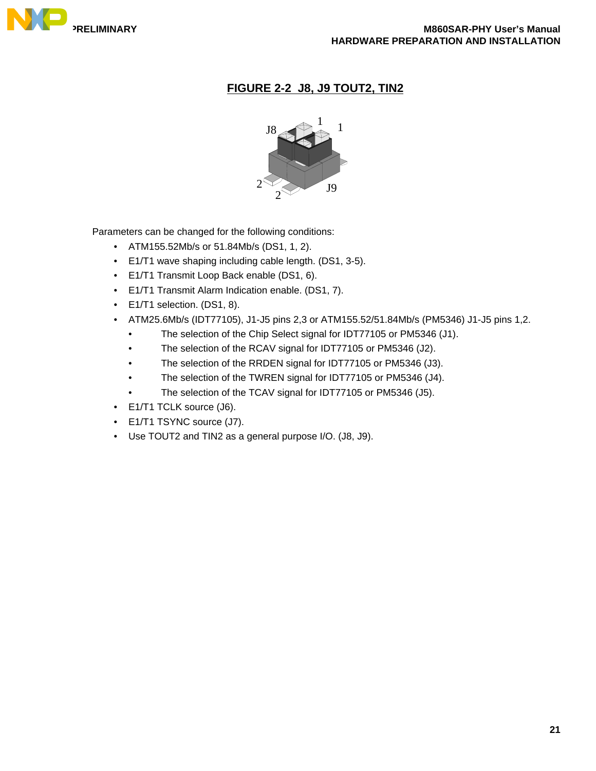**FIGURE 2-2 J8, J9 TOUT2, TIN2**

Parameters can be changed for the following conditions:

- ATM155.52Mb/s or 51.84Mb/s (DS1, 1, 2).
- E1/T1 wave shaping including cable length. (DS1, 3-5).
- E1/T1 Transmit Loop Back enable (DS1, 6).
- E1/T1 Transmit Alarm Indication enable. (DS1, 7).
- E1/T1 selection. (DS1, 8).
- ATM25.6Mb/s (IDT77105), J1-J5 pins 2,3 or ATM155.52/51.84Mb/s (PM5346) J1-J5 pins 1,2.
  - The selection of the Chip Select signal for IDT77105 or PM5346 (J1).
  - The selection of the RCAV signal for IDT77105 or PM5346 (J2).
  - The selection of the RRDEN signal for IDT77105 or PM5346 (J3).
  - The selection of the TWREN signal for IDT77105 or PM5346 (J4).
  - The selection of the TCAV signal for IDT77105 or PM5346 (J5).
- E1/T1 TCLK source (J6).
- E1/T1 TSYNC source (J7).
- Use TOUT2 and TIN2 as a general purpose I/O. (J8, J9).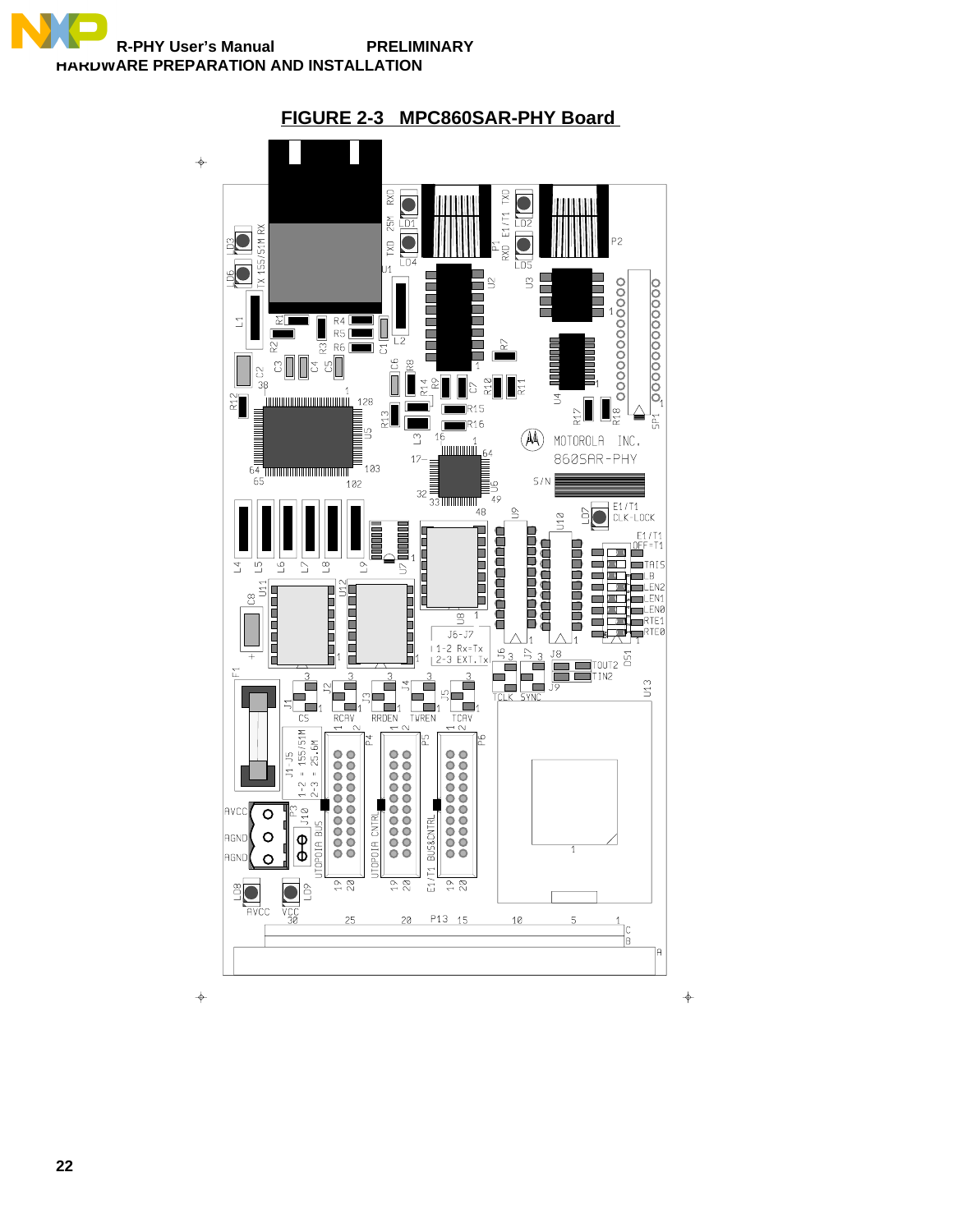**FIGURE 2-3 MPC860SAR-PHY Board**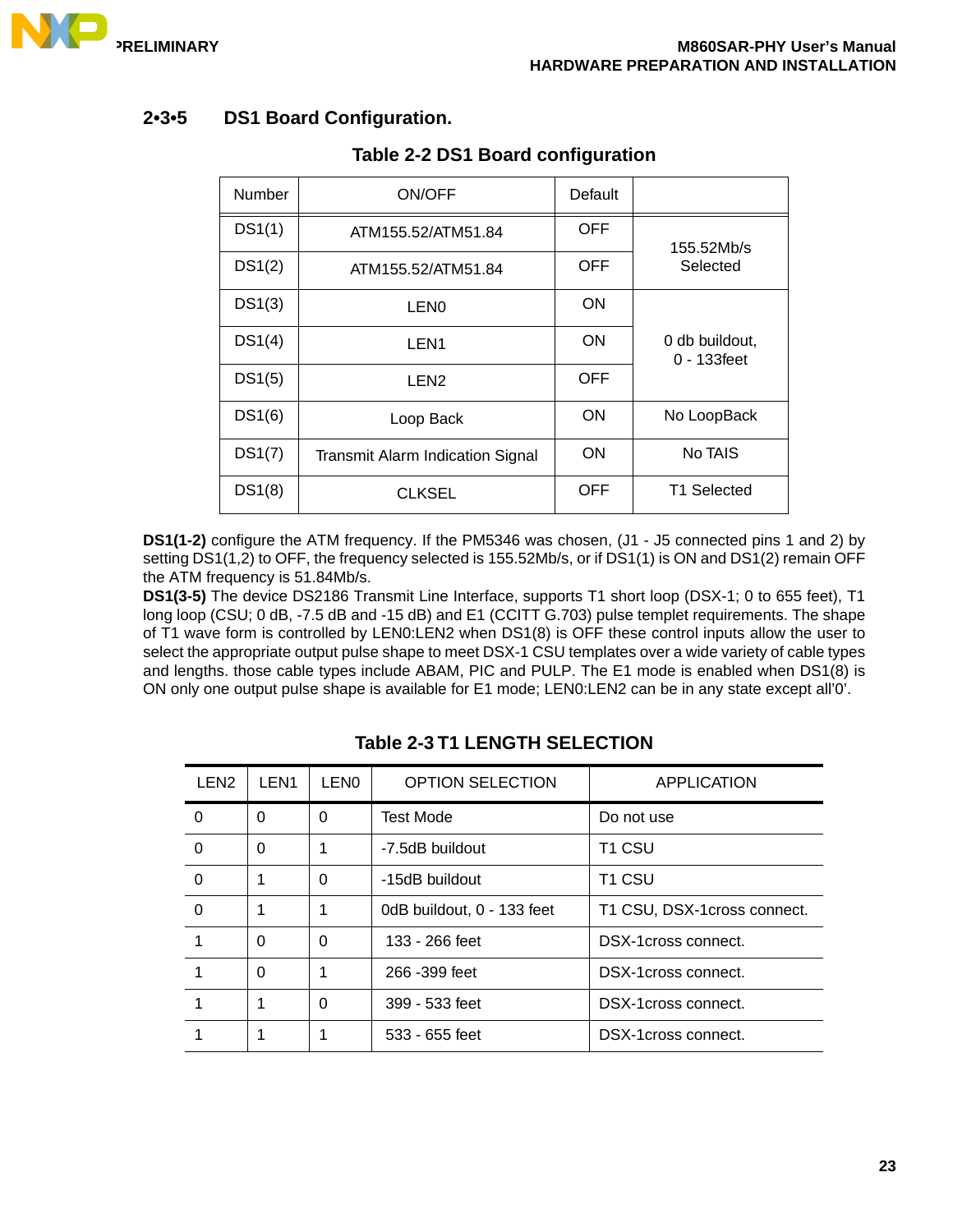### 2•3•5 DS1 Board Configuration.

**Table 2-2 DS1 Board configuration**

| Number | ON/OFF | Default | |
|---|---|---|---|
| DS1(1) | ATM155.52/ATM51.84 | OFF | 155.52Mb/s Selected |
| DS1(2) | ATM155.52/ATM51.84 | OFF | |
| DS1(3) | LEN0 | ON | 0 db buildout, 0 - 133feet |
| DS1(4) | LEN1 | ON | |
| DS1(5) | LEN2 | OFF | |
| DS1(6) | Loop Back | ON | No LoopBack |
| DS1(7) | Transmit Alarm Indication Signal | ON | No TAIS |
| DS1(8) | CLKSEL | OFF | T1 Selected |

**DS1(1-2)** configure the ATM frequency. If the PM5346 was chosen, (J1 - J5 connected pins 1 and 2) by setting DS1(1,2) to OFF, the frequency selected is 155.52Mb/s, or if DS1(1) is ON and DS1(2) remain OFF the ATM frequency is 51.84Mb/s.

**DS1(3-5)** The device DS2186 Transmit Line Interface, supports T1 short loop (DSX-1; 0 to 655 feet), T1 long loop (CSU; 0 dB, -7.5 dB and -15 dB) and E1 (CCITT G.703) pulse templet requirements. The shape of T1 wave form is controlled by LEN0:LEN2 when DS1(8) is OFF these control inputs allow the user to select the appropriate output pulse shape to meet DSX-1 CSU templates over a wide variety of cable types and lengths. those cable types include ABAM, PIC and PULP. The E1 mode is enabled when DS1(8) is ON only one output pulse shape is available for E1 mode; LEN0:LEN2 can be in any state except all'0'.

**Table 2-3 T1 LENGTH SELECTION**

| LEN2 | LEN1 | LEN0 | OPTION SELECTION | APPLICATION |
|---|---|---|---|---|
| 0 | 0 | 0 | Test Mode | Do not use |
| 0 | 0 | 1 | -7.5dB buildout | T1 CSU |
| 0 | 1 | 0 | -15dB buildout | T1 CSU |
| 0 | 1 | 1 | 0dB buildout, 0 - 133 feet | T1 CSU, DSX-1cross connect. |
| 1 | 0 | 0 | 133 - 266 feet | DSX-1cross connect. |
| 1 | 0 | 1 | 266 -399 feet | DSX-1cross connect. |
| 1 | 1 | 0 | 399 - 533 feet | DSX-1cross connect. |
| 1 | 1 | 1 | 533 - 655 feet | DSX-1cross connect. |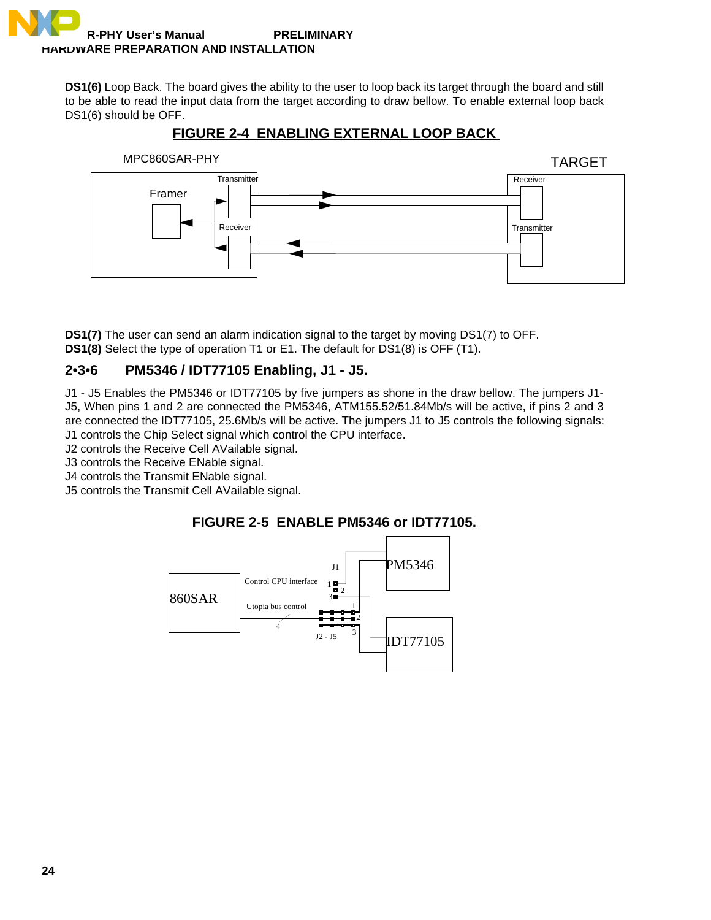**DS1(6)** Loop Back. The board gives the ability to the user to loop back its target through the board and still to be able to read the input data from the target according to draw bellow. To enable external loop back DS1(6) should be OFF.

**FIGURE 2-4 ENABLING EXTERNAL LOOP BACK**

**DS1(7)** The user can send an alarm indication signal to the target by moving DS1(7) to OFF.
**DS1(8)** Select the type of operation T1 or E1. The default for DS1(8) is OFF (T1).

### 2•3•6 PM5346 / IDT77105 Enabling, J1 - J5.

J1 - J5 Enables the PM5346 or IDT77105 by five jumpers as shone in the draw bellow. The jumpers J1-J5, When pins 1 and 2 are connected the PM5346, ATM155.52/51.84Mb/s will be active, if pins 2 and 3 are connected the IDT77105, 25.6Mb/s will be active. The jumpers J1 to J5 controls the following signals:
J1 controls the Chip Select signal which control the CPU interface.
J2 controls the Receive Cell AVailable signal.
J3 controls the Receive ENable signal.
J4 controls the Transmit ENable signal.
J5 controls the Transmit Cell AVailable signal.

**FIGURE 2-5 ENABLE PM5346 or IDT77105.**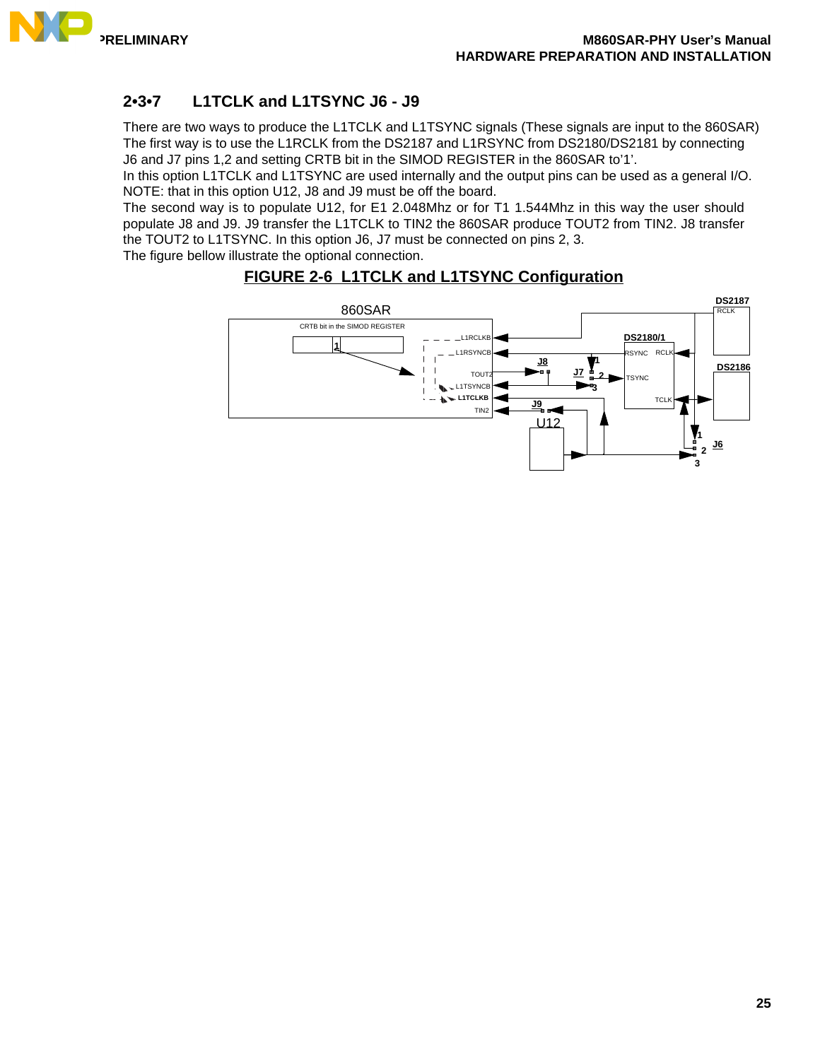### 2•3•7 L1TCLK and L1TSYNC J6 - J9

There are two ways to produce the L1TCLK and L1TSYNC signals (These signals are input to the 860SAR) The first way is to use the L1RCLK from the DS2187 and L1RSYNC from DS2180/DS2181 by connecting J6 and J7 pins 1,2 and setting CRTB bit in the SIMOD REGISTER in the 860SAR to'1'.
In this option L1TCLK and L1TSYNC are used internally and the output pins can be used as a general I/O.
NOTE: that in this option U12, J8 and J9 must be off the board.
The second way is to populate U12, for E1 2.048Mhz or for T1 1.544Mhz in this way the user should populate J8 and J9. J9 transfer the L1TCLK to TIN2 the 860SAR produce TOUT2 from TIN2. J8 transfer the TOUT2 to L1TSYNC. In this option J6, J7 must be connected on pins 2, 3.
The figure bellow illustrate the optional connection.

**FIGURE 2-6 L1TCLK and L1TSYNC Configuration**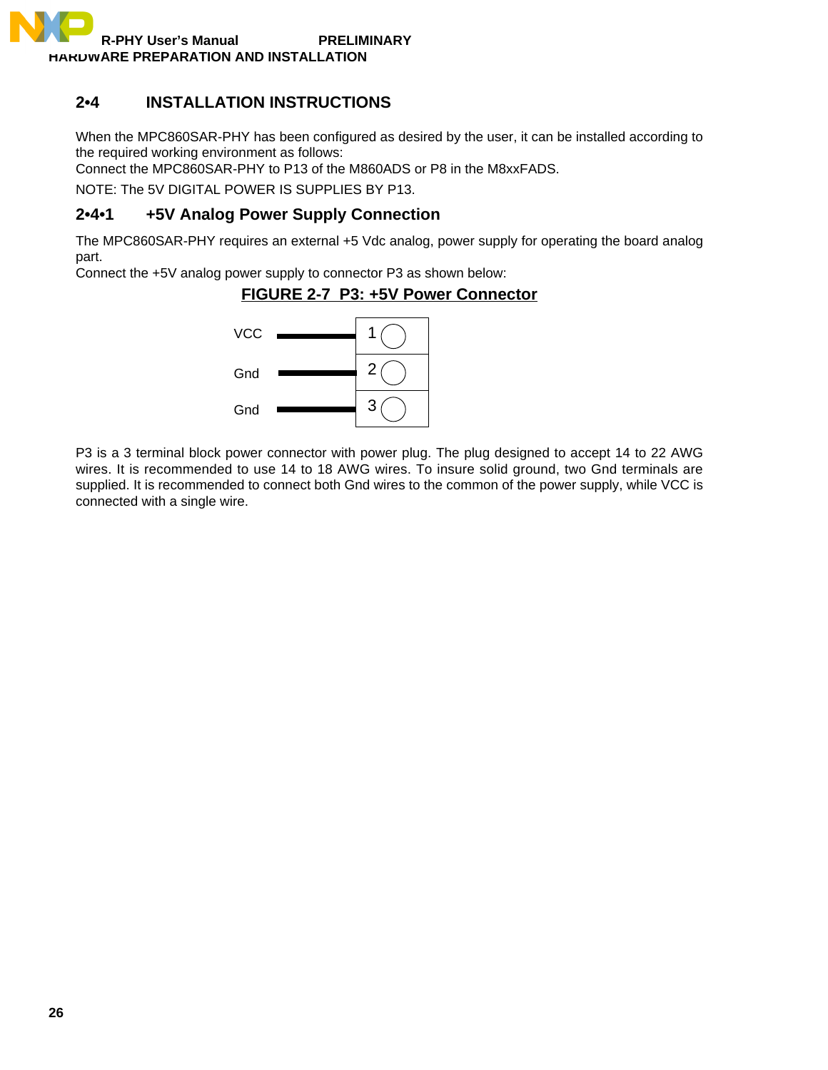## 2•4 INSTALLATION INSTRUCTIONS

When the MPC860SAR-PHY has been configured as desired by the user, it can be installed according to the required working environment as follows:
Connect the MPC860SAR-PHY to P13 of the M860ADS or P8 in the M8xxFADS.

NOTE: The 5V DIGITAL POWER IS SUPPLIES BY P13.

### 2•4•1 +5V Analog Power Supply Connection

The MPC860SAR-PHY requires an external +5 Vdc analog, power supply for operating the board analog part.
Connect the +5V analog power supply to connector P3 as shown below:

**FIGURE 2-7 P3: +5V Power Connector**

| Signal | Pin |
|---|---|
| VCC | 1 |
| Gnd | 2 |
| Gnd | 3 |

P3 is a 3 terminal block power connector with power plug. The plug designed to accept 14 to 22 AWG wires. It is recommended to use 14 to 18 AWG wires. To insure solid ground, two Gnd terminals are supplied. It is recommended to connect both Gnd wires to the common of the power supply, while VCC is connected with a single wire.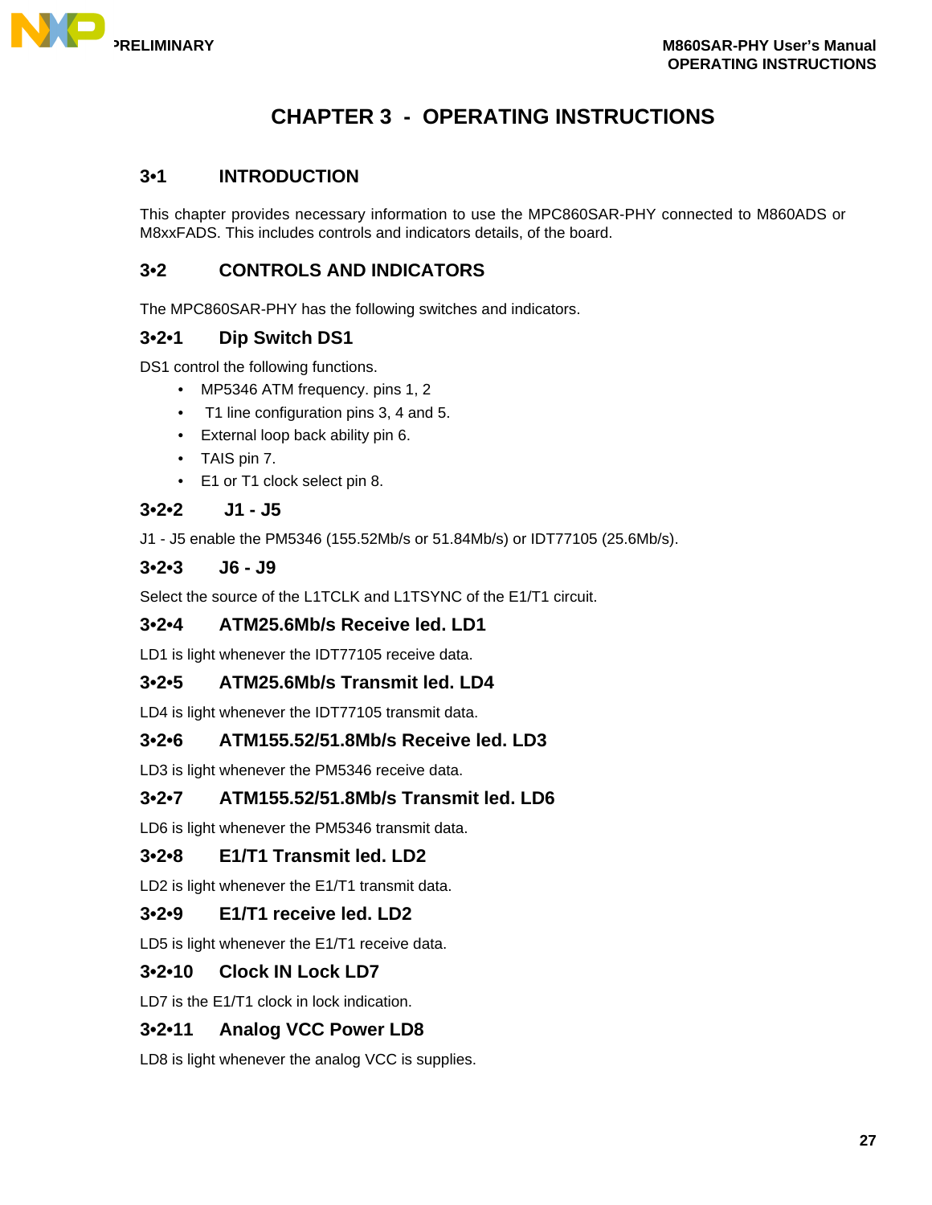# CHAPTER 3 - OPERATING INSTRUCTIONS

## 3•1 INTRODUCTION

This chapter provides necessary information to use the MPC860SAR-PHY connected to M860ADS or M8xxFADS. This includes controls and indicators details, of the board.

## 3•2 CONTROLS AND INDICATORS

The MPC860SAR-PHY has the following switches and indicators.

### 3•2•1 Dip Switch DS1

DS1 control the following functions.

- MP5346 ATM frequency. pins 1, 2
- T1 line configuration pins 3, 4 and 5.
- External loop back ability pin 6.
- TAIS pin 7.
- E1 or T1 clock select pin 8.

### 3•2•2 J1 - J5

J1 - J5 enable the PM5346 (155.52Mb/s or 51.84Mb/s) or IDT77105 (25.6Mb/s).

### 3•2•3 J6 - J9

Select the source of the L1TCLK and L1TSYNC of the E1/T1 circuit.

### 3•2•4 ATM25.6Mb/s Receive led. LD1

LD1 is light whenever the IDT77105 receive data.

### 3•2•5 ATM25.6Mb/s Transmit led. LD4

LD4 is light whenever the IDT77105 transmit data.

### 3•2•6 ATM155.52/51.8Mb/s Receive led. LD3

LD3 is light whenever the PM5346 receive data.

### 3•2•7 ATM155.52/51.8Mb/s Transmit led. LD6

LD6 is light whenever the PM5346 transmit data.

### 3•2•8 E1/T1 Transmit led. LD2

LD2 is light whenever the E1/T1 transmit data.

### 3•2•9 E1/T1 receive led. LD2

LD5 is light whenever the E1/T1 receive data.

### 3•2•10 Clock IN Lock LD7

LD7 is the E1/T1 clock in lock indication.

### 3•2•11 Analog VCC Power LD8

LD8 is light whenever the analog VCC is supplies.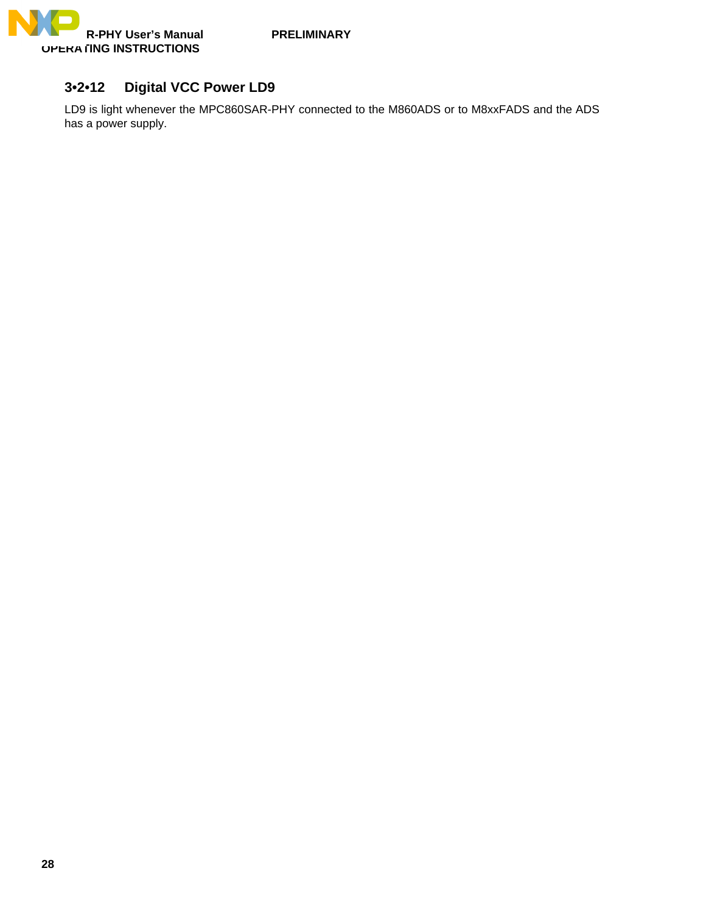### 3•2•12 Digital VCC Power LD9

LD9 is light whenever the MPC860SAR-PHY connected to the M860ADS or to M8xxFADS and the ADS has a power supply.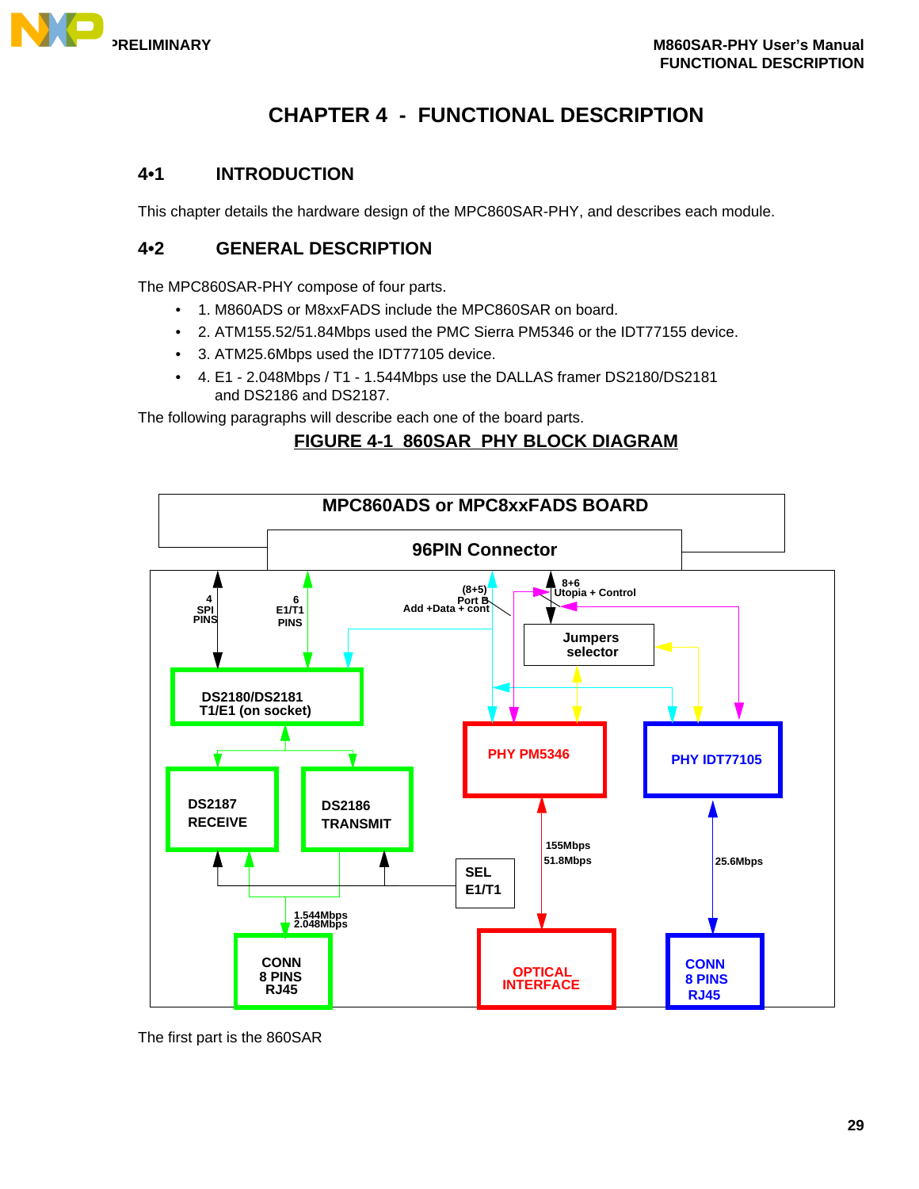# CHAPTER 4 - FUNCTIONAL DESCRIPTION

## 4•1 INTRODUCTION

This chapter details the hardware design of the MPC860SAR-PHY, and describes each module.

## 4•2 GENERAL DESCRIPTION

The MPC860SAR-PHY compose of four parts.

- 1. M860ADS or M8xxFADS include the MPC860SAR on board.
- 2. ATM155.52/51.84Mbps used the PMC Sierra PM5346 or the IDT77155 device.
- 3. ATM25.6Mbps used the IDT77105 device.
- 4. E1 - 2.048Mbps / T1 - 1.544Mbps use the DALLAS framer DS2180/DS2181 and DS2186 and DS2187.

The following paragraphs will describe each one of the board parts.

FIGURE 4-1 860SAR PHY BLOCK DIAGRAM

MPC860ADS or MPC8xxFADS BOARD

96PIN Connector

4 SPI PINS

6 E1/T1 PINS

(8+5) Port B Add +Data + cont

8+6 Utopia + Control

Jumpers selector

DS2180/DS2181 T1/E1 (on socket)

PHY PM5346

PHY IDT77105

DS2187 RECEIVE

DS2186 TRANSMIT

155Mbps 51.8Mbps

25.6Mbps

SEL E1/T1

1.544Mbps 2.048Mbps

CONN 8 PINS RJ45

OPTICAL INTERFACE

CONN 8 PINS RJ45

The first part is the 860SAR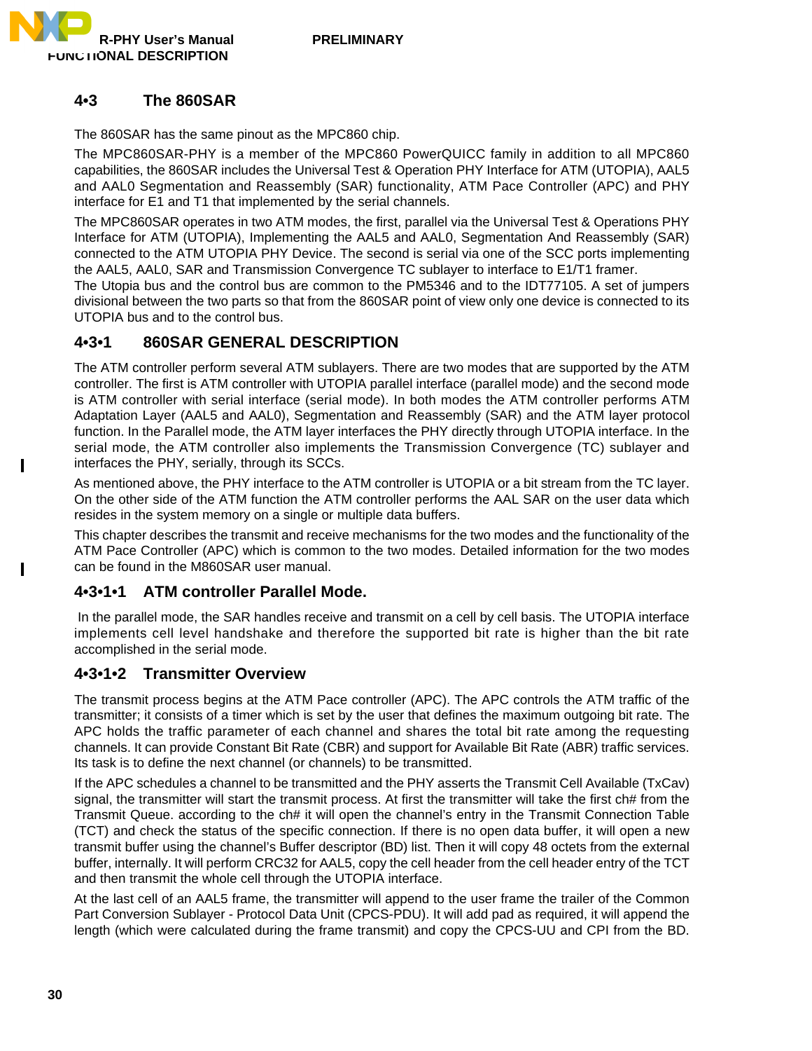## 4•3 The 860SAR

The 860SAR has the same pinout as the MPC860 chip.

The MPC860SAR-PHY is a member of the MPC860 PowerQUICC family in addition to all MPC860 capabilities, the 860SAR includes the Universal Test & Operation PHY Interface for ATM (UTOPIA), AAL5 and AAL0 Segmentation and Reassembly (SAR) functionality, ATM Pace Controller (APC) and PHY interface for E1 and T1 that implemented by the serial channels.

The MPC860SAR operates in two ATM modes, the first, parallel via the Universal Test & Operations PHY Interface for ATM (UTOPIA), Implementing the AAL5 and AAL0, Segmentation And Reassembly (SAR) connected to the ATM UTOPIA PHY Device. The second is serial via one of the SCC ports implementing the AAL5, AAL0, SAR and Transmission Convergence TC sublayer to interface to E1/T1 framer.

The Utopia bus and the control bus are common to the PM5346 and to the IDT77105. A set of jumpers divisional between the two parts so that from the 860SAR point of view only one device is connected to its UTOPIA bus and to the control bus.

### 4•3•1 860SAR GENERAL DESCRIPTION

The ATM controller perform several ATM sublayers. There are two modes that are supported by the ATM controller. The first is ATM controller with UTOPIA parallel interface (parallel mode) and the second mode is ATM controller with serial interface (serial mode). In both modes the ATM controller performs ATM Adaptation Layer (AAL5 and AAL0), Segmentation and Reassembly (SAR) and the ATM layer protocol function. In the Parallel mode, the ATM layer interfaces the PHY directly through UTOPIA interface. In the serial mode, the ATM controller also implements the Transmission Convergence (TC) sublayer and interfaces the PHY, serially, through its SCCs.

As mentioned above, the PHY interface to the ATM controller is UTOPIA or a bit stream from the TC layer. On the other side of the ATM function the ATM controller performs the AAL SAR on the user data which resides in the system memory on a single or multiple data buffers.

This chapter describes the transmit and receive mechanisms for the two modes and the functionality of the ATM Pace Controller (APC) which is common to the two modes. Detailed information for the two modes can be found in the M860SAR user manual.

#### 4•3•1•1 ATM controller Parallel Mode.

In the parallel mode, the SAR handles receive and transmit on a cell by cell basis. The UTOPIA interface implements cell level handshake and therefore the supported bit rate is higher than the bit rate accomplished in the serial mode.

#### 4•3•1•2 Transmitter Overview

The transmit process begins at the ATM Pace controller (APC). The APC controls the ATM traffic of the transmitter; it consists of a timer which is set by the user that defines the maximum outgoing bit rate. The APC holds the traffic parameter of each channel and shares the total bit rate among the requesting channels. It can provide Constant Bit Rate (CBR) and support for Available Bit Rate (ABR) traffic services. Its task is to define the next channel (or channels) to be transmitted.

If the APC schedules a channel to be transmitted and the PHY asserts the Transmit Cell Available (TxCav) signal, the transmitter will start the transmit process. At first the transmitter will take the first ch# from the Transmit Queue. according to the ch# it will open the channel's entry in the Transmit Connection Table (TCT) and check the status of the specific connection. If there is no open data buffer, it will open a new transmit buffer using the channel's Buffer descriptor (BD) list. Then it will copy 48 octets from the external buffer, internally. It will perform CRC32 for AAL5, copy the cell header from the cell header entry of the TCT and then transmit the whole cell through the UTOPIA interface.

At the last cell of an AAL5 frame, the transmitter will append to the user frame the trailer of the Common Part Conversion Sublayer - Protocol Data Unit (CPCS-PDU). It will add pad as required, it will append the length (which were calculated during the frame transmit) and copy the CPCS-UU and CPI from the BD.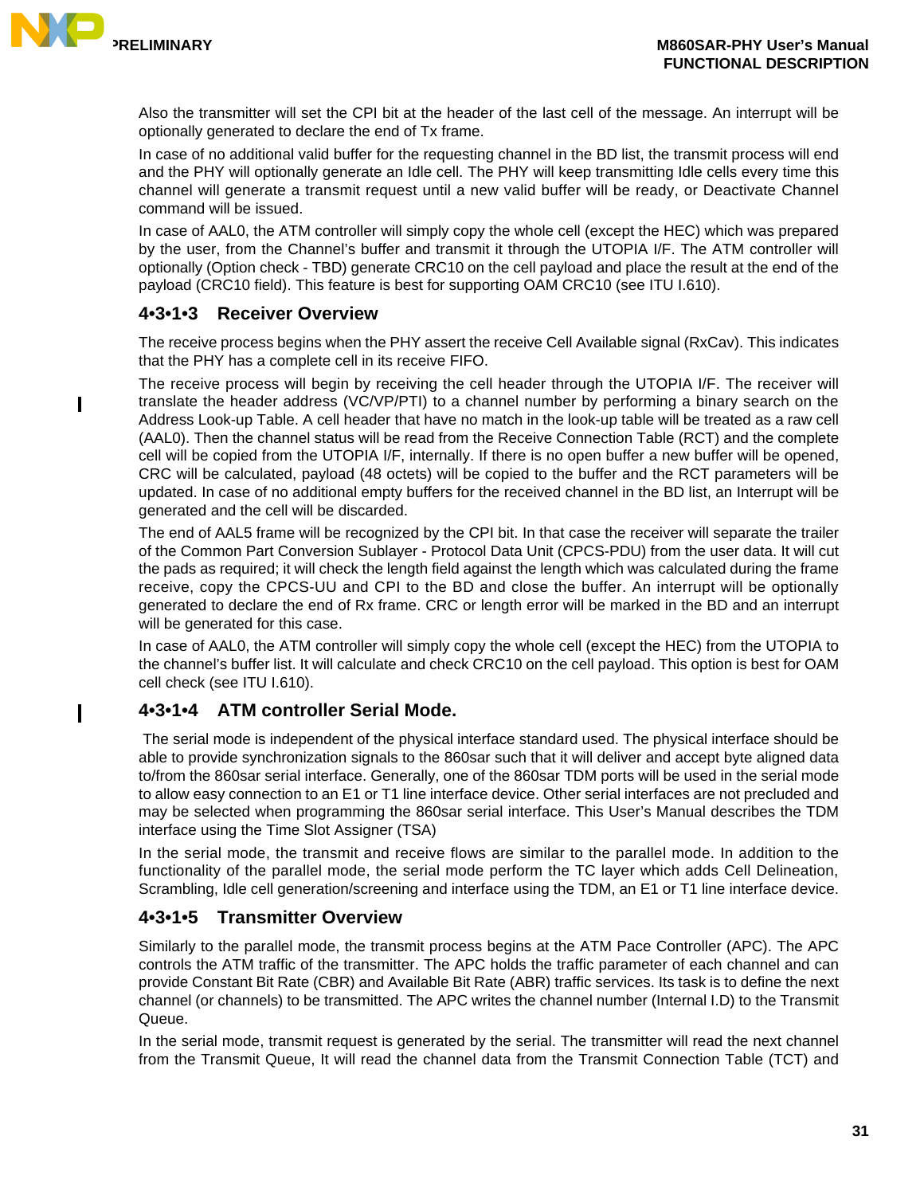Also the transmitter will set the CPI bit at the header of the last cell of the message. An interrupt will be optionally generated to declare the end of Tx frame.

In case of no additional valid buffer for the requesting channel in the BD list, the transmit process will end and the PHY will optionally generate an Idle cell. The PHY will keep transmitting Idle cells every time this channel will generate a transmit request until a new valid buffer will be ready, or Deactivate Channel command will be issued.

In case of AAL0, the ATM controller will simply copy the whole cell (except the HEC) which was prepared by the user, from the Channel's buffer and transmit it through the UTOPIA I/F. The ATM controller will optionally (Option check - TBD) generate CRC10 on the cell payload and place the result at the end of the payload (CRC10 field). This feature is best for supporting OAM CRC10 (see ITU I.610).

### 4•3•1•3 Receiver Overview

The receive process begins when the PHY assert the receive Cell Available signal (RxCav). This indicates that the PHY has a complete cell in its receive FIFO.

The receive process will begin by receiving the cell header through the UTOPIA I/F. The receiver will translate the header address (VC/VP/PTI) to a channel number by performing a binary search on the Address Look-up Table. A cell header that have no match in the look-up table will be treated as a raw cell (AAL0). Then the channel status will be read from the Receive Connection Table (RCT) and the complete cell will be copied from the UTOPIA I/F, internally. If there is no open buffer a new buffer will be opened, CRC will be calculated, payload (48 octets) will be copied to the buffer and the RCT parameters will be updated. In case of no additional empty buffers for the received channel in the BD list, an Interrupt will be generated and the cell will be discarded.

The end of AAL5 frame will be recognized by the CPI bit. In that case the receiver will separate the trailer of the Common Part Conversion Sublayer - Protocol Data Unit (CPCS-PDU) from the user data. It will cut the pads as required; it will check the length field against the length which was calculated during the frame receive, copy the CPCS-UU and CPI to the BD and close the buffer. An interrupt will be optionally generated to declare the end of Rx frame. CRC or length error will be marked in the BD and an interrupt will be generated for this case.

In case of AAL0, the ATM controller will simply copy the whole cell (except the HEC) from the UTOPIA to the channel's buffer list. It will calculate and check CRC10 on the cell payload. This option is best for OAM cell check (see ITU I.610).

### 4•3•1•4 ATM controller Serial Mode.

The serial mode is independent of the physical interface standard used. The physical interface should be able to provide synchronization signals to the 860sar such that it will deliver and accept byte aligned data to/from the 860sar serial interface. Generally, one of the 860sar TDM ports will be used in the serial mode to allow easy connection to an E1 or T1 line interface device. Other serial interfaces are not precluded and may be selected when programming the 860sar serial interface. This User's Manual describes the TDM interface using the Time Slot Assigner (TSA)

In the serial mode, the transmit and receive flows are similar to the parallel mode. In addition to the functionality of the parallel mode, the serial mode perform the TC layer which adds Cell Delineation, Scrambling, Idle cell generation/screening and interface using the TDM, an E1 or T1 line interface device.

### 4•3•1•5 Transmitter Overview

Similarly to the parallel mode, the transmit process begins at the ATM Pace Controller (APC). The APC controls the ATM traffic of the transmitter. The APC holds the traffic parameter of each channel and can provide Constant Bit Rate (CBR) and Available Bit Rate (ABR) traffic services. Its task is to define the next channel (or channels) to be transmitted. The APC writes the channel number (Internal I.D) to the Transmit Queue.

In the serial mode, transmit request is generated by the serial. The transmitter will read the next channel from the Transmit Queue, It will read the channel data from the Transmit Connection Table (TCT) and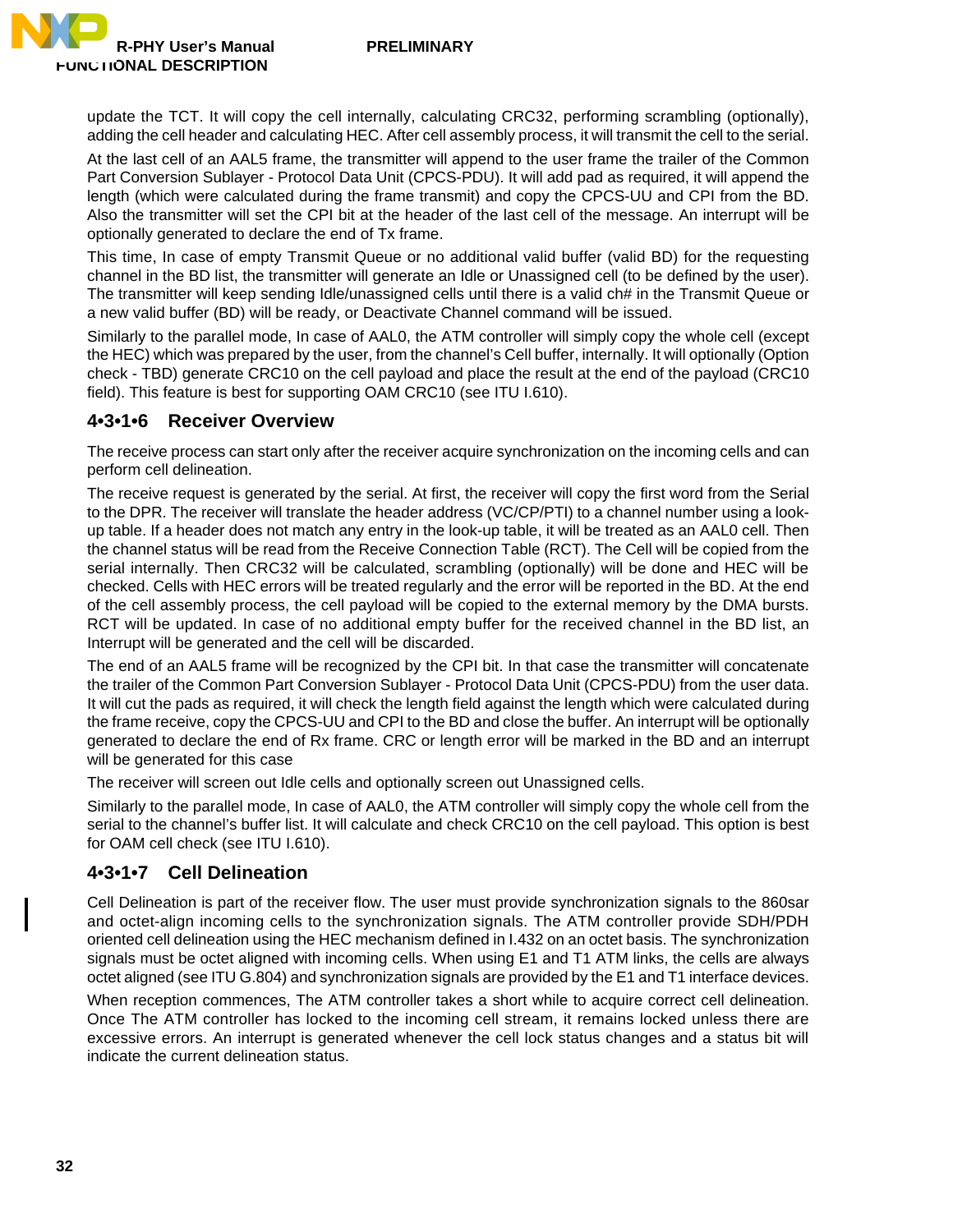update the TCT. It will copy the cell internally, calculating CRC32, performing scrambling (optionally), adding the cell header and calculating HEC. After cell assembly process, it will transmit the cell to the serial.

At the last cell of an AAL5 frame, the transmitter will append to the user frame the trailer of the Common Part Conversion Sublayer - Protocol Data Unit (CPCS-PDU). It will add pad as required, it will append the length (which were calculated during the frame transmit) and copy the CPCS-UU and CPI from the BD. Also the transmitter will set the CPI bit at the header of the last cell of the message. An interrupt will be optionally generated to declare the end of Tx frame.

This time, In case of empty Transmit Queue or no additional valid buffer (valid BD) for the requesting channel in the BD list, the transmitter will generate an Idle or Unassigned cell (to be defined by the user). The transmitter will keep sending Idle/unassigned cells until there is a valid ch# in the Transmit Queue or a new valid buffer (BD) will be ready, or Deactivate Channel command will be issued.

Similarly to the parallel mode, In case of AAL0, the ATM controller will simply copy the whole cell (except the HEC) which was prepared by the user, from the channel's Cell buffer, internally. It will optionally (Option check - TBD) generate CRC10 on the cell payload and place the result at the end of the payload (CRC10 field). This feature is best for supporting OAM CRC10 (see ITU I.610).

### 4•3•1•6 Receiver Overview

The receive process can start only after the receiver acquire synchronization on the incoming cells and can perform cell delineation.

The receive request is generated by the serial. At first, the receiver will copy the first word from the Serial to the DPR. The receiver will translate the header address (VC/CP/PTI) to a channel number using a look-up table. If a header does not match any entry in the look-up table, it will be treated as an AAL0 cell. Then the channel status will be read from the Receive Connection Table (RCT). The Cell will be copied from the serial internally. Then CRC32 will be calculated, scrambling (optionally) will be done and HEC will be checked. Cells with HEC errors will be treated regularly and the error will be reported in the BD. At the end of the cell assembly process, the cell payload will be copied to the external memory by the DMA bursts. RCT will be updated. In case of no additional empty buffer for the received channel in the BD list, an Interrupt will be generated and the cell will be discarded.

The end of an AAL5 frame will be recognized by the CPI bit. In that case the transmitter will concatenate the trailer of the Common Part Conversion Sublayer - Protocol Data Unit (CPCS-PDU) from the user data. It will cut the pads as required, it will check the length field against the length which were calculated during the frame receive, copy the CPCS-UU and CPI to the BD and close the buffer. An interrupt will be optionally generated to declare the end of Rx frame. CRC or length error will be marked in the BD and an interrupt will be generated for this case

The receiver will screen out Idle cells and optionally screen out Unassigned cells.

Similarly to the parallel mode, In case of AAL0, the ATM controller will simply copy the whole cell from the serial to the channel's buffer list. It will calculate and check CRC10 on the cell payload. This option is best for OAM cell check (see ITU I.610).

### 4•3•1•7 Cell Delineation

Cell Delineation is part of the receiver flow. The user must provide synchronization signals to the 860sar and octet-align incoming cells to the synchronization signals. The ATM controller provide SDH/PDH oriented cell delineation using the HEC mechanism defined in I.432 on an octet basis. The synchronization signals must be octet aligned with incoming cells. When using E1 and T1 ATM links, the cells are always octet aligned (see ITU G.804) and synchronization signals are provided by the E1 and T1 interface devices.

When reception commences, The ATM controller takes a short while to acquire correct cell delineation. Once The ATM controller has locked to the incoming cell stream, it remains locked unless there are excessive errors. An interrupt is generated whenever the cell lock status changes and a status bit will indicate the current delineation status.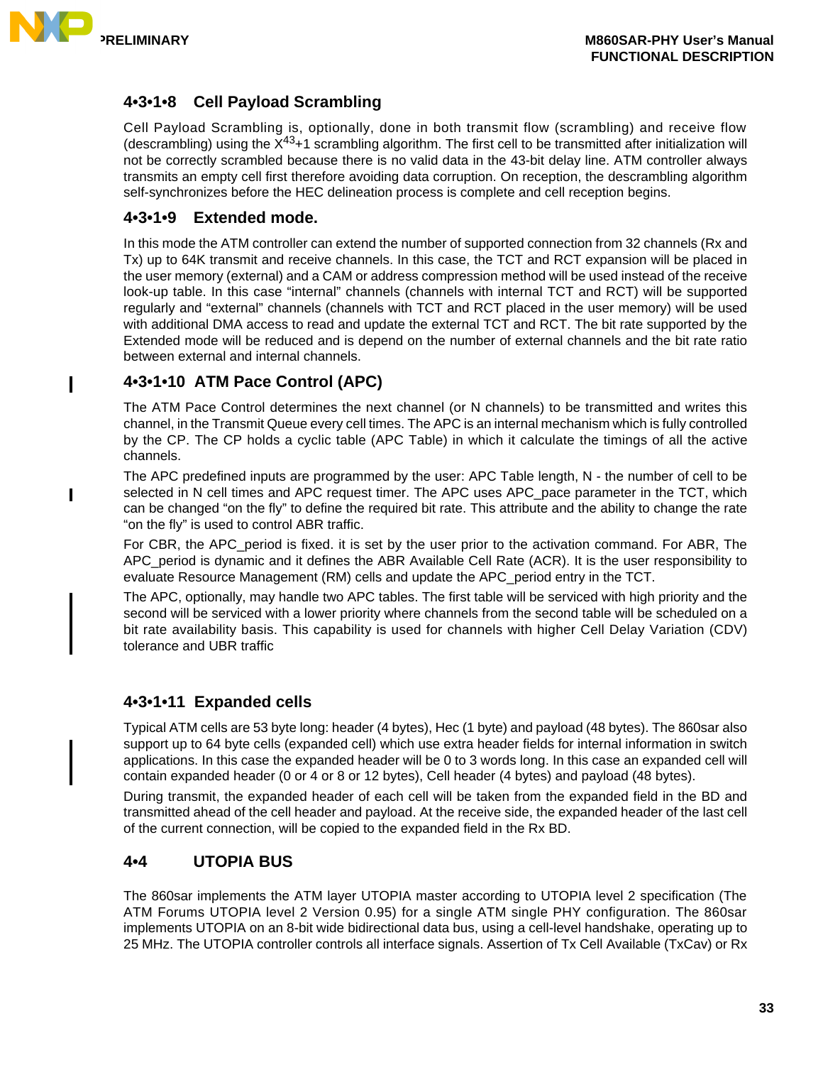#### 4•3•1•8 Cell Payload Scrambling

Cell Payload Scrambling is, optionally, done in both transmit flow (scrambling) and receive flow (descrambling) using the $X^{43}+1$ scrambling algorithm. The first cell to be transmitted after initialization will not be correctly scrambled because there is no valid data in the 43-bit delay line. ATM controller always transmits an empty cell first therefore avoiding data corruption. On reception, the descrambling algorithm self-synchronizes before the HEC delineation process is complete and cell reception begins.

#### 4•3•1•9 Extended mode.

In this mode the ATM controller can extend the number of supported connection from 32 channels (Rx and Tx) up to 64K transmit and receive channels. In this case, the TCT and RCT expansion will be placed in the user memory (external) and a CAM or address compression method will be used instead of the receive look-up table. In this case “internal” channels (channels with internal TCT and RCT) will be supported regularly and “external” channels (channels with TCT and RCT placed in the user memory) will be used with additional DMA access to read and update the external TCT and RCT. The bit rate supported by the Extended mode will be reduced and is depend on the number of external channels and the bit rate ratio between external and internal channels.

#### 4•3•1•10 ATM Pace Control (APC)

The ATM Pace Control determines the next channel (or N channels) to be transmitted and writes this channel, in the Transmit Queue every cell times. The APC is an internal mechanism which is fully controlled by the CP. The CP holds a cyclic table (APC Table) in which it calculate the timings of all the active channels.

The APC predefined inputs are programmed by the user: APC Table length, N - the number of cell to be selected in N cell times and APC request timer. The APC uses APC_pace parameter in the TCT, which can be changed “on the fly” to define the required bit rate. This attribute and the ability to change the rate “on the fly” is used to control ABR traffic.

For CBR, the APC_period is fixed. it is set by the user prior to the activation command. For ABR, The APC_period is dynamic and it defines the ABR Available Cell Rate (ACR). It is the user responsibility to evaluate Resource Management (RM) cells and update the APC_period entry in the TCT.

The APC, optionally, may handle two APC tables. The first table will be serviced with high priority and the second will be serviced with a lower priority where channels from the second table will be scheduled on a bit rate availability basis. This capability is used for channels with higher Cell Delay Variation (CDV) tolerance and UBR traffic

#### 4•3•1•11 Expanded cells

Typical ATM cells are 53 byte long: header (4 bytes), Hec (1 byte) and payload (48 bytes). The 860sar also support up to 64 byte cells (expanded cell) which use extra header fields for internal information in switch applications. In this case the expanded header will be 0 to 3 words long. In this case an expanded cell will contain expanded header (0 or 4 or 8 or 12 bytes), Cell header (4 bytes) and payload (48 bytes).

During transmit, the expanded header of each cell will be taken from the expanded field in the BD and transmitted ahead of the cell header and payload. At the receive side, the expanded header of the last cell of the current connection, will be copied to the expanded field in the Rx BD.

## 4•4 UTOPIA BUS

The 860sar implements the ATM layer UTOPIA master according to UTOPIA level 2 specification (The ATM Forums UTOPIA level 2 Version 0.95) for a single ATM single PHY configuration. The 860sar implements UTOPIA on an 8-bit wide bidirectional data bus, using a cell-level handshake, operating up to 25 MHz. The UTOPIA controller controls all interface signals. Assertion of Tx Cell Available (TxCav) or Rx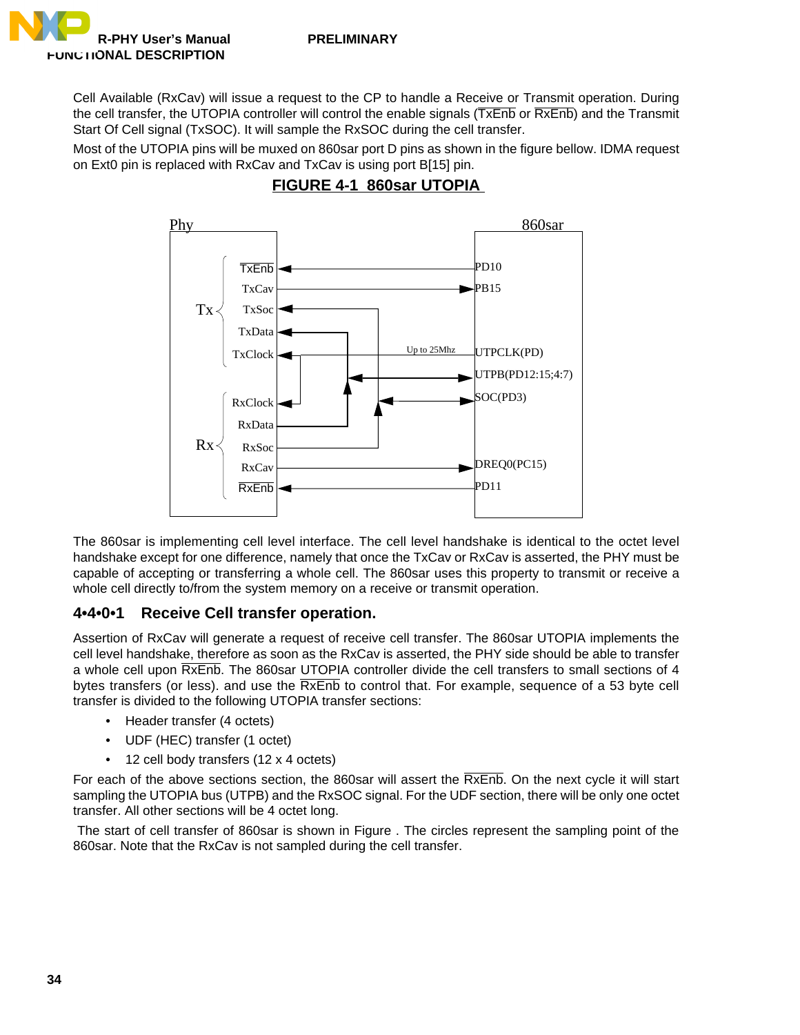Cell Available (RxCav) will issue a request to the CP to handle a Receive or Transmit operation. During the cell transfer, the UTOPIA controller will control the enable signals ($\overline{TxEnb}$ or $\overline{RxEnb}$) and the Transmit Start Of Cell signal (TxSOC). It will sample the RxSOC during the cell transfer.

Most of the UTOPIA pins will be muxed on 860sar port D pins as shown in the figure bellow. IDMA request on Ext0 pin is replaced with RxCav and TxCav is using port B[15] pin.

**FIGURE 4-1 860sar UTOPIA**

The 860sar is implementing cell level interface. The cell level handshake is identical to the octet level handshake except for one difference, namely that once the TxCav or RxCav is asserted, the PHY must be capable of accepting or transferring a whole cell. The 860sar uses this property to transmit or receive a whole cell directly to/from the system memory on a receive or transmit operation.

### 4•4•0•1 Receive Cell transfer operation.

Assertion of RxCav will generate a request of receive cell transfer. The 860sar UTOPIA implements the cell level handshake, therefore as soon as the RxCav is asserted, the PHY side should be able to transfer a whole cell upon $\overline{RxEnb}$. The 860sar UTOPIA controller divide the cell transfers to small sections of 4 bytes transfers (or less). and use the $\overline{RxEnb}$ to control that. For example, sequence of a 53 byte cell transfer is divided to the following UTOPIA transfer sections:

- Header transfer (4 octets)
- UDF (HEC) transfer (1 octet)
- 12 cell body transfers (12 x 4 octets)

For each of the above sections section, the 860sar will assert the $\overline{RxEnb}$. On the next cycle it will start sampling the UTOPIA bus (UTPB) and the RxSOC signal. For the UDF section, there will be only one octet transfer. All other sections will be 4 octet long.

The start of cell transfer of 860sar is shown in Figure . The circles represent the sampling point of the 860sar. Note that the RxCav is not sampled during the cell transfer.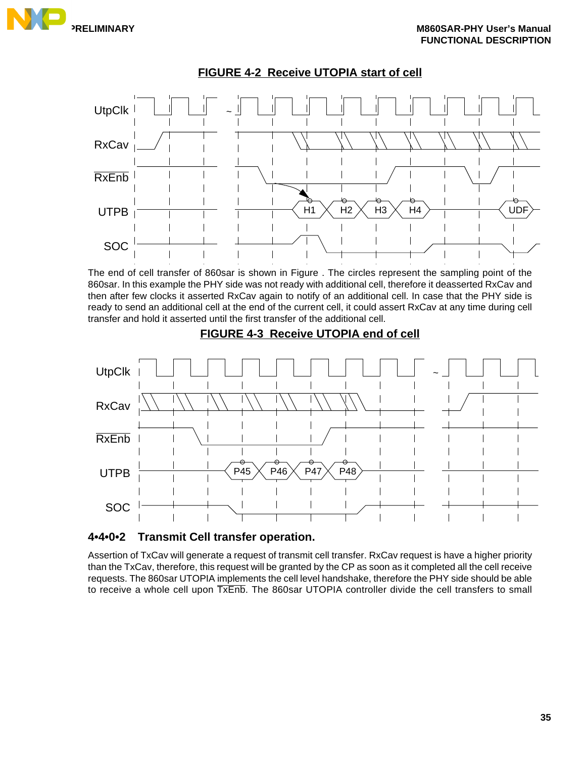**FIGURE 4-2 Receive UTOPIA start of cell**

The end of cell transfer of 860sar is shown in Figure . The circles represent the sampling point of the 860sar. In this example the PHY side was not ready with additional cell, therefore it deasserted RxCav and then after few clocks it asserted RxCav again to notify of an additional cell. In case that the PHY side is ready to send an additional cell at the end of the current cell, it could assert RxCav at any time during cell transfer and hold it asserted until the first transfer of the additional cell.

**FIGURE 4-3 Receive UTOPIA end of cell**

### 4•4•0•2 Transmit Cell transfer operation.

Assertion of TxCav will generate a request of transmit cell transfer. RxCav request is have a higher priority than the TxCav, therefore, this request will be granted by the CP as soon as it completed all the cell receive requests. The 860sar UTOPIA implements the cell level handshake, therefore the PHY side should be able to receive a whole cell upon $\overline{TxEnb}$. The 860sar UTOPIA controller divide the cell transfers to small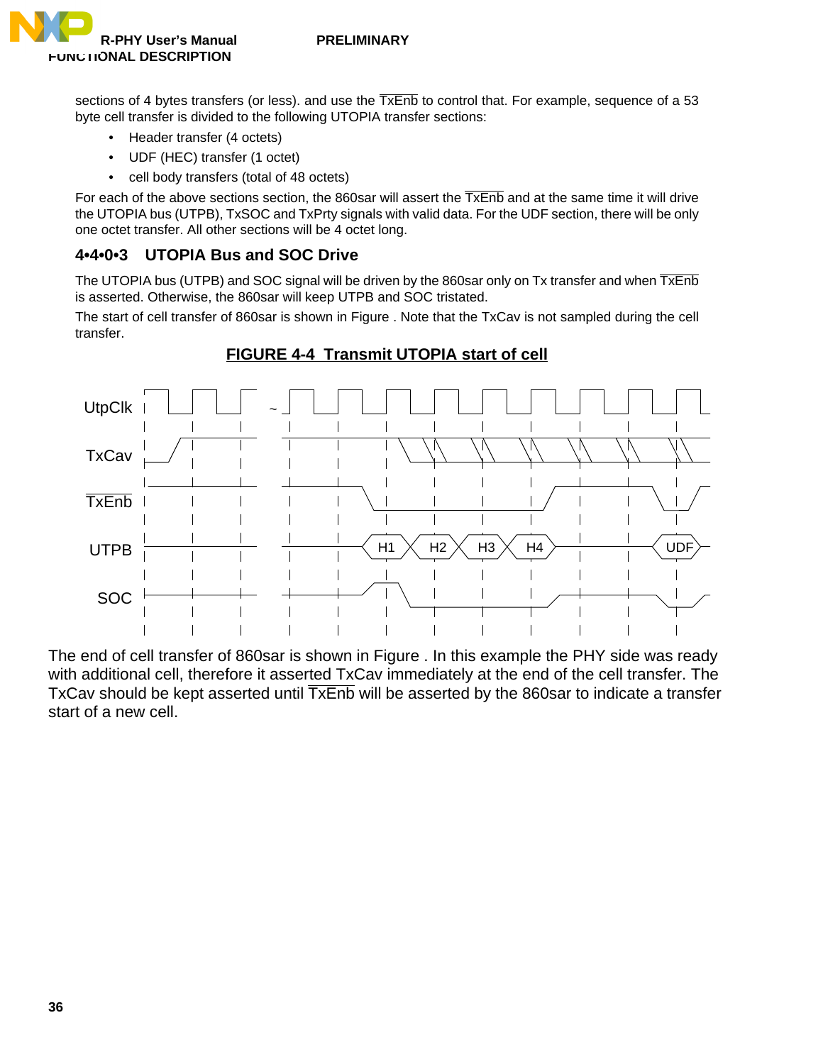sections of 4 bytes transfers (or less). and use the $\overline{TxEnb}$ to control that. For example, sequence of a 53 byte cell transfer is divided to the following UTOPIA transfer sections:

- Header transfer (4 octets)
- UDF (HEC) transfer (1 octet)
- cell body transfers (total of 48 octets)

For each of the above sections section, the 860sar will assert the $\overline{TxEnb}$ and at the same time it will drive the UTOPIA bus (UTPB), TxSOC and TxPrty signals with valid data. For the UDF section, there will be only one octet transfer. All other sections will be 4 octet long.

### 4•4•0•3 UTOPIA Bus and SOC Drive

The UTOPIA bus (UTPB) and SOC signal will be driven by the 860sar only on Tx transfer and when $\overline{TxEnb}$ is asserted. Otherwise, the 860sar will keep UTPB and SOC tristated.

The start of cell transfer of 860sar is shown in Figure . Note that the TxCav is not sampled during the cell transfer.

**FIGURE 4-4 Transmit UTOPIA start of cell**

The end of cell transfer of 860sar is shown in Figure . In this example the PHY side was ready with additional cell, therefore it asserted TxCav immediately at the end of the cell transfer. The TxCav should be kept asserted until $\overline{TxEnb}$ will be asserted by the 860sar to indicate a transfer start of a new cell.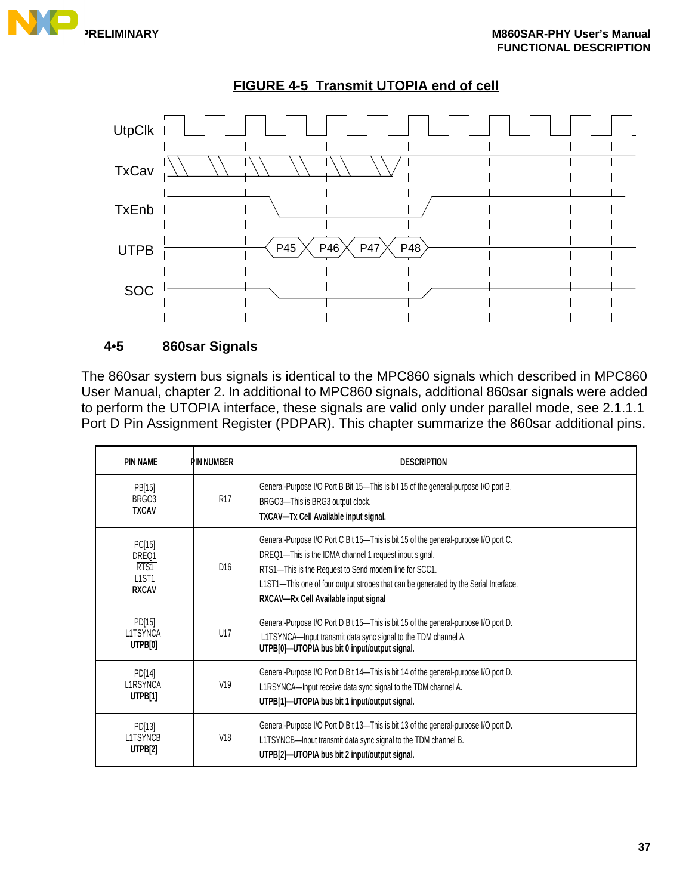**FIGURE 4-5 Transmit UTOPIA end of cell**

UtpClk

TxCav

TxEnb

UTPB P45 P46 P47 P48

SOC

## 4•5 860sar Signals

The 860sar system bus signals is identical to the MPC860 signals which described in MPC860 User Manual, chapter 2. In additional to MPC860 signals, additional 860sar signals were added to perform the UTOPIA interface, these signals are valid only under parallel mode, see 2.1.1.1 Port D Pin Assignment Register (PDPAR). This chapter summarize the 860sar additional pins.

| PIN NAME | PIN NUMBER | DESCRIPTION |
|---|---|---|
| PB[15]<br>BRGO3<br>**TXCAV** | R17 | General-Purpose I/O Port B Bit 15—This is bit 15 of the general-purpose I/O port B.<br>BRGO3—This is BRG3 output clock.<br>**TXCAV—Tx Cell Available input signal.** |
| PC[15]<br>DREQ1<br>RTS1<br>L1ST1<br>**RXCAV** | D16 | General-Purpose I/O Port C Bit 15—This is bit 15 of the general-purpose I/O port C.<br>DREQ1—This is the IDMA channel 1 request input signal.<br>RTS1—This is the Request to Send modem line for SCC1.<br>L1ST1—This one of four output strobes that can be generated by the Serial Interface.<br>**RXCAV—Rx Cell Available input signal** |
| PD[15]<br>L1TSYNCA<br>**UTPB[0]** | U17 | General-Purpose I/O Port D Bit 15—This is bit 15 of the general-purpose I/O port D.<br>L1TSYNCA—Input transmit data sync signal to the TDM channel A.<br>**UTPB[0]—UTOPIA bus bit 0 input/output signal.** |
| PD[14]<br>L1RSYNCA<br>**UTPB[1]** | V19 | General-Purpose I/O Port D Bit 14—This is bit 14 of the general-purpose I/O port D.<br>L1RSYNCA—Input receive data sync signal to the TDM channel A.<br>**UTPB[1]—UTOPIA bus bit 1 input/output signal.** |
| PD[13]<br>L1TSYNCB<br>**UTPB[2]** | V18 | General-Purpose I/O Port D Bit 13—This is bit 13 of the general-purpose I/O port D.<br>L1TSYNCB—Input transmit data sync signal to the TDM channel B.<br>**UTPB[2]—UTOPIA bus bit 2 input/output signal.** |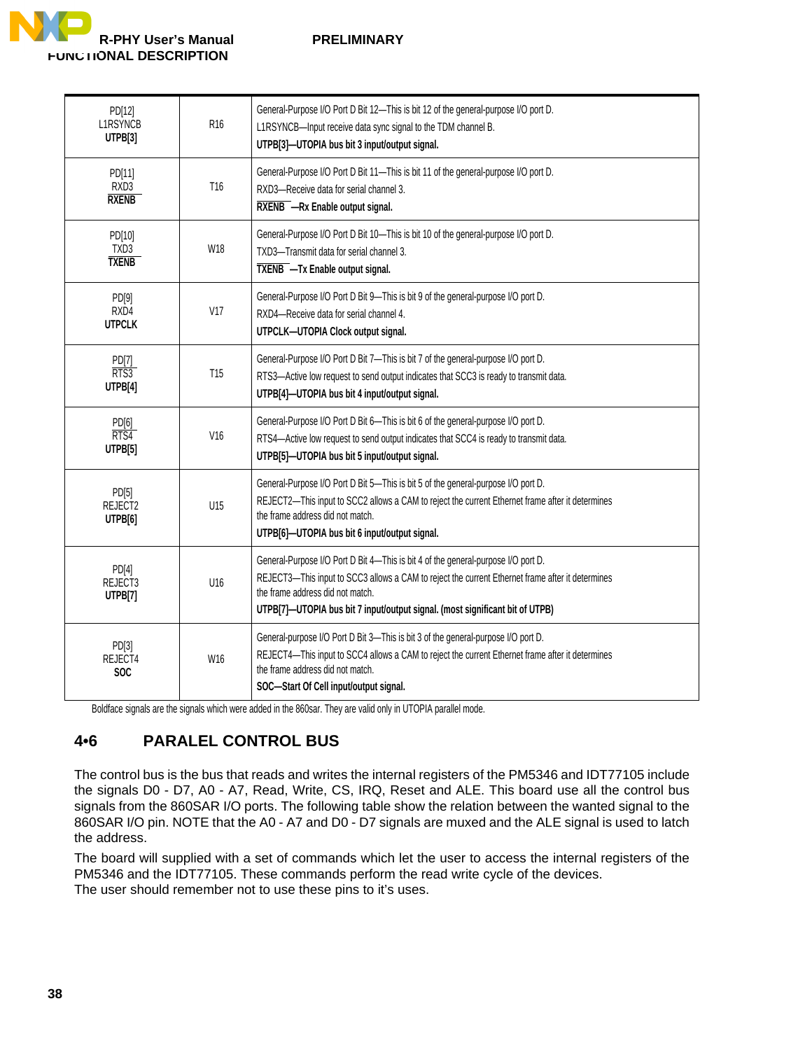| | | |
|---|---|---|
| PD[12]<br>L1RSYNCB<br>**UTPB[3]** | R16 | General-Purpose I/O Port D Bit 12—This is bit 12 of the general-purpose I/O port D.<br>L1RSYNCB—Input receive data sync signal to the TDM channel B.<br>**UTPB[3]—UTOPIA bus bit 3 input/output signal.** |
| PD[11]<br>RXD3<br>**RXENB** | T16 | General-Purpose I/O Port D Bit 11—This is bit 11 of the general-purpose I/O port D.<br>RXD3—Receive data for serial channel 3.<br>**RXENB —Rx Enable output signal.** |
| PD[10]<br>TXD3<br>**TXENB** | W18 | General-Purpose I/O Port D Bit 10—This is bit 10 of the general-purpose I/O port D.<br>TXD3—Transmit data for serial channel 3.<br>**TXENB —Tx Enable output signal.** |
| PD[9]<br>RXD4<br>**UTPCLK** | V17 | General-Purpose I/O Port D Bit 9—This is bit 9 of the general-purpose I/O port D.<br>RXD4—Receive data for serial channel 4.<br>**UTPCLK—UTOPIA Clock output signal.** |
| PD[7]<br>RTS3<br>**UTPB[4]** | T15 | General-Purpose I/O Port D Bit 7—This is bit 7 of the general-purpose I/O port D.<br>RTS3—Active low request to send output indicates that SCC3 is ready to transmit data.<br>**UTPB[4]—UTOPIA bus bit 4 input/output signal.** |
| PD[6]<br>RTS4<br>**UTPB[5]** | V16 | General-Purpose I/O Port D Bit 6—This is bit 6 of the general-purpose I/O port D.<br>RTS4—Active low request to send output indicates that SCC4 is ready to transmit data.<br>**UTPB[5]—UTOPIA bus bit 5 input/output signal.** |
| PD[5]<br>REJECT2<br>**UTPB[6]** | U15 | General-Purpose I/O Port D Bit 5—This is bit 5 of the general-purpose I/O port D.<br>REJECT2—This input to SCC2 allows a CAM to reject the current Ethernet frame after it determines the frame address did not match.<br>**UTPB[6]—UTOPIA bus bit 6 input/output signal.** |
| PD[4]<br>REJECT3<br>**UTPB[7]** | U16 | General-Purpose I/O Port D Bit 4—This is bit 4 of the general-purpose I/O port D.<br>REJECT3—This input to SCC3 allows a CAM to reject the current Ethernet frame after it determines the frame address did not match.<br>**UTPB[7]—UTOPIA bus bit 7 input/output signal. (most significant bit of UTPB)** |
| PD[3]<br>REJECT4<br>**SOC** | W16 | General-purpose I/O Port D Bit 3—This is bit 3 of the general-purpose I/O port D.<br>REJECT4—This input to SCC4 allows a CAM to reject the current Ethernet frame after it determines the frame address did not match.<br>**SOC—Start Of Cell input/output signal.** |

Boldface signals are the signals which were added in the 860sar. They are valid only in UTOPIA parallel mode.

## 4•6 PARALEL CONTROL BUS

The control bus is the bus that reads and writes the internal registers of the PM5346 and IDT77105 include the signals D0 - D7, A0 - A7, Read, Write, CS, IRQ, Reset and ALE. This board use all the control bus signals from the 860SAR I/O ports. The following table show the relation between the wanted signal to the 860SAR I/O pin. NOTE that the A0 - A7 and D0 - D7 signals are muxed and the ALE signal is used to latch the address.

The board will supplied with a set of commands which let the user to access the internal registers of the PM5346 and the IDT77105. These commands perform the read write cycle of the devices.
The user should remember not to use these pins to it's uses.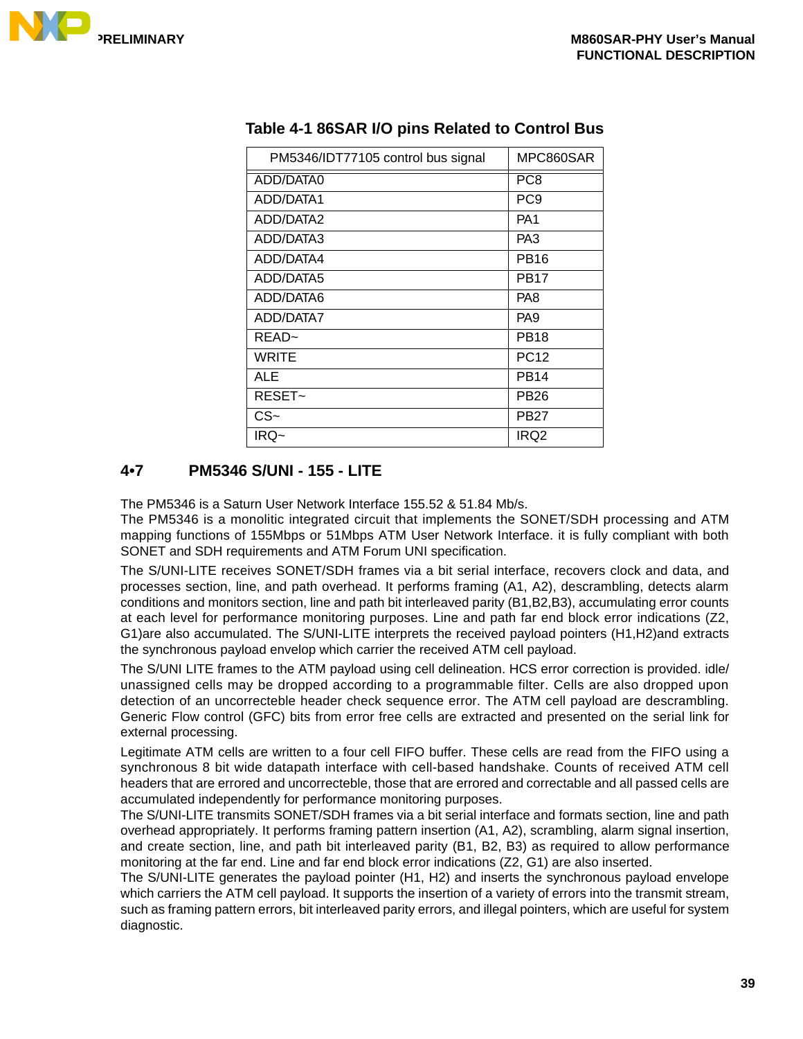**Table 4-1 86SAR I/O pins Related to Control Bus**

| PM5346/IDT77105 control bus signal | MPC860SAR |
|---|---|
| ADD/DATA0 | PC8 |
| ADD/DATA1 | PC9 |
| ADD/DATA2 | PA1 |
| ADD/DATA3 | PA3 |
| ADD/DATA4 | PB16 |
| ADD/DATA5 | PB17 |
| ADD/DATA6 | PA8 |
| ADD/DATA7 | PA9 |
| READ~ | PB18 |
| WRITE | PC12 |
| ALE | PB14 |
| RESET~ | PB26 |
| CS~ | PB27 |
| IRQ~ | IRQ2 |

## 4•7 PM5346 S/UNI - 155 - LITE

The PM5346 is a Saturn User Network Interface 155.52 & 51.84 Mb/s.
The PM5346 is a monolitic integrated circuit that implements the SONET/SDH processing and ATM mapping functions of 155Mbps or 51Mbps ATM User Network Interface. it is fully compliant with both SONET and SDH requirements and ATM Forum UNI specification.

The S/UNI-LITE receives SONET/SDH frames via a bit serial interface, recovers clock and data, and processes section, line, and path overhead. It performs framing (A1, A2), descrambling, detects alarm conditions and monitors section, line and path bit interleaved parity (B1,B2,B3), accumulating error counts at each level for performance monitoring purposes. Line and path far end block error indications (Z2, G1)are also accumulated. The S/UNI-LITE interprets the received payload pointers (H1,H2)and extracts the synchronous payload envelop which carrier the received ATM cell payload.

The S/UNI LITE frames to the ATM payload using cell delineation. HCS error correction is provided. idle/ unassigned cells may be dropped according to a programmable filter. Cells are also dropped upon detection of an uncorrecteble header check sequence error. The ATM cell payload are descrambling. Generic Flow control (GFC) bits from error free cells are extracted and presented on the serial link for external processing.

Legitimate ATM cells are written to a four cell FIFO buffer. These cells are read from the FIFO using a synchronous 8 bit wide datapath interface with cell-based handshake. Counts of received ATM cell headers that are errored and uncorrecteble, those that are errored and correctable and all passed cells are accumulated independently for performance monitoring purposes.
The S/UNI-LITE transmits SONET/SDH frames via a bit serial interface and formats section, line and path overhead appropriately. It performs framing pattern insertion (A1, A2), scrambling, alarm signal insertion, and create section, line, and path bit interleaved parity (B1, B2, B3) as required to allow performance monitoring at the far end. Line and far end block error indications (Z2, G1) are also inserted.
The S/UNI-LITE generates the payload pointer (H1, H2) and inserts the synchronous payload envelope which carries the ATM cell payload. It supports the insertion of a variety of errors into the transmit stream, such as framing pattern errors, bit interleaved parity errors, and illegal pointers, which are useful for system diagnostic.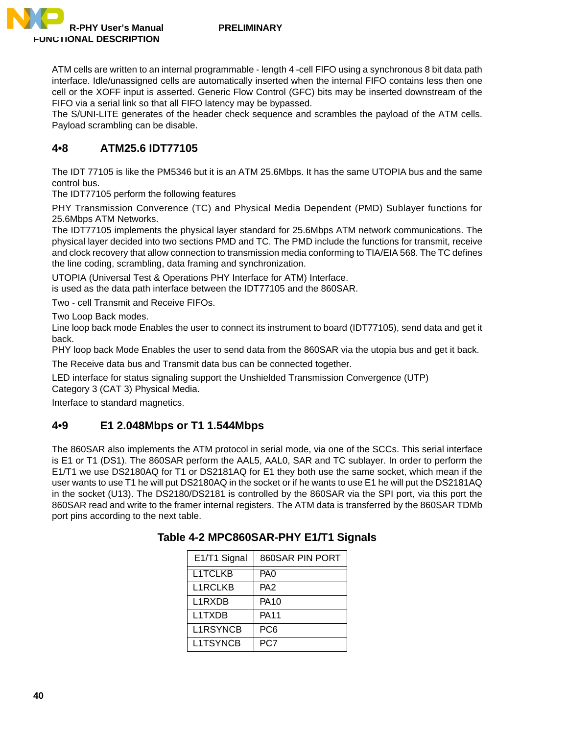ATM cells are written to an internal programmable - length 4 -cell FIFO using a synchronous 8 bit data path interface. Idle/unassigned cells are automatically inserted when the internal FIFO contains less then one cell or the XOFF input is asserted. Generic Flow Control (GFC) bits may be inserted downstream of the FIFO via a serial link so that all FIFO latency may be bypassed.
The S/UNI-LITE generates of the header check sequence and scrambles the payload of the ATM cells. Payload scrambling can be disable.

## 4•8 ATM25.6 IDT77105

The IDT 77105 is like the PM5346 but it is an ATM 25.6Mbps. It has the same UTOPIA bus and the same control bus.
The IDT77105 perform the following features

PHY Transmission Converence (TC) and Physical Media Dependent (PMD) Sublayer functions for 25.6Mbps ATM Networks.
The IDT77105 implements the physical layer standard for 25.6Mbps ATM network communications. The physical layer decided into two sections PMD and TC. The PMD include the functions for transmit, receive and clock recovery that allow connection to transmission media conforming to TIA/EIA 568. The TC defines the line coding, scrambling, data framing and synchronization.

UTOPIA (Universal Test & Operations PHY Interface for ATM) Interface.
is used as the data path interface between the IDT77105 and the 860SAR.

Two - cell Transmit and Receive FIFOs.

Two Loop Back modes.
Line loop back mode Enables the user to connect its instrument to board (IDT77105), send data and get it back.
PHY loop back Mode Enables the user to send data from the 860SAR via the utopia bus and get it back.

The Receive data bus and Transmit data bus can be connected together.

LED interface for status signaling support the Unshielded Transmission Convergence (UTP)
Category 3 (CAT 3) Physical Media.

Interface to standard magnetics.

## 4•9 E1 2.048Mbps or T1 1.544Mbps

The 860SAR also implements the ATM protocol in serial mode, via one of the SCCs. This serial interface is E1 or T1 (DS1). The 860SAR perform the AAL5, AAL0, SAR and TC sublayer. In order to perform the E1/T1 we use DS2180AQ for T1 or DS2181AQ for E1 they both use the same socket, which mean if the user wants to use T1 he will put DS2180AQ in the socket or if he wants to use E1 he will put the DS2181AQ in the socket (U13). The DS2180/DS2181 is controlled by the 860SAR via the SPI port, via this port the 860SAR read and write to the framer internal registers. The ATM data is transferred by the 860SAR TDMb port pins according to the next table.

**Table 4-2 MPC860SAR-PHY E1/T1 Signals**

| E1/T1 Signal | 860SAR PIN PORT |
|---|---|
| L1TCLKB | PA0 |
| L1RCLKB | PA2 |
| L1RXDB | PA10 |
| L1TXDB | PA11 |
| L1RSYNCB | PC6 |
| L1TSYNCB | PC7 |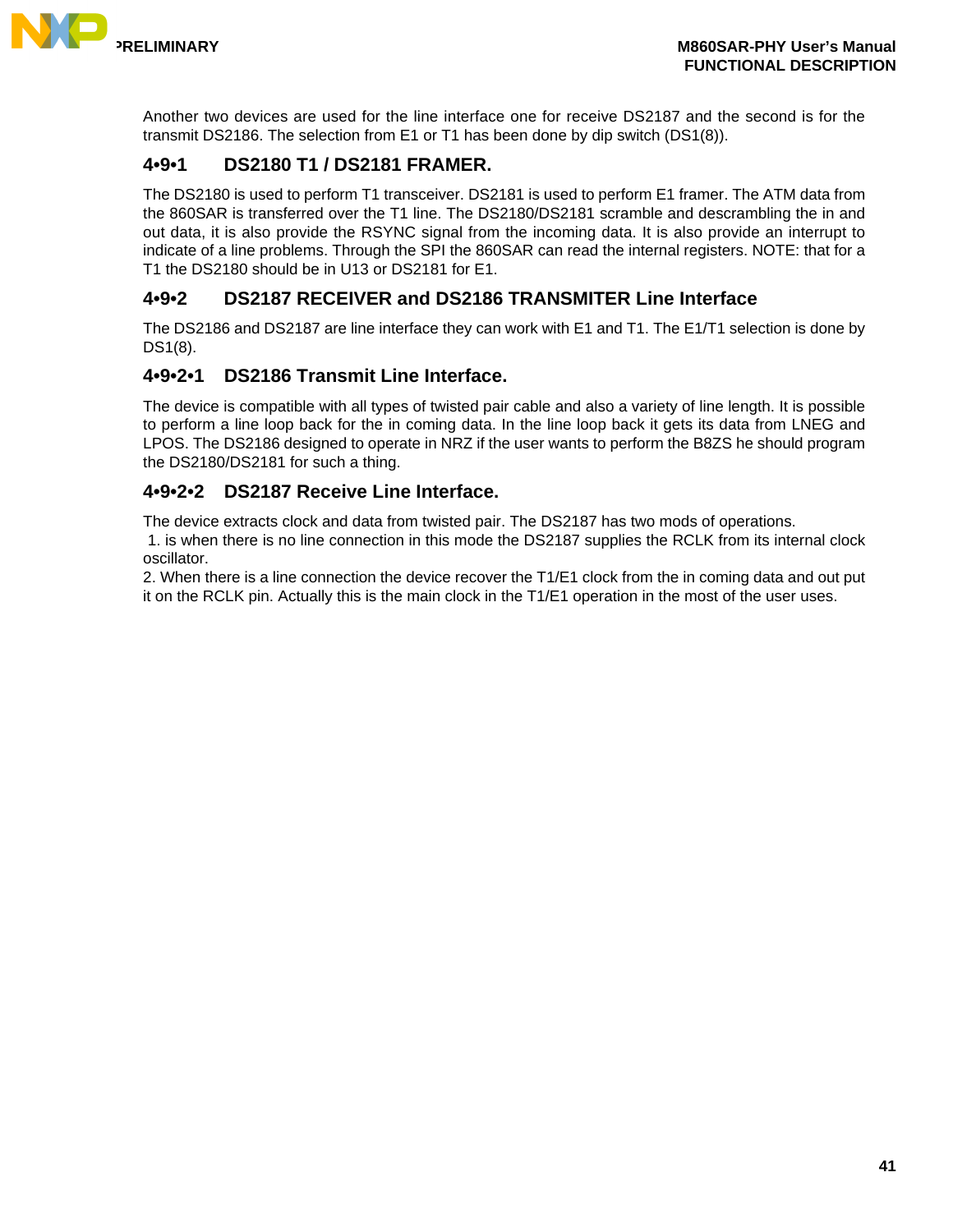Another two devices are used for the line interface one for receive DS2187 and the second is for the transmit DS2186. The selection from E1 or T1 has been done by dip switch (DS1(8)).

### 4•9•1 DS2180 T1 / DS2181 FRAMER.

The DS2180 is used to perform T1 transceiver. DS2181 is used to perform E1 framer. The ATM data from the 860SAR is transferred over the T1 line. The DS2180/DS2181 scramble and descrambling the in and out data, it is also provide the RSYNC signal from the incoming data. It is also provide an interrupt to indicate of a line problems. Through the SPI the 860SAR can read the internal registers. NOTE: that for a T1 the DS2180 should be in U13 or DS2181 for E1.

### 4•9•2 DS2187 RECEIVER and DS2186 TRANSMITER Line Interface

The DS2186 and DS2187 are line interface they can work with E1 and T1. The E1/T1 selection is done by DS1(8).

#### 4•9•2•1 DS2186 Transmit Line Interface.

The device is compatible with all types of twisted pair cable and also a variety of line length. It is possible to perform a line loop back for the in coming data. In the line loop back it gets its data from LNEG and LPOS. The DS2186 designed to operate in NRZ if the user wants to perform the B8ZS he should program the DS2180/DS2181 for such a thing.

#### 4•9•2•2 DS2187 Receive Line Interface.

The device extracts clock and data from twisted pair. The DS2187 has two mods of operations.
1. is when there is no line connection in this mode the DS2187 supplies the RCLK from its internal clock oscillator.
2. When there is a line connection the device recover the T1/E1 clock from the in coming data and out put it on the RCLK pin. Actually this is the main clock in the T1/E1 operation in the most of the user uses.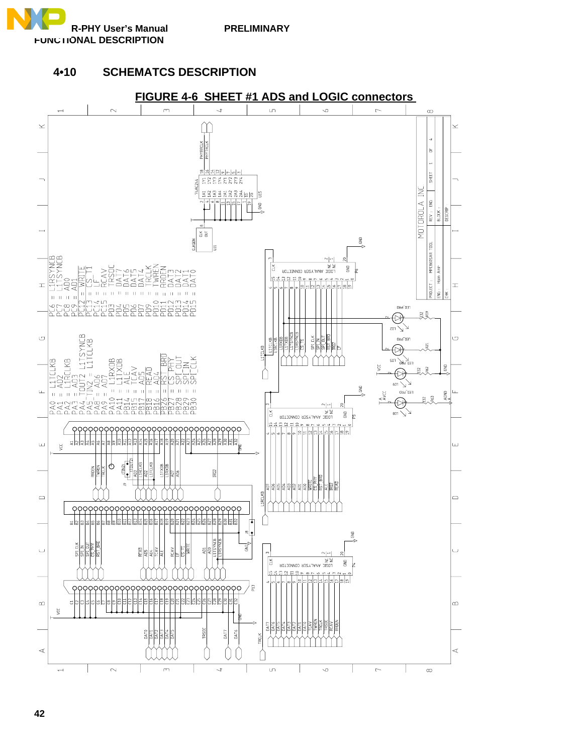## 4•10 SCHEMATCS DESCRIPTION

FIGURE 4-6 SHEET #1 ADS and LOGIC connectors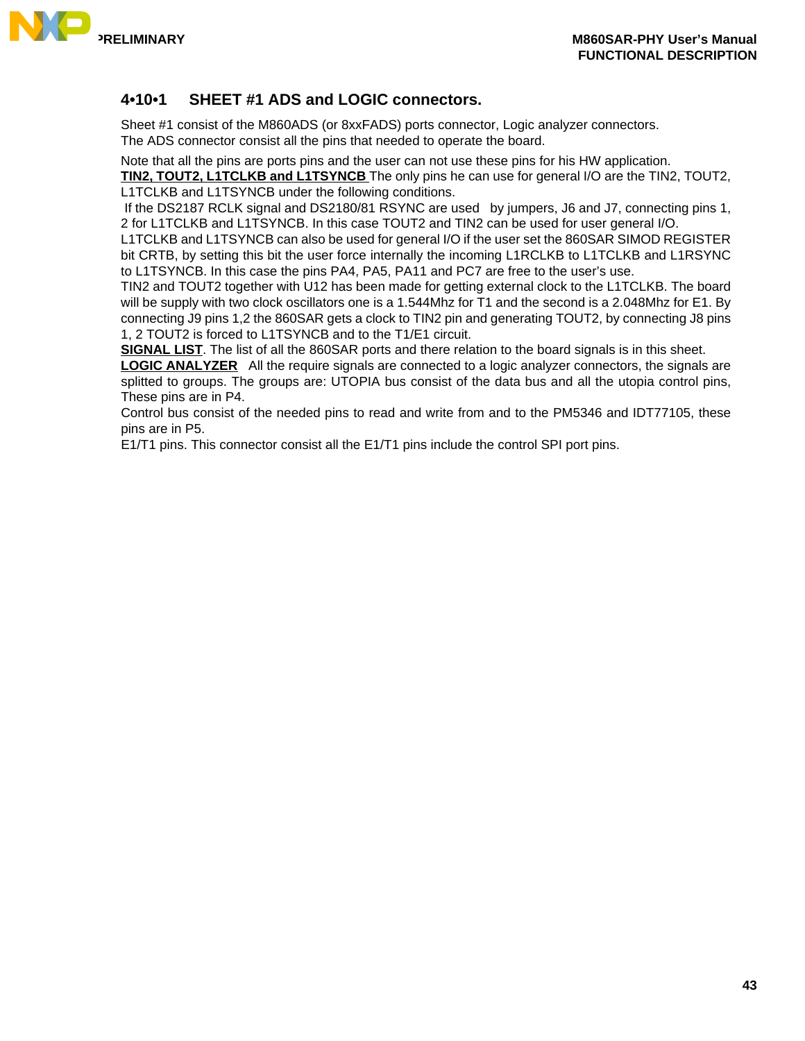### 4•10•1 SHEET #1 ADS and LOGIC connectors.

Sheet #1 consist of the M860ADS (or 8xxFADS) ports connector, Logic analyzer connectors.
The ADS connector consist all the pins that needed to operate the board.

Note that all the pins are ports pins and the user can not use these pins for his HW application.
**TIN2, TOUT2, L1TCLKB and L1TSYNCB** The only pins he can use for general I/O are the TIN2, TOUT2, L1TCLKB and L1TSYNCB under the following conditions.
If the DS2187 RCLK signal and DS2180/81 RSYNC are used by jumpers, J6 and J7, connecting pins 1, 2 for L1TCLKB and L1TSYNCB. In this case TOUT2 and TIN2 can be used for user general I/O.
L1TCLKB and L1TSYNCB can also be used for general I/O if the user set the 860SAR SIMOD REGISTER bit CRTB, by setting this bit the user force internally the incoming L1RCLKB to L1TCLKB and L1RSYNC to L1TSYNCB. In this case the pins PA4, PA5, PA11 and PC7 are free to the user's use.
TIN2 and TOUT2 together with U12 has been made for getting external clock to the L1TCLKB. The board will be supply with two clock oscillators one is a 1.544Mhz for T1 and the second is a 2.048Mhz for E1. By connecting J9 pins 1,2 the 860SAR gets a clock to TIN2 pin and generating TOUT2, by connecting J8 pins 1, 2 TOUT2 is forced to L1TSYNCB and to the T1/E1 circuit.
**SIGNAL LIST**. The list of all the 860SAR ports and there relation to the board signals is in this sheet.
**LOGIC ANALYZER** All the require signals are connected to a logic analyzer connectors, the signals are splitted to groups. The groups are: UTOPIA bus consist of the data bus and all the utopia control pins, These pins are in P4.
Control bus consist of the needed pins to read and write from and to the PM5346 and IDT77105, these pins are in P5.
E1/T1 pins. This connector consist all the E1/T1 pins include the control SPI port pins.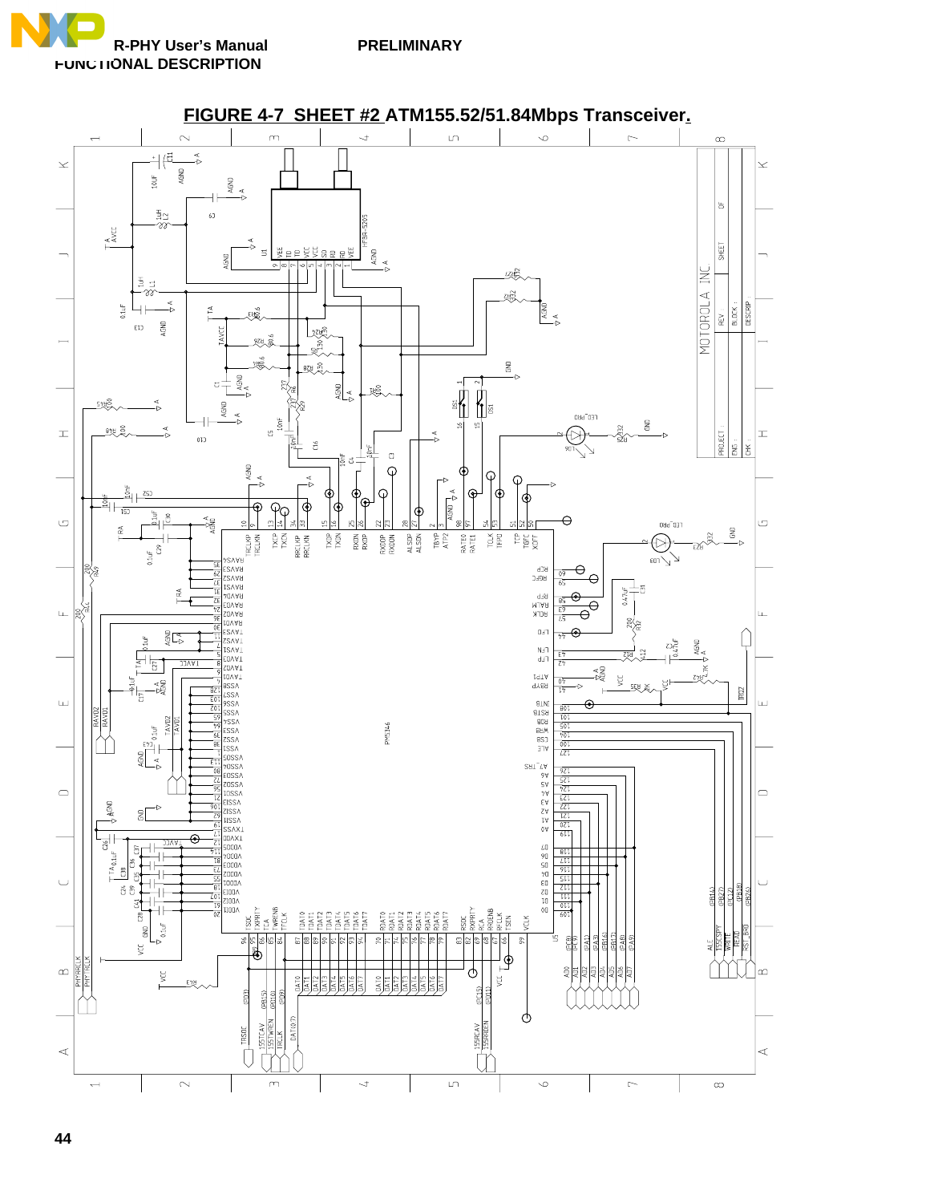**FIGURE 4-7 SHEET #2 ATM155.52/51.84Mbps Transceiver.**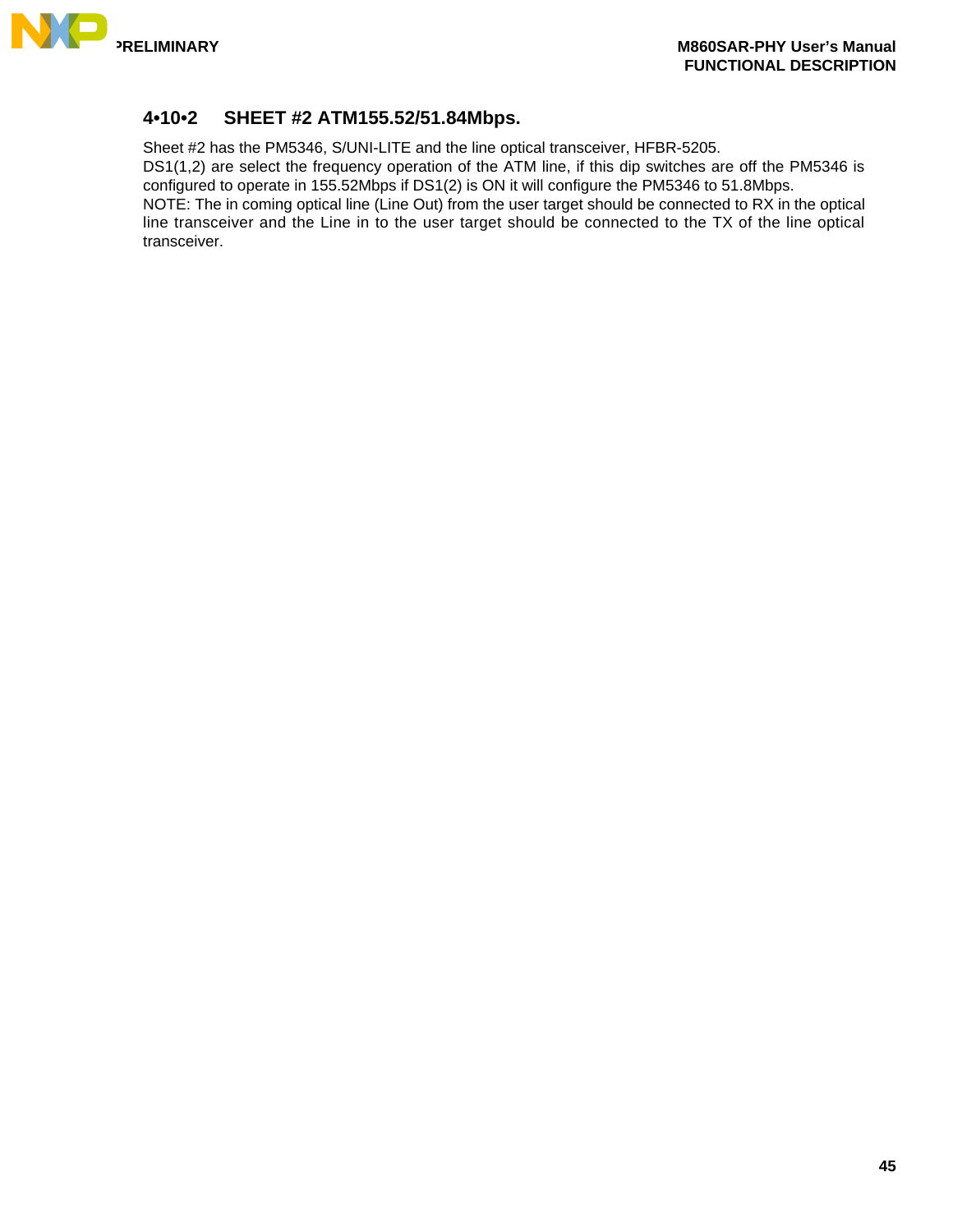### 4•10•2 SHEET #2 ATM155.52/51.84Mbps.

Sheet #2 has the PM5346, S/UNI-LITE and the line optical transceiver, HFBR-5205.
DS1(1,2) are select the frequency operation of the ATM line, if this dip switches are off the PM5346 is configured to operate in 155.52Mbps if DS1(2) is ON it will configure the PM5346 to 51.8Mbps.
NOTE: The in coming optical line (Line Out) from the user target should be connected to RX in the optical line transceiver and the Line in to the user target should be connected to the TX of the line optical transceiver.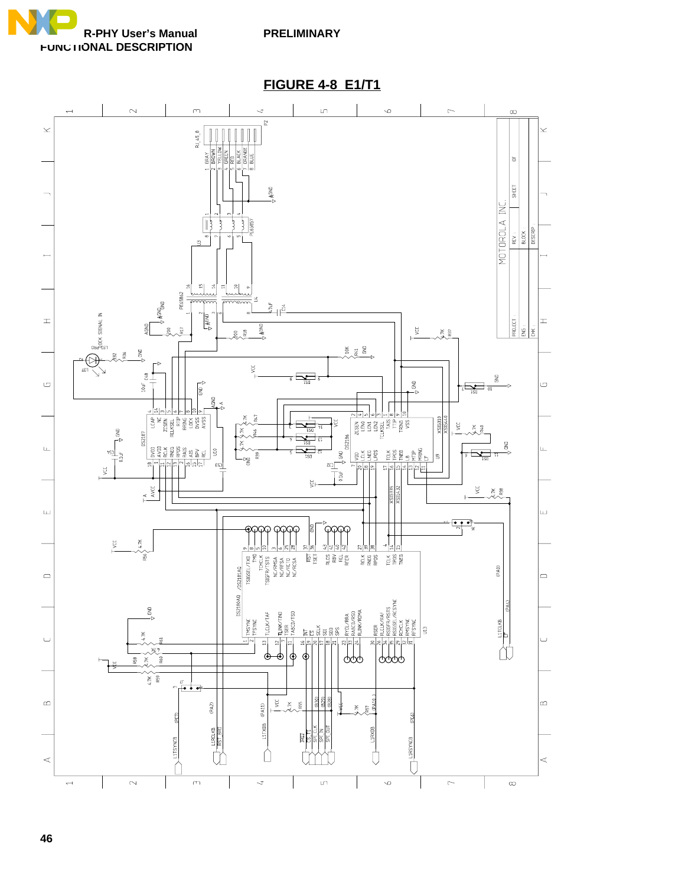## FIGURE 4-8 E1/T1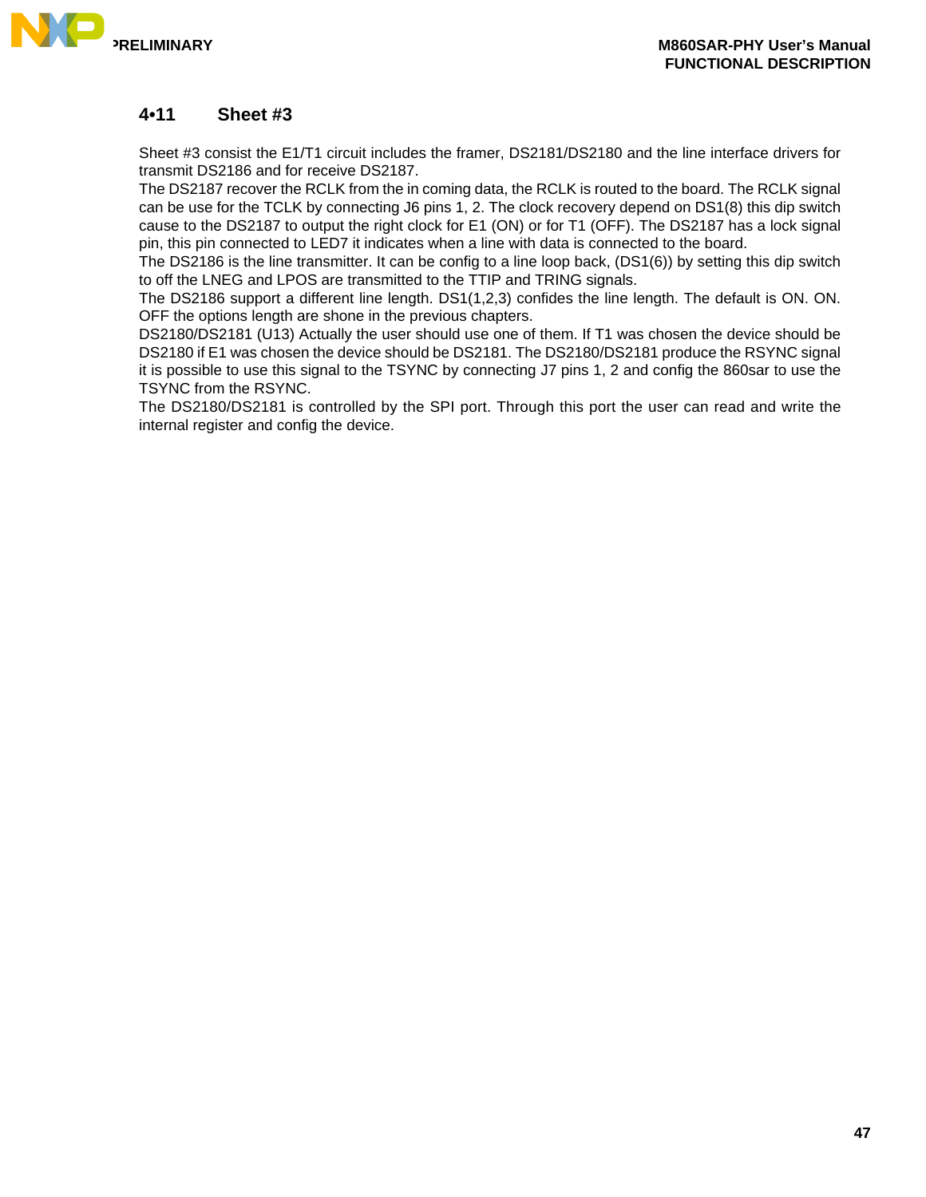## 4•11 Sheet #3

Sheet #3 consist the E1/T1 circuit includes the framer, DS2181/DS2180 and the line interface drivers for transmit DS2186 and for receive DS2187.
The DS2187 recover the RCLK from the in coming data, the RCLK is routed to the board. The RCLK signal can be use for the TCLK by connecting J6 pins 1, 2. The clock recovery depend on DS1(8) this dip switch cause to the DS2187 to output the right clock for E1 (ON) or for T1 (OFF). The DS2187 has a lock signal pin, this pin connected to LED7 it indicates when a line with data is connected to the board.
The DS2186 is the line transmitter. It can be config to a line loop back, (DS1(6)) by setting this dip switch to off the LNEG and LPOS are transmitted to the TTIP and TRING signals.
The DS2186 support a different line length. DS1(1,2,3) confides the line length. The default is ON. ON. OFF the options length are shone in the previous chapters.
DS2180/DS2181 (U13) Actually the user should use one of them. If T1 was chosen the device should be DS2180 if E1 was chosen the device should be DS2181. The DS2180/DS2181 produce the RSYNC signal it is possible to use this signal to the TSYNC by connecting J7 pins 1, 2 and config the 860sar to use the TSYNC from the RSYNC.
The DS2180/DS2181 is controlled by the SPI port. Through this port the user can read and write the internal register and config the device.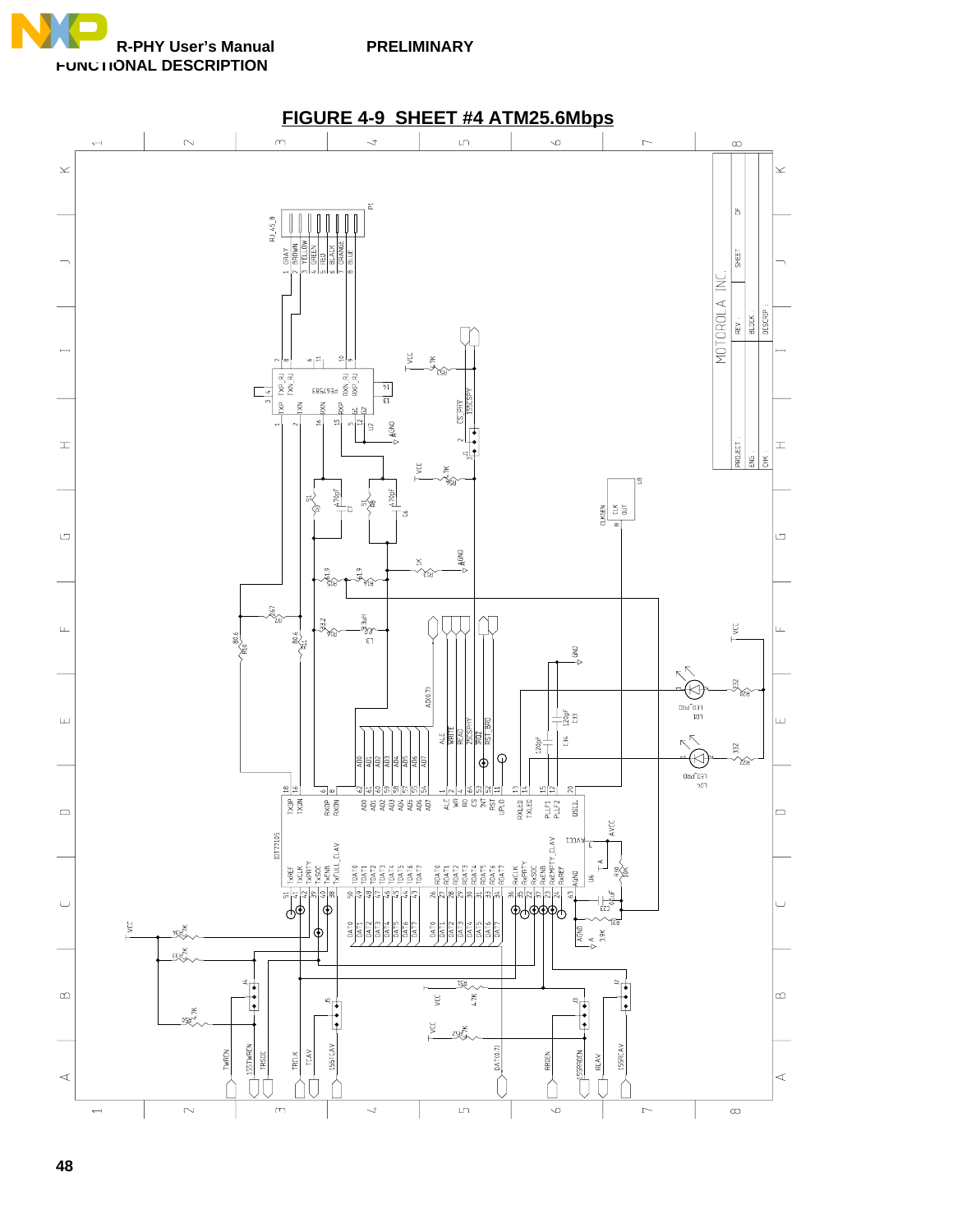## FIGURE 4-9 SHEET #4 ATM25.6Mbps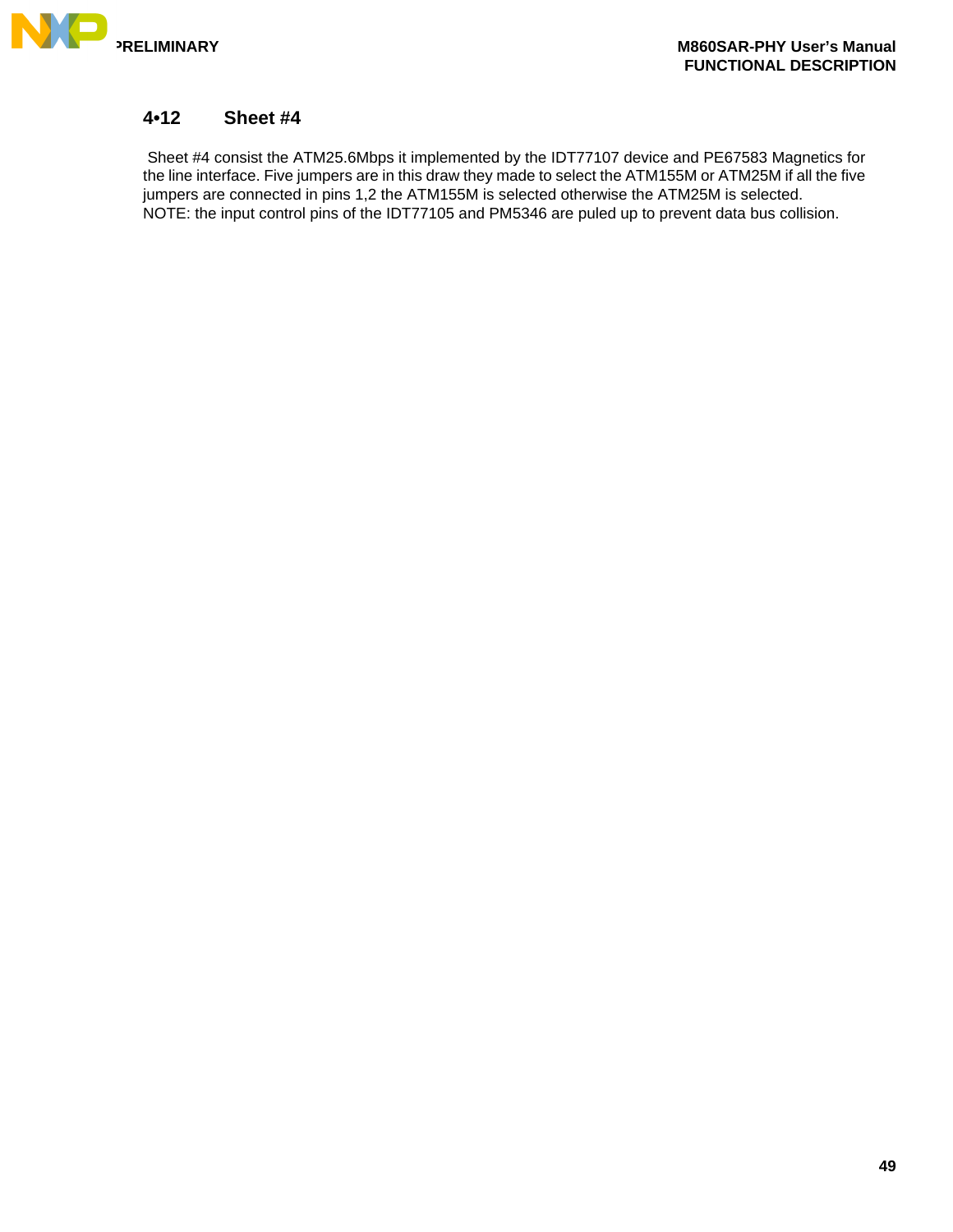## 4•12 Sheet #4

Sheet #4 consist the ATM25.6Mbps it implemented by the IDT77107 device and PE67583 Magnetics for the line interface. Five jumpers are in this draw they made to select the ATM155M or ATM25M if all the five jumpers are connected in pins 1,2 the ATM155M is selected otherwise the ATM25M is selected.
NOTE: the input control pins of the IDT77105 and PM5346 are puled up to prevent data bus collision.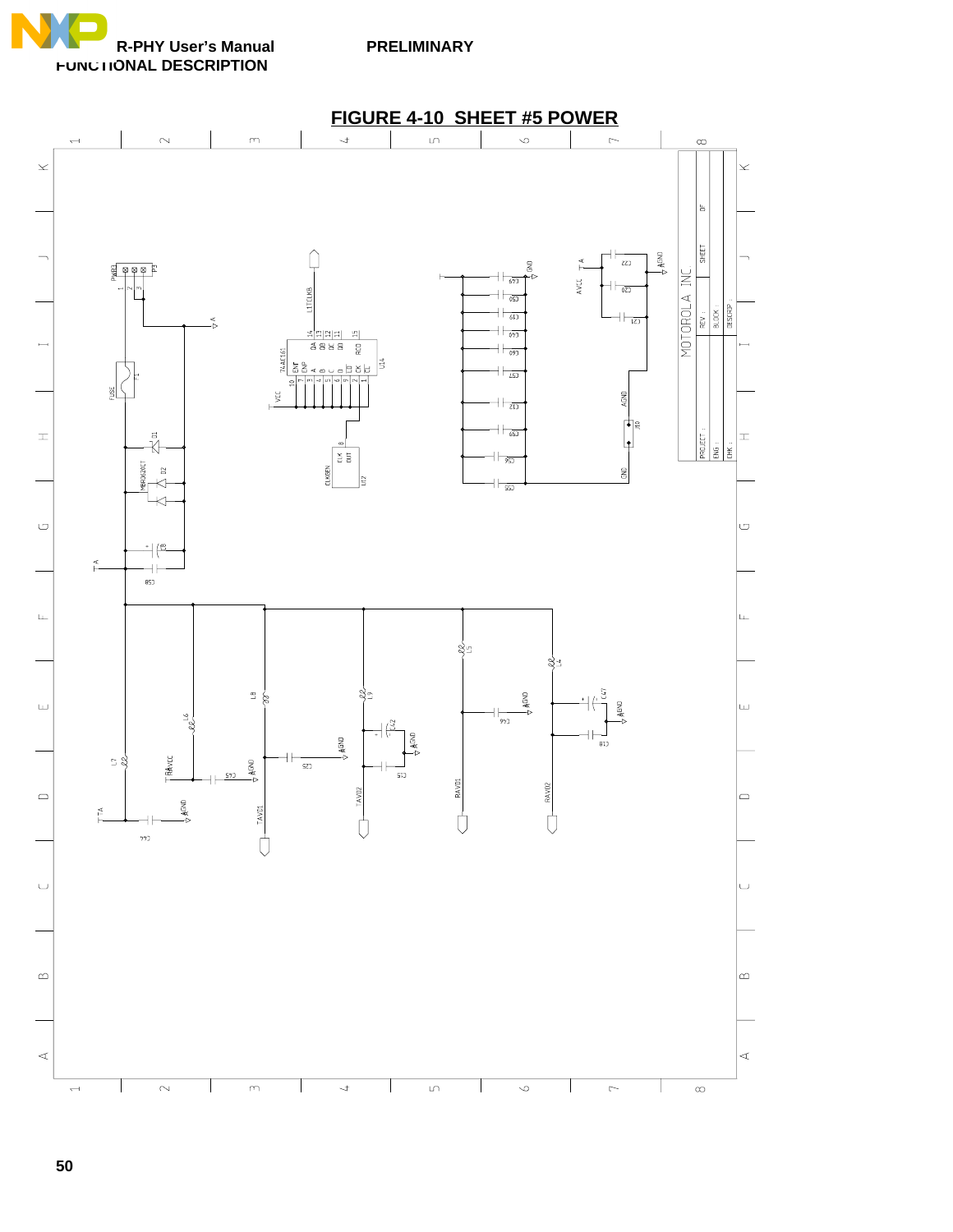# FIGURE 4-10 SHEET #5 POWER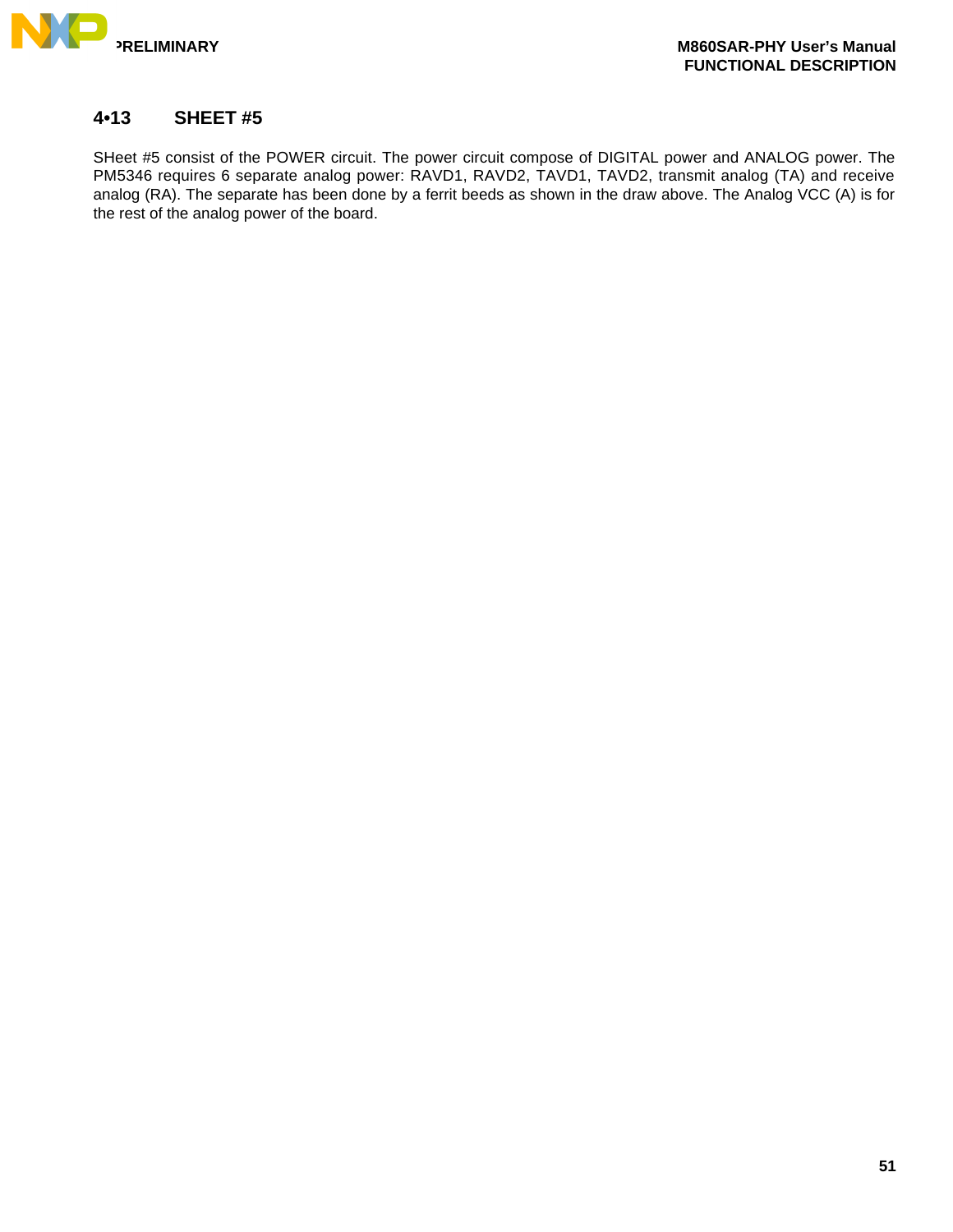## 4•13 SHEET #5

SHeet #5 consist of the POWER circuit. The power circuit compose of DIGITAL power and ANALOG power. The PM5346 requires 6 separate analog power: RAVD1, RAVD2, TAVD1, TAVD2, transmit analog (TA) and receive analog (RA). The separate has been done by a ferrit beeds as shown in the draw above. The Analog VCC (A) is for the rest of the analog power of the board.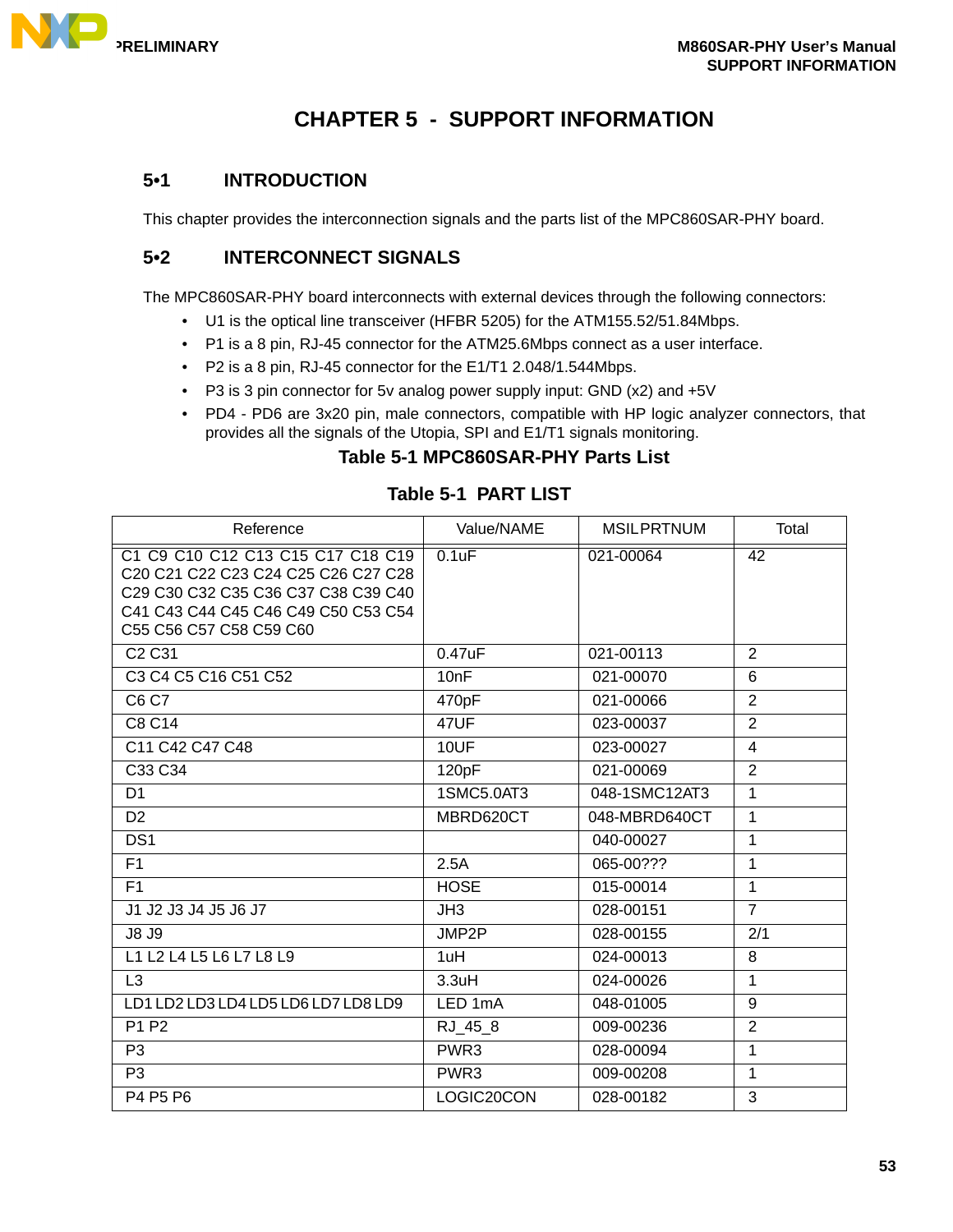# CHAPTER 5 - SUPPORT INFORMATION

## 5•1 INTRODUCTION

This chapter provides the interconnection signals and the parts list of the MPC860SAR-PHY board.

## 5•2 INTERCONNECT SIGNALS

The MPC860SAR-PHY board interconnects with external devices through the following connectors:

- U1 is the optical line transceiver (HFBR 5205) for the ATM155.52/51.84Mbps.
- P1 is a 8 pin, RJ-45 connector for the ATM25.6Mbps connect as a user interface.
- P2 is a 8 pin, RJ-45 connector for the E1/T1 2.048/1.544Mbps.
- P3 is 3 pin connector for 5v analog power supply input: GND (x2) and +5V
- PD4 - PD6 are 3x20 pin, male connectors, compatible with HP logic analyzer connectors, that provides all the signals of the Utopia, SPI and E1/T1 signals monitoring.

**Table 5-1 MPC860SAR-PHY Parts List**

**Table 5-1 PART LIST**

| Reference | Value/NAME | MSILPRTNUM | Total |
|---|---|---|---|
| C1 C9 C10 C12 C13 C15 C17 C18 C19 C20 C21 C22 C23 C24 C25 C26 C27 C28 C29 C30 C32 C35 C36 C37 C38 C39 C40 C41 C43 C44 C45 C46 C49 C50 C53 C54 C55 C56 C57 C58 C59 C60 | 0.1uF | 021-00064 | 42 |
| C2 C31 | 0.47uF | 021-00113 | 2 |
| C3 C4 C5 C16 C51 C52 | 10nF | 021-00070 | 6 |
| C6 C7 | 470pF | 021-00066 | 2 |
| C8 C14 | 47UF | 023-00037 | 2 |
| C11 C42 C47 C48 | 10UF | 023-00027 | 4 |
| C33 C34 | 120pF | 021-00069 | 2 |
| D1 | 1SMC5.0AT3 | 048-1SMC12AT3 | 1 |
| D2 | MBRD620CT | 048-MBRD640CT | 1 |
| DS1 | | 040-00027 | 1 |
| F1 | 2.5A | 065-00??? | 1 |
| F1 | HOSE | 015-00014 | 1 |
| J1 J2 J3 J4 J5 J6 J7 | JH3 | 028-00151 | 7 |
| J8 J9 | JMP2P | 028-00155 | 2/1 |
| L1 L2 L4 L5 L6 L7 L8 L9 | 1uH | 024-00013 | 8 |
| L3 | 3.3uH | 024-00026 | 1 |
| LD1 LD2 LD3 LD4 LD5 LD6 LD7 LD8 LD9 | LED 1mA | 048-01005 | 9 |
| P1 P2 | RJ_45_8 | 009-00236 | 2 |
| P3 | PWR3 | 028-00094 | 1 |
| P3 | PWR3 | 009-00208 | 1 |
| P4 P5 P6 | LOGIC20CON | 028-00182 | 3 |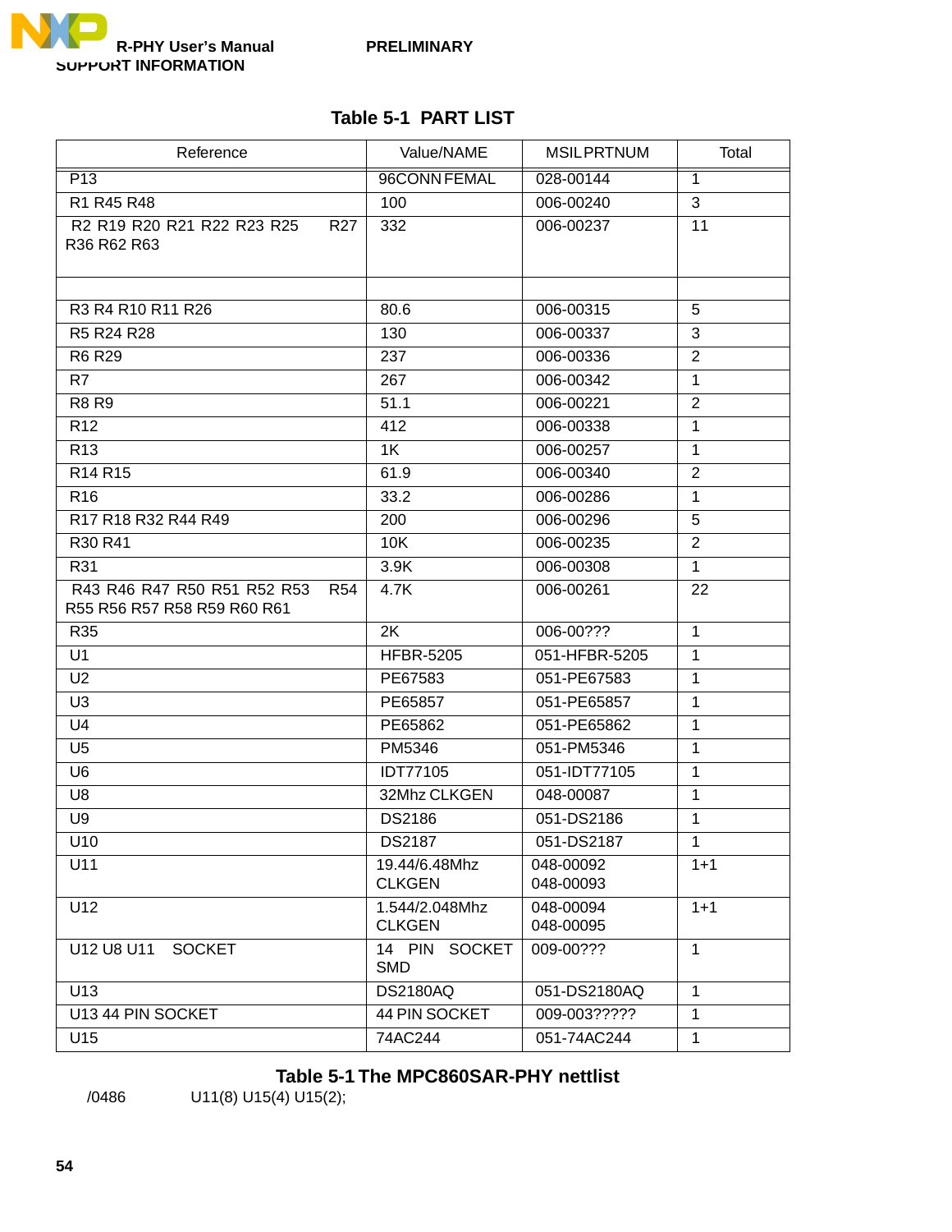## Table 5-1 PART LIST

| Reference | Value/NAME | MSIL PRTNUM | Total |
|---|---|---|---|
| P13 | 96CONN FEMAL | 028-00144 | 1 |
| R1 R45 R48 | 100 | 006-00240 | 3 |
| R2 R19 R20 R21 R22 R23 R25 R27 R36 R62 R63 | 332 | 006-00237 | 11 |
| | | | |
| R3 R4 R10 R11 R26 | 80.6 | 006-00315 | 5 |
| R5 R24 R28 | 130 | 006-00337 | 3 |
| R6 R29 | 237 | 006-00336 | 2 |
| R7 | 267 | 006-00342 | 1 |
| R8 R9 | 51.1 | 006-00221 | 2 |
| R12 | 412 | 006-00338 | 1 |
| R13 | 1K | 006-00257 | 1 |
| R14 R15 | 61.9 | 006-00340 | 2 |
| R16 | 33.2 | 006-00286 | 1 |
| R17 R18 R32 R44 R49 | 200 | 006-00296 | 5 |
| R30 R41 | 10K | 006-00235 | 2 |
| R31 | 3.9K | 006-00308 | 1 |
| R43 R46 R47 R50 R51 R52 R53 R54 R55 R56 R57 R58 R59 R60 R61 | 4.7K | 006-00261 | 22 |
| R35 | 2K | 006-00??? | 1 |
| U1 | HFBR-5205 | 051-HFBR-5205 | 1 |
| U2 | PE67583 | 051-PE67583 | 1 |
| U3 | PE65857 | 051-PE65857 | 1 |
| U4 | PE65862 | 051-PE65862 | 1 |
| U5 | PM5346 | 051-PM5346 | 1 |
| U6 | IDT77105 | 051-IDT77105 | 1 |
| U8 | 32Mhz CLKGEN | 048-00087 | 1 |
| U9 | DS2186 | 051-DS2186 | 1 |
| U10 | DS2187 | 051-DS2187 | 1 |
| U11 | 19.44/6.48Mhz CLKGEN | 048-00092 048-00093 | 1+1 |
| U12 | 1.544/2.048Mhz CLKGEN | 048-00094 048-00095 | 1+1 |
| U12 U8 U11 SOCKET | 14 PIN SOCKET SMD | 009-00??? | 1 |
| U13 | DS2180AQ | 051-DS2180AQ | 1 |
| U13 44 PIN SOCKET | 44 PIN SOCKET | 009-003????? | 1 |
| U15 | 74AC244 | 051-74AC244 | 1 |

## Table 5-1 The MPC860SAR-PHY nettlist

/0486 U11(8) U15(4) U15(2);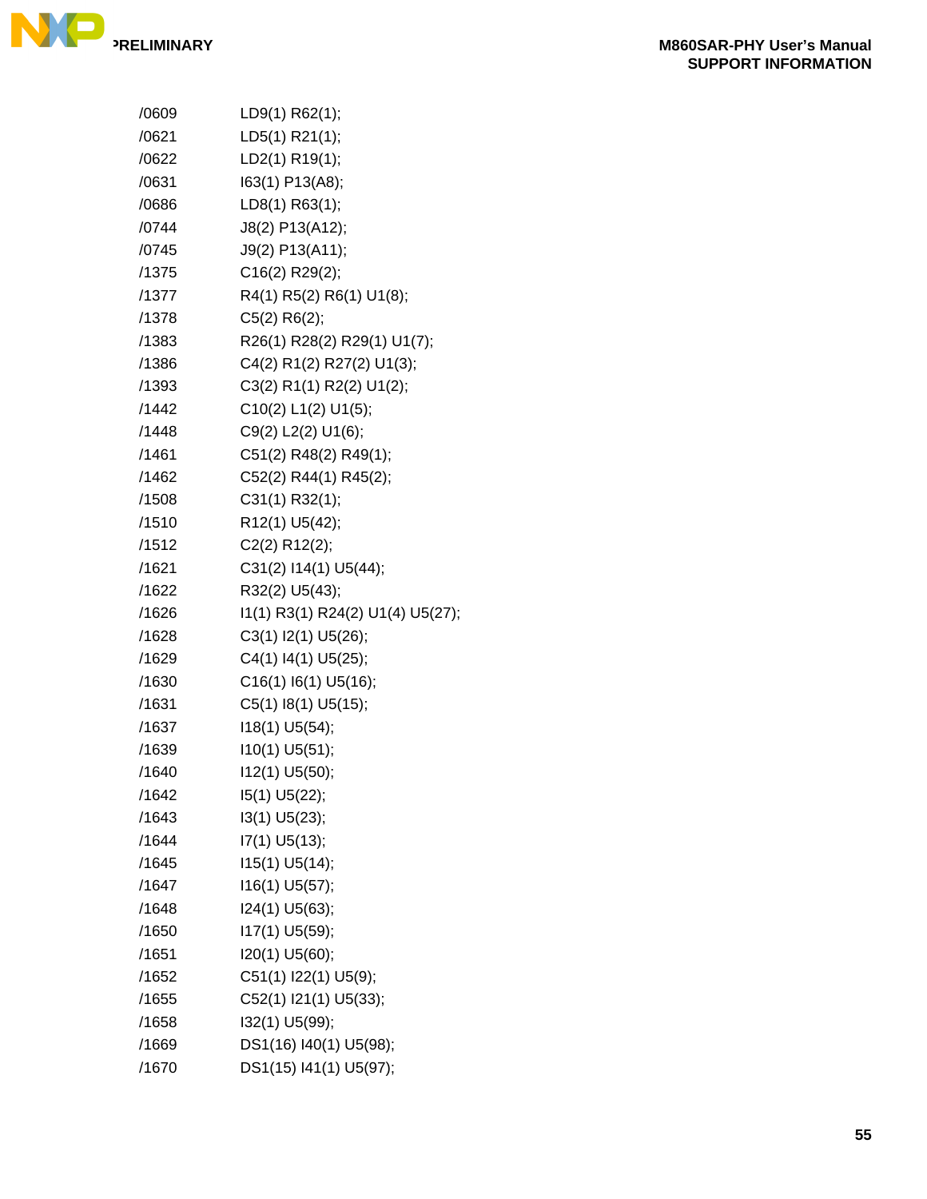/0609 LD9(1) R62(1);
/0621 LD5(1) R21(1);
/0622 LD2(1) R19(1);
/0631 I63(1) P13(A8);
/0686 LD8(1) R63(1);
/0744 J8(2) P13(A12);
/0745 J9(2) P13(A11);
/1375 C16(2) R29(2);
/1377 R4(1) R5(2) R6(1) U1(8);
/1378 C5(2) R6(2);
/1383 R26(1) R28(2) R29(1) U1(7);
/1386 C4(2) R1(2) R27(2) U1(3);
/1393 C3(2) R1(1) R2(2) U1(2);
/1442 C10(2) L1(2) U1(5);
/1448 C9(2) L2(2) U1(6);
/1461 C51(2) R48(2) R49(1);
/1462 C52(2) R44(1) R45(2);
/1508 C31(1) R32(1);
/1510 R12(1) U5(42);
/1512 C2(2) R12(2);
/1621 C31(2) I14(1) U5(44);
/1622 R32(2) U5(43);
/1626 I1(1) R3(1) R24(2) U1(4) U5(27);
/1628 C3(1) I2(1) U5(26);
/1629 C4(1) I4(1) U5(25);
/1630 C16(1) I6(1) U5(16);
/1631 C5(1) I8(1) U5(15);
/1637 I18(1) U5(54);
/1639 I10(1) U5(51);
/1640 I12(1) U5(50);
/1642 I5(1) U5(22);
/1643 I3(1) U5(23);
/1644 I7(1) U5(13);
/1645 I15(1) U5(14);
/1647 I16(1) U5(57);
/1648 I24(1) U5(63);
/1650 I17(1) U5(59);
/1651 I20(1) U5(60);
/1652 C51(1) I22(1) U5(9);
/1655 C52(1) I21(1) U5(33);
/1658 I32(1) U5(99);
/1669 DS1(16) I40(1) U5(98);
/1670 DS1(15) I41(1) U5(97);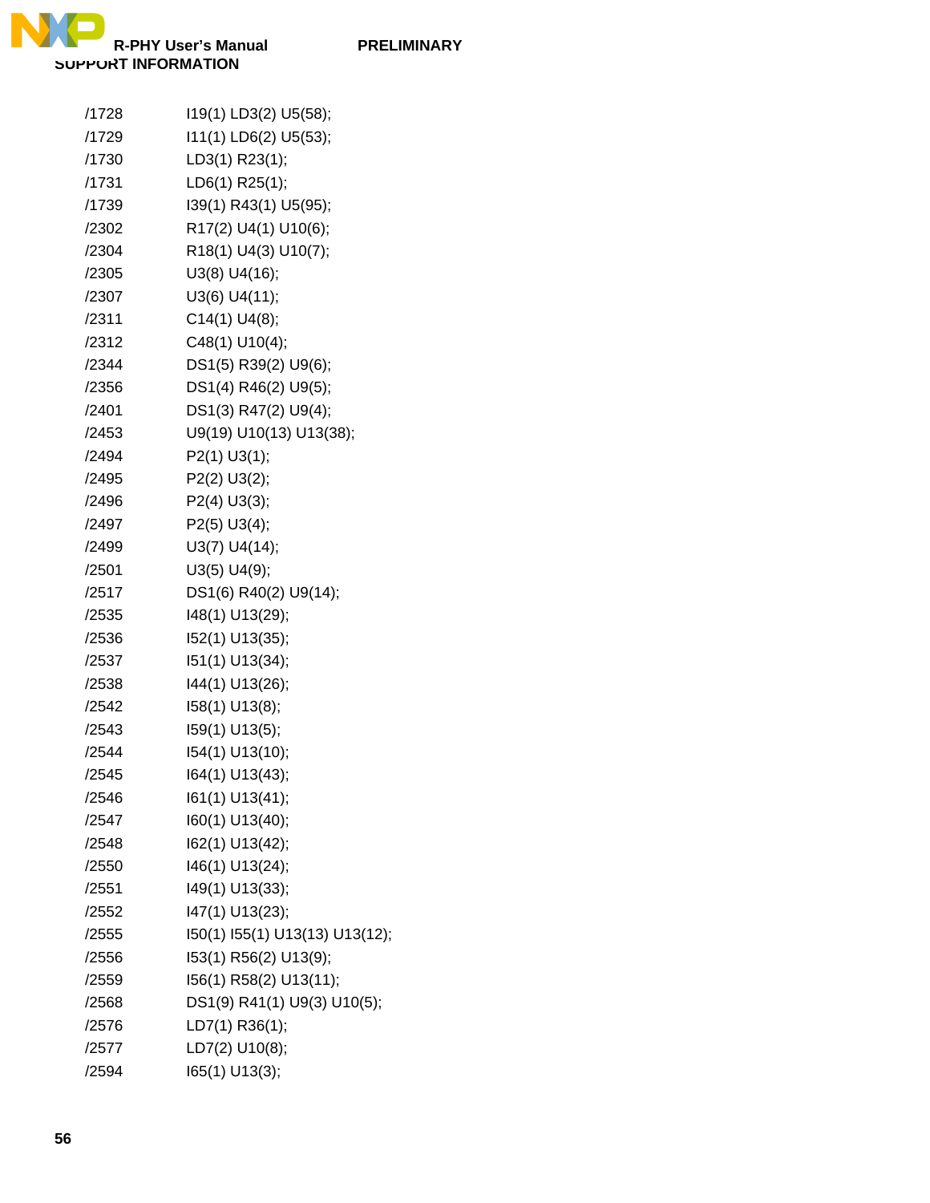| | |
|---|---|
| /1728 | I19(1) LD3(2) U5(58); |
| /1729 | I11(1) LD6(2) U5(53); |
| /1730 | LD3(1) R23(1); |
| /1731 | LD6(1) R25(1); |
| /1739 | I39(1) R43(1) U5(95); |
| /2302 | R17(2) U4(1) U10(6); |
| /2304 | R18(1) U4(3) U10(7); |
| /2305 | U3(8) U4(16); |
| /2307 | U3(6) U4(11); |
| /2311 | C14(1) U4(8); |
| /2312 | C48(1) U10(4); |
| /2344 | DS1(5) R39(2) U9(6); |
| /2356 | DS1(4) R46(2) U9(5); |
| /2401 | DS1(3) R47(2) U9(4); |
| /2453 | U9(19) U10(13) U13(38); |
| /2494 | P2(1) U3(1); |
| /2495 | P2(2) U3(2); |
| /2496 | P2(4) U3(3); |
| /2497 | P2(5) U3(4); |
| /2499 | U3(7) U4(14); |
| /2501 | U3(5) U4(9); |
| /2517 | DS1(6) R40(2) U9(14); |
| /2535 | I48(1) U13(29); |
| /2536 | I52(1) U13(35); |
| /2537 | I51(1) U13(34); |
| /2538 | I44(1) U13(26); |
| /2542 | I58(1) U13(8); |
| /2543 | I59(1) U13(5); |
| /2544 | I54(1) U13(10); |
| /2545 | I64(1) U13(43); |
| /2546 | I61(1) U13(41); |
| /2547 | I60(1) U13(40); |
| /2548 | I62(1) U13(42); |
| /2550 | I46(1) U13(24); |
| /2551 | I49(1) U13(33); |
| /2552 | I47(1) U13(23); |
| /2555 | I50(1) I55(1) U13(13) U13(12); |
| /2556 | I53(1) R56(2) U13(9); |
| /2559 | I56(1) R58(2) U13(11); |
| /2568 | DS1(9) R41(1) U9(3) U10(5); |
| /2576 | LD7(1) R36(1); |
| /2577 | LD7(2) U10(8); |
| /2594 | I65(1) U13(3); |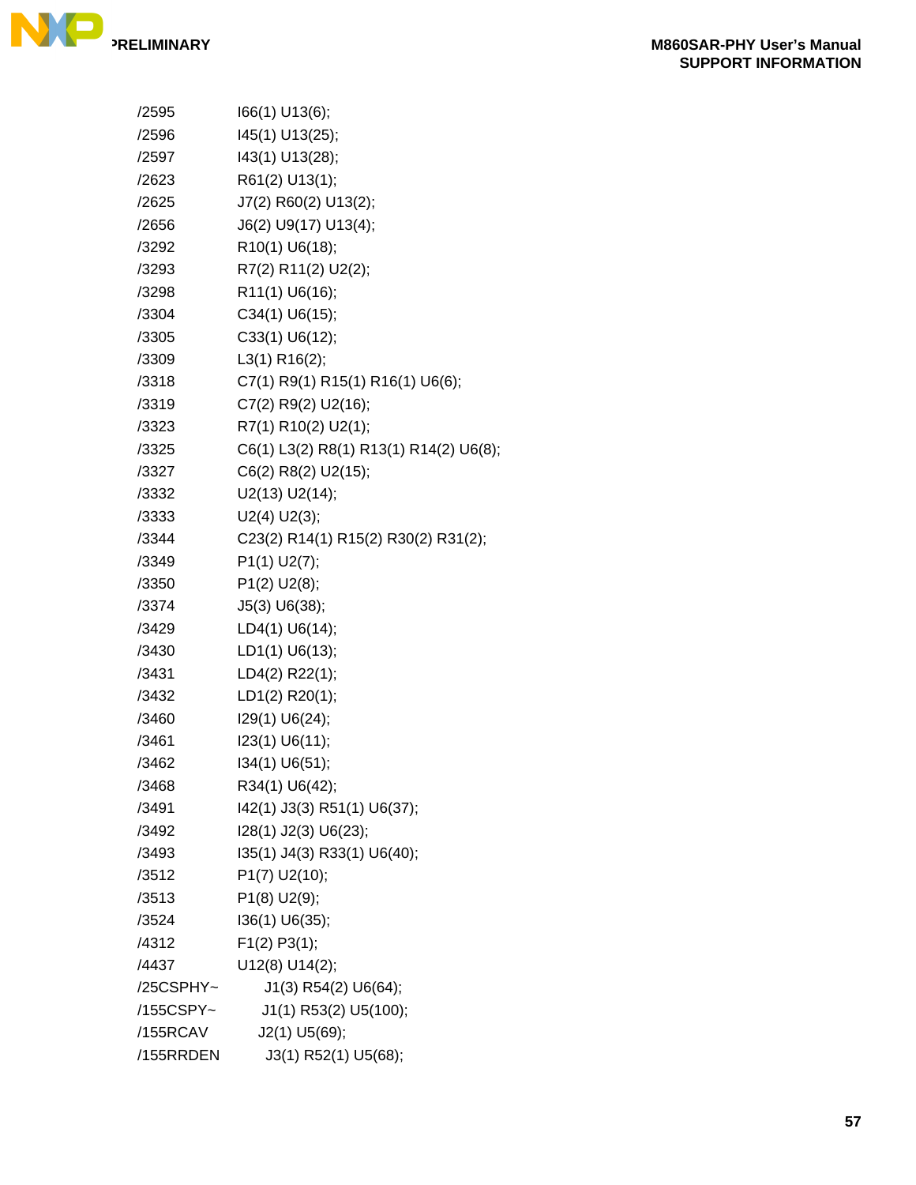| | |
|---|---|
| /2595 | I66(1) U13(6); |
| /2596 | I45(1) U13(25); |
| /2597 | I43(1) U13(28); |
| /2623 | R61(2) U13(1); |
| /2625 | J7(2) R60(2) U13(2); |
| /2656 | J6(2) U9(17) U13(4); |
| /3292 | R10(1) U6(18); |
| /3293 | R7(2) R11(2) U2(2); |
| /3298 | R11(1) U6(16); |
| /3304 | C34(1) U6(15); |
| /3305 | C33(1) U6(12); |
| /3309 | L3(1) R16(2); |
| /3318 | C7(1) R9(1) R15(1) R16(1) U6(6); |
| /3319 | C7(2) R9(2) U2(16); |
| /3323 | R7(1) R10(2) U2(1); |
| /3325 | C6(1) L3(2) R8(1) R13(1) R14(2) U6(8); |
| /3327 | C6(2) R8(2) U2(15); |
| /3332 | U2(13) U2(14); |
| /3333 | U2(4) U2(3); |
| /3344 | C23(2) R14(1) R15(2) R30(2) R31(2); |
| /3349 | P1(1) U2(7); |
| /3350 | P1(2) U2(8); |
| /3374 | J5(3) U6(38); |
| /3429 | LD4(1) U6(14); |
| /3430 | LD1(1) U6(13); |
| /3431 | LD4(2) R22(1); |
| /3432 | LD1(2) R20(1); |
| /3460 | I29(1) U6(24); |
| /3461 | I23(1) U6(11); |
| /3462 | I34(1) U6(51); |
| /3468 | R34(1) U6(42); |
| /3491 | I42(1) J3(3) R51(1) U6(37); |
| /3492 | I28(1) J2(3) U6(23); |
| /3493 | I35(1) J4(3) R33(1) U6(40); |
| /3512 | P1(7) U2(10); |
| /3513 | P1(8) U2(9); |
| /3524 | I36(1) U6(35); |
| /4312 | F1(2) P3(1); |
| /4437 | U12(8) U14(2); |
| /25CSPHY~ | J1(3) R54(2) U6(64); |
| /155CSPY~ | J1(1) R53(2) U5(100); |
| /155RCAV | J2(1) U5(69); |
| /155RRDEN | J3(1) R52(1) U5(68); |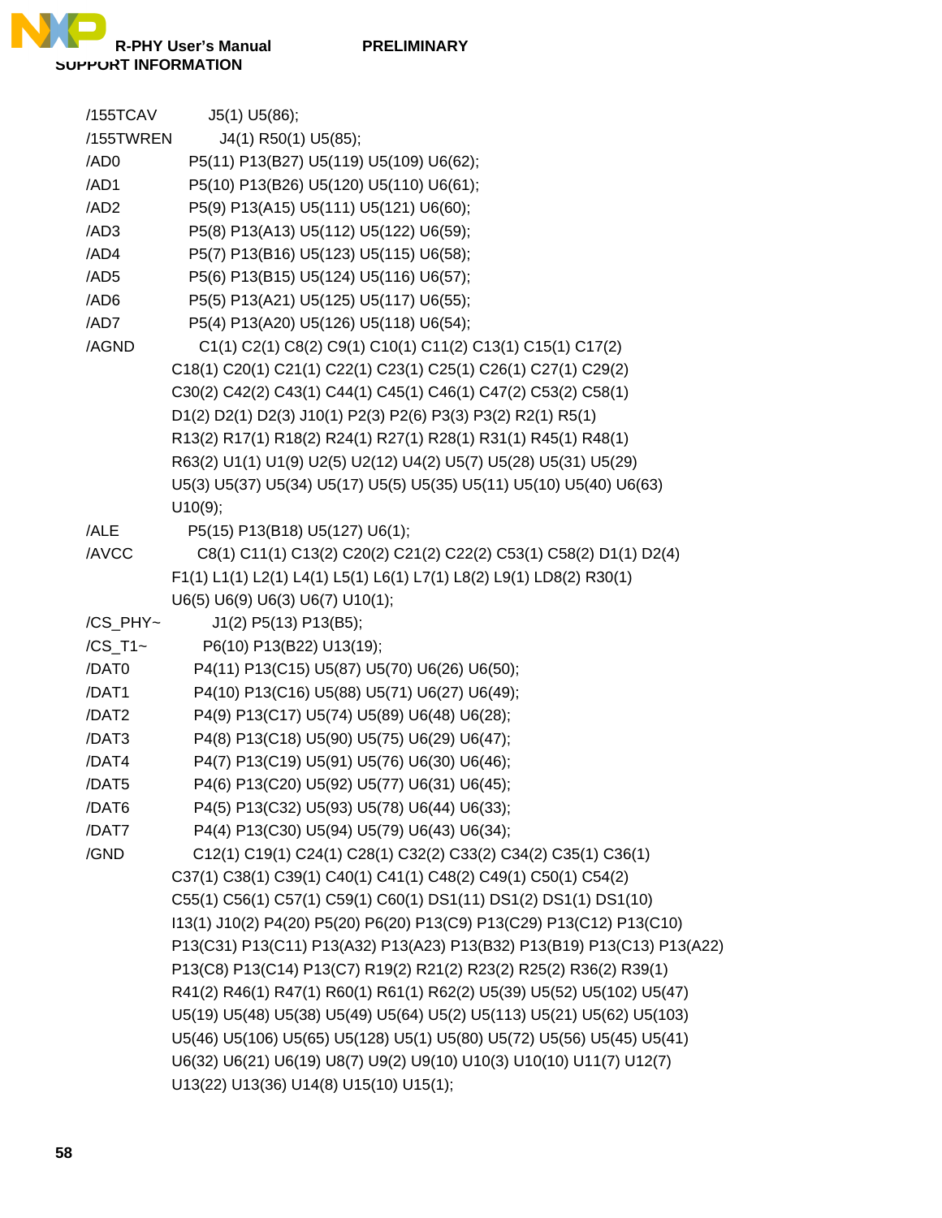/155TCAV J5(1) U5(86);

/155TWREN J4(1) R50(1) U5(85);

/AD0 P5(11) P13(B27) U5(119) U5(109) U6(62);

/AD1 P5(10) P13(B26) U5(120) U5(110) U6(61);

/AD2 P5(9) P13(A15) U5(111) U5(121) U6(60);

/AD3 P5(8) P13(A13) U5(112) U5(122) U6(59);

/AD4 P5(7) P13(B16) U5(123) U5(115) U6(58);

/AD5 P5(6) P13(B15) U5(124) U5(116) U6(57);

/AD6 P5(5) P13(A21) U5(125) U5(117) U6(55);

/AD7 P5(4) P13(A20) U5(126) U5(118) U6(54);

/AGND C1(1) C2(1) C8(2) C9(1) C10(1) C11(2) C13(1) C15(1) C17(2)
C18(1) C20(1) C21(1) C22(1) C23(1) C25(1) C26(1) C27(1) C29(2)
C30(2) C42(2) C43(1) C44(1) C45(1) C46(1) C47(2) C53(2) C58(1)
D1(2) D2(1) D2(3) J10(1) P2(3) P2(6) P3(3) P3(2) R2(1) R5(1)
R13(2) R17(1) R18(2) R24(1) R27(1) R28(1) R31(1) R45(1) R48(1)
R63(2) U1(1) U1(9) U2(5) U2(12) U4(2) U5(7) U5(28) U5(31) U5(29)
U5(3) U5(37) U5(34) U5(17) U5(5) U5(35) U5(11) U5(10) U5(40) U6(63)
U10(9);

/ALE P5(15) P13(B18) U5(127) U6(1);

/AVCC C8(1) C11(1) C13(2) C20(2) C21(2) C22(2) C53(1) C58(2) D1(1) D2(4)
F1(1) L1(1) L2(1) L4(1) L5(1) L6(1) L7(1) L8(2) L9(1) LD8(2) R30(1)
U6(5) U6(9) U6(3) U6(7) U10(1);

/CS_PHY~ J1(2) P5(13) P13(B5);

/CS_T1~ P6(10) P13(B22) U13(19);

/DAT0 P4(11) P13(C15) U5(87) U5(70) U6(26) U6(50);

/DAT1 P4(10) P13(C16) U5(88) U5(71) U6(27) U6(49);

/DAT2 P4(9) P13(C17) U5(74) U5(89) U6(48) U6(28);

/DAT3 P4(8) P13(C18) U5(90) U5(75) U6(29) U6(47);

/DAT4 P4(7) P13(C19) U5(91) U5(76) U6(30) U6(46);

/DAT5 P4(6) P13(C20) U5(92) U5(77) U6(31) U6(45);

/DAT6 P4(5) P13(C32) U5(93) U5(78) U6(44) U6(33);

/DAT7 P4(4) P13(C30) U5(94) U5(79) U6(43) U6(34);

/GND C12(1) C19(1) C24(1) C28(1) C32(2) C33(2) C34(2) C35(1) C36(1)
C37(1) C38(1) C39(1) C40(1) C41(1) C48(2) C49(1) C50(1) C54(2)
C55(1) C56(1) C57(1) C59(1) C60(1) DS1(11) DS1(2) DS1(1) DS1(10)
I13(1) J10(2) P4(20) P5(20) P6(20) P13(C9) P13(C29) P13(C12) P13(C10)
P13(C31) P13(C11) P13(A32) P13(A23) P13(B32) P13(B19) P13(C13) P13(A22)
P13(C8) P13(C14) P13(C7) R19(2) R21(2) R23(2) R25(2) R36(2) R39(1)
R41(2) R46(1) R47(1) R60(1) R61(1) R62(2) U5(39) U5(52) U5(102) U5(47)
U5(19) U5(48) U5(38) U5(49) U5(64) U5(2) U5(113) U5(21) U5(62) U5(103)
U5(46) U5(106) U5(65) U5(128) U5(1) U5(80) U5(72) U5(56) U5(45) U5(41)
U6(32) U6(21) U6(19) U8(7) U9(2) U9(10) U10(3) U10(10) U11(7) U12(7)
U13(22) U13(36) U14(8) U15(10) U15(1);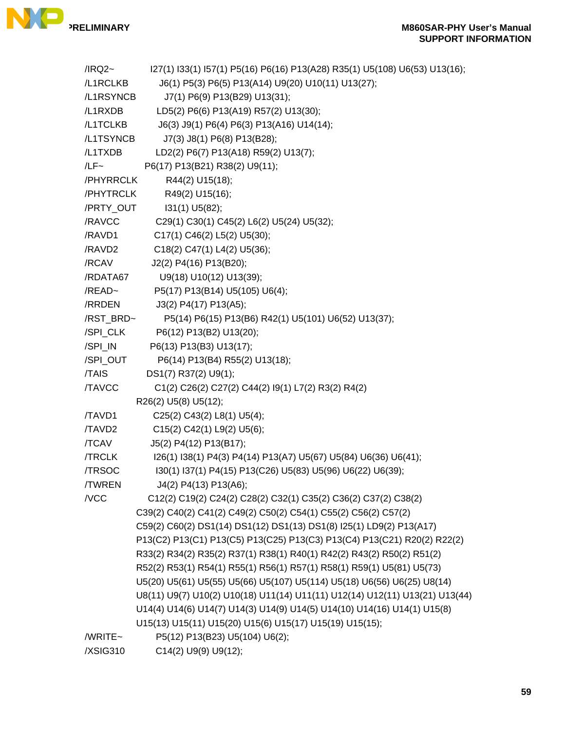/IRQ2~ I27(1) I33(1) I57(1) P5(16) P6(16) P13(A28) R35(1) U5(108) U6(53) U13(16);
/L1RCLKB J6(1) P5(3) P6(5) P13(A14) U9(20) U10(11) U13(27);
/L1RSYNCB J7(1) P6(9) P13(B29) U13(31);
/L1RXDB LD5(2) P6(6) P13(A19) R57(2) U13(30);
/L1TCLKB J6(3) J9(1) P6(4) P6(3) P13(A16) U14(14);
/L1TSYNCB J7(3) J8(1) P6(8) P13(B28);
/L1TXDB LD2(2) P6(7) P13(A18) R59(2) U13(7);
/LF~ P6(17) P13(B21) R38(2) U9(11);
/PHYRRCLK R44(2) U15(18);
/PHYTRCLK R49(2) U15(16);
/PRTY_OUT I31(1) U5(82);
/RAVCC C29(1) C30(1) C45(2) L6(2) U5(24) U5(32);
/RAVD1 C17(1) C46(2) L5(2) U5(30);
/RAVD2 C18(2) C47(1) L4(2) U5(36);
/RCAV J2(2) P4(16) P13(B20);
/RDATA67 U9(18) U10(12) U13(39);
/READ~ P5(17) P13(B14) U5(105) U6(4);
/RRDEN J3(2) P4(17) P13(A5);
/RST_BRD~ P5(14) P6(15) P13(B6) R42(1) U5(101) U6(52) U13(37);
/SPI_CLK P6(12) P13(B2) U13(20);
/SPI_IN P6(13) P13(B3) U13(17);
/SPI_OUT P6(14) P13(B4) R55(2) U13(18);
/TAIS DS1(7) R37(2) U9(1);
/TAVCC C1(2) C26(2) C27(2) C44(2) I9(1) L7(2) R3(2) R4(2)
R26(2) U5(8) U5(12);
/TAVD1 C25(2) C43(2) L8(1) U5(4);
/TAVD2 C15(2) C42(1) L9(2) U5(6);
/TCAV J5(2) P4(12) P13(B17);
/TRCLK I26(1) I38(1) P4(3) P4(14) P13(A7) U5(67) U5(84) U6(36) U6(41);
/TRSOC I30(1) I37(1) P4(15) P13(C26) U5(83) U5(96) U6(22) U6(39);
/TWREN J4(2) P4(13) P13(A6);
/VCC C12(2) C19(2) C24(2) C28(2) C32(1) C35(2) C36(2) C37(2) C38(2)
C39(2) C40(2) C41(2) C49(2) C50(2) C54(1) C55(2) C56(2) C57(2)
C59(2) C60(2) DS1(14) DS1(12) DS1(13) DS1(8) I25(1) LD9(2) P13(A17)
P13(C2) P13(C1) P13(C5) P13(C25) P13(C3) P13(C4) P13(C21) R20(2) R22(2)
R33(2) R34(2) R35(2) R37(1) R38(1) R40(1) R42(2) R43(2) R50(2) R51(2)
R52(2) R53(1) R54(1) R55(1) R56(1) R57(1) R58(1) R59(1) U5(81) U5(73)
U5(20) U5(61) U5(55) U5(66) U5(107) U5(114) U5(18) U6(56) U6(25) U8(14)
U8(11) U9(7) U10(2) U10(18) U11(14) U11(11) U12(14) U12(11) U13(21) U13(44)
U14(4) U14(6) U14(7) U14(3) U14(9) U14(5) U14(10) U14(16) U14(1) U15(8)
U15(13) U15(11) U15(20) U15(6) U15(17) U15(19) U15(15);
/WRITE~ P5(12) P13(B23) U5(104) U6(2);
/XSIG310 C14(2) U9(9) U9(12);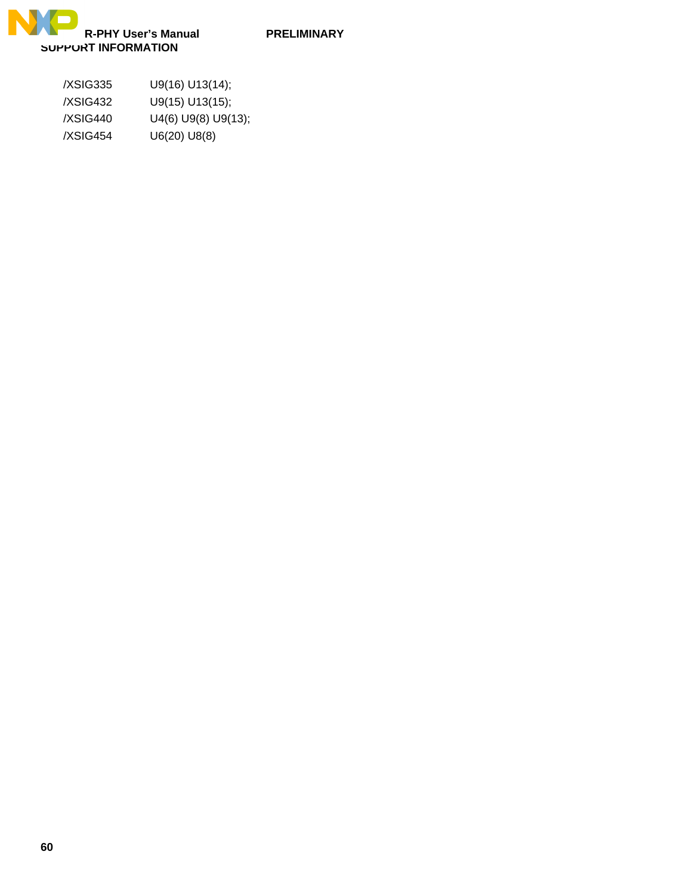| | |
|---|---|
| /XSIG335 | U9(16) U13(14); |
| /XSIG432 | U9(15) U13(15); |
| /XSIG440 | U4(6) U9(8) U9(13); |
| /XSIG454 | U6(20) U8(8) |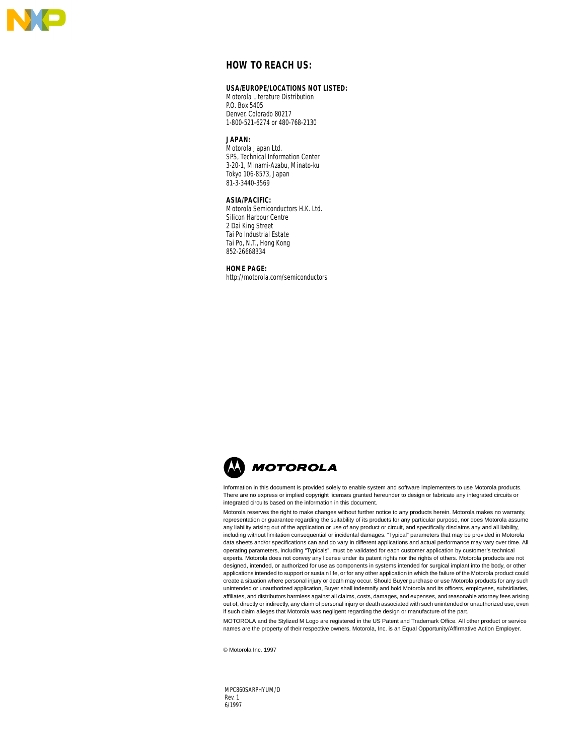## HOW TO REACH US:

**USA/EUROPE/LOCATIONS NOT LISTED:**
Motorola Literature Distribution
P.O. Box 5405
Denver, Colorado 80217
1-800-521-6274 or 480-768-2130

**JAPAN:**
Motorola Japan Ltd.
SPS, Technical Information Center
3-20-1, Minami-Azabu, Minato-ku
Tokyo 106-8573, Japan
81-3-3440-3569

**ASIA/PACIFIC:**
Motorola Semiconductors H.K. Ltd.
Silicon Harbour Centre
2 Dai King Street
Tai Po Industrial Estate
Tai Po, N.T., Hong Kong
852-26668334

**HOME PAGE:**
http://motorola.com/semiconductors

**MOTOROLA**

Information in this document is provided solely to enable system and software implementers to use Motorola products. There are no express or implied copyright licenses granted hereunder to design or fabricate any integrated circuits or integrated circuits based on the information in this document.

Motorola reserves the right to make changes without further notice to any products herein. Motorola makes no warranty, representation or guarantee regarding the suitability of its products for any particular purpose, nor does Motorola assume any liability arising out of the application or use of any product or circuit, and specifically disclaims any and all liability, including without limitation consequential or incidental damages. "Typical" parameters that may be provided in Motorola data sheets and/or specifications can and do vary in different applications and actual performance may vary over time. All operating parameters, including "Typicals", must be validated for each customer application by customer's technical experts. Motorola does not convey any license under its patent rights nor the rights of others. Motorola products are not designed, intended, or authorized for use as components in systems intended for surgical implant into the body, or other applications intended to support or sustain life, or for any other application in which the failure of the Motorola product could create a situation where personal injury or death may occur. Should Buyer purchase or use Motorola products for any such unintended or unauthorized application, Buyer shall indemnify and hold Motorola and its officers, employees, subsidiaries, affiliates, and distributors harmless against all claims, costs, damages, and expenses, and reasonable attorney fees arising out of, directly or indirectly, any claim of personal injury or death associated with such unintended or unauthorized use, even if such claim alleges that Motorola was negligent regarding the design or manufacture of the part.

MOTOROLA and the Stylized M Logo are registered in the US Patent and Trademark Office. All other product or service names are the property of their respective owners. Motorola, Inc. is an Equal Opportunity/Affirmative Action Employer.

© Motorola Inc. 1997

MPC860SARPHYUM/D
Rev. 1
6/1997